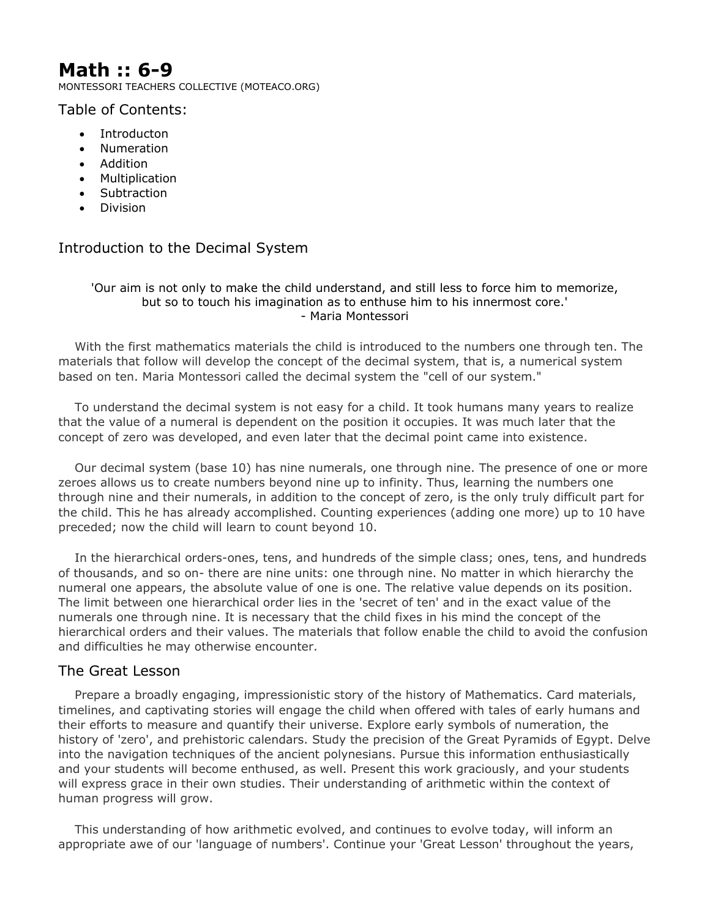# Math :: 6-9

MONTESSORI TEACHERS COLLECTIVE (MOTEACO.ORG)

## Table of Contents:

- Introducton
- Numeration
- Addition
- Multiplication
- Subtraction
- Division

## Introduction to the Decimal System

'Our aim is not only to make the child understand, and still less to force him to memorize, but so to touch his imagination as to enthuse him to his innermost core.'
- Maria Montessori

With the first mathematics materials the child is introduced to the numbers one through ten. The materials that follow will develop the concept of the decimal system, that is, a numerical system based on ten. Maria Montessori called the decimal system the "cell of our system."

To understand the decimal system is not easy for a child. It took humans many years to realize that the value of a numeral is dependent on the position it occupies. It was much later that the concept of zero was developed, and even later that the decimal point came into existence.

Our decimal system (base 10) has nine numerals, one through nine. The presence of one or more zeroes allows us to create numbers beyond nine up to infinity. Thus, learning the numbers one through nine and their numerals, in addition to the concept of zero, is the only truly difficult part for the child. This he has already accomplished. Counting experiences (adding one more) up to 10 have preceded; now the child will learn to count beyond 10.

In the hierarchical orders-ones, tens, and hundreds of the simple class; ones, tens, and hundreds of thousands, and so on- there are nine units: one through nine. No matter in which hierarchy the numeral one appears, the absolute value of one is one. The relative value depends on its position. The limit between one hierarchical order lies in the 'secret of ten' and in the exact value of the numerals one through nine. It is necessary that the child fixes in his mind the concept of the hierarchical orders and their values. The materials that follow enable the child to avoid the confusion and difficulties he may otherwise encounter.

## The Great Lesson

Prepare a broadly engaging, impressionistic story of the history of Mathematics. Card materials, timelines, and captivating stories will engage the child when offered with tales of early humans and their efforts to measure and quantify their universe. Explore early symbols of numeration, the history of 'zero', and prehistoric calendars. Study the precision of the Great Pyramids of Egypt. Delve into the navigation techniques of the ancient polynesians. Pursue this information enthusiastically and your students will become enthused, as well. Present this work graciously, and your students will express grace in their own studies. Their understanding of arithmetic within the context of human progress will grow.

This understanding of how arithmetic evolved, and continues to evolve today, will inform an appropriate awe of our 'language of numbers'. Continue your 'Great Lesson' throughout the years,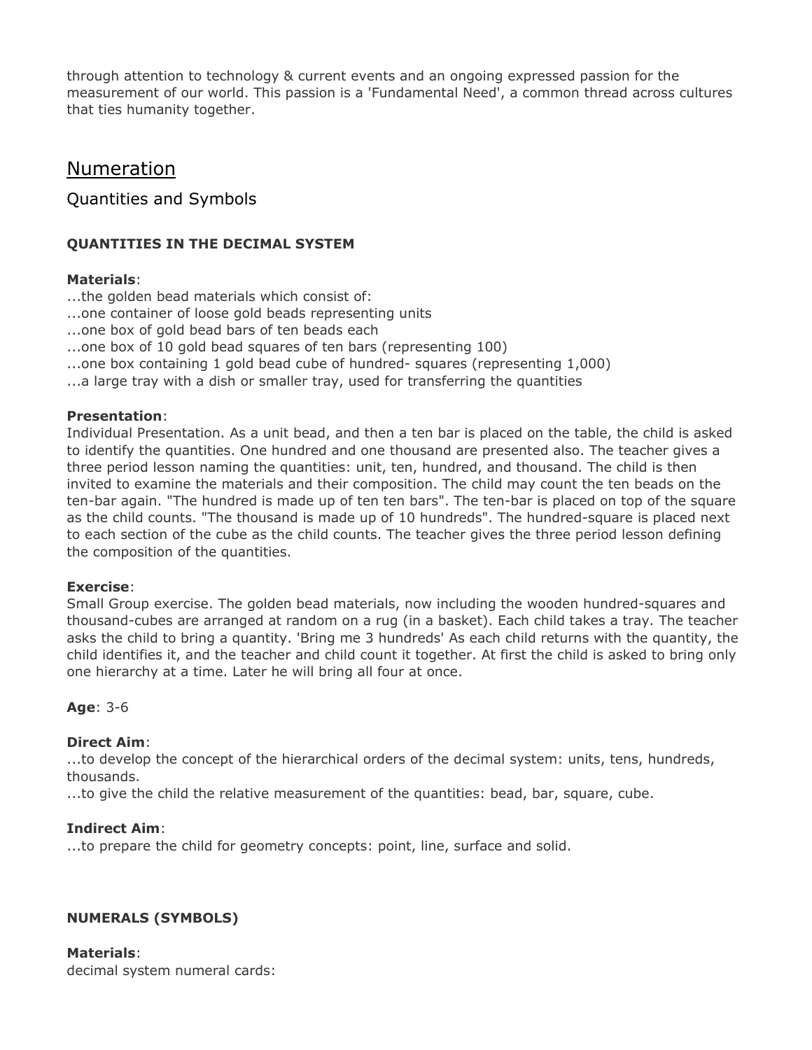through attention to technology & current events and an ongoing expressed passion for the measurement of our world. This passion is a 'Fundamental Need', a common thread across cultures that ties humanity together.

## Numeration

### Quantities and Symbols

**QUANTITIES IN THE DECIMAL SYSTEM**

**Materials**:
...the golden bead materials which consist of:
...one container of loose gold beads representing units
...one box of gold bead bars of ten beads each
...one box of 10 gold bead squares of ten bars (representing 100)
...one box containing 1 gold bead cube of hundred- squares (representing 1,000)
...a large tray with a dish or smaller tray, used for transferring the quantities

**Presentation**:
Individual Presentation. As a unit bead, and then a ten bar is placed on the table, the child is asked to identify the quantities. One hundred and one thousand are presented also. The teacher gives a three period lesson naming the quantities: unit, ten, hundred, and thousand. The child is then invited to examine the materials and their composition. The child may count the ten beads on the ten-bar again. "The hundred is made up of ten ten bars". The ten-bar is placed on top of the square as the child counts. "The thousand is made up of 10 hundreds". The hundred-square is placed next to each section of the cube as the child counts. The teacher gives the three period lesson defining the composition of the quantities.

**Exercise**:
Small Group exercise. The golden bead materials, now including the wooden hundred-squares and thousand-cubes are arranged at random on a rug (in a basket). Each child takes a tray. The teacher asks the child to bring a quantity. 'Bring me 3 hundreds' As each child returns with the quantity, the child identifies it, and the teacher and child count it together. At first the child is asked to bring only one hierarchy at a time. Later he will bring all four at once.

**Age**: 3-6

**Direct Aim**:
...to develop the concept of the hierarchical orders of the decimal system: units, tens, hundreds, thousands.
...to give the child the relative measurement of the quantities: bead, bar, square, cube.

**Indirect Aim**:
...to prepare the child for geometry concepts: point, line, surface and solid.

**NUMERALS (SYMBOLS)**

**Materials**:
decimal system numeral cards: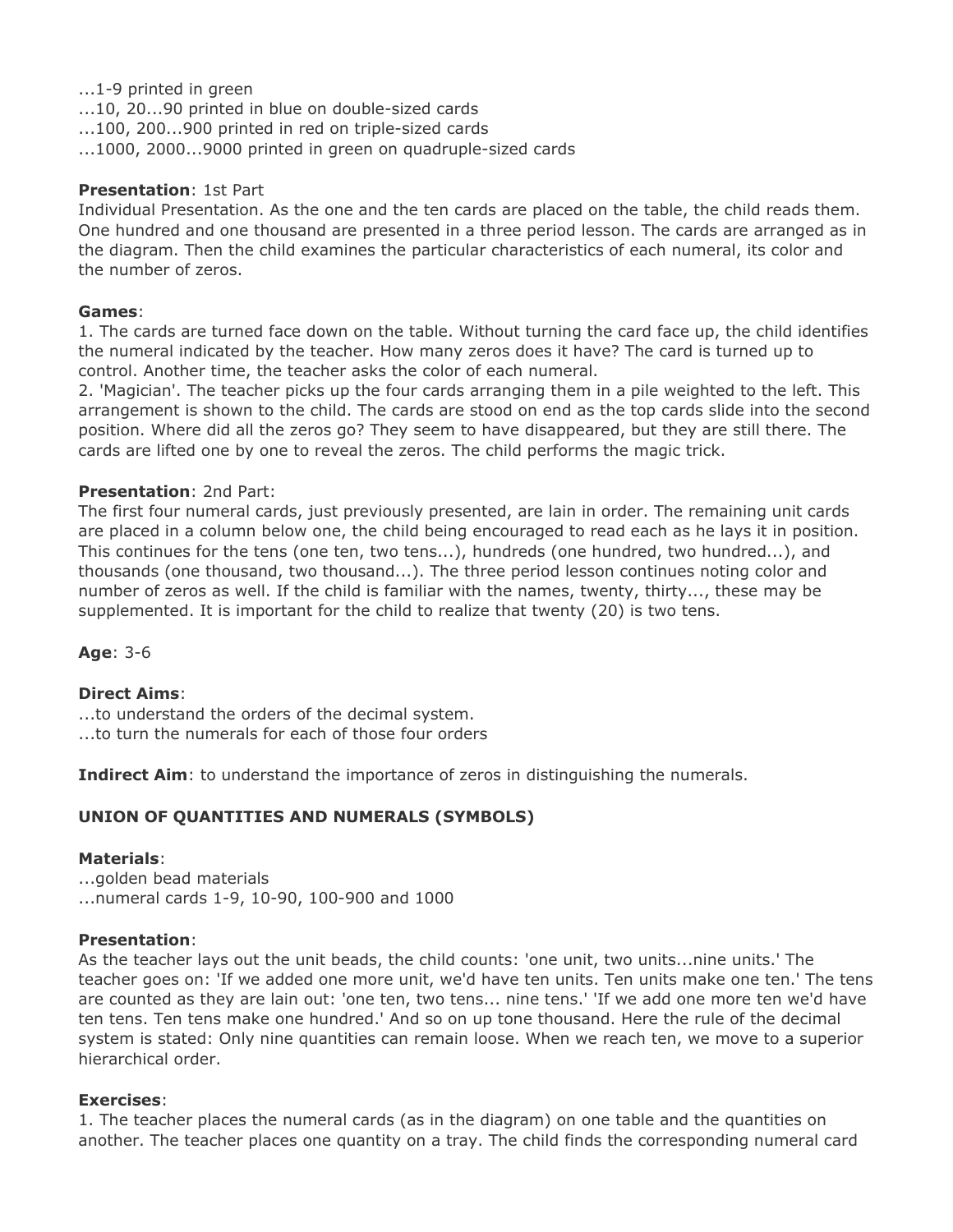...1-9 printed in green
...10, 20...90 printed in blue on double-sized cards
...100, 200...900 printed in red on triple-sized cards
...1000, 2000...9000 printed in green on quadruple-sized cards

**Presentation**: 1st Part
Individual Presentation. As the one and the ten cards are placed on the table, the child reads them. One hundred and one thousand are presented in a three period lesson. The cards are arranged as in the diagram. Then the child examines the particular characteristics of each numeral, its color and the number of zeros.

**Games**:
1. The cards are turned face down on the table. Without turning the card face up, the child identifies the numeral indicated by the teacher. How many zeros does it have? The card is turned up to control. Another time, the teacher asks the color of each numeral.
2. 'Magician'. The teacher picks up the four cards arranging them in a pile weighted to the left. This arrangement is shown to the child. The cards are stood on end as the top cards slide into the second position. Where did all the zeros go? They seem to have disappeared, but they are still there. The cards are lifted one by one to reveal the zeros. The child performs the magic trick.

**Presentation**: 2nd Part:
The first four numeral cards, just previously presented, are lain in order. The remaining unit cards are placed in a column below one, the child being encouraged to read each as he lays it in position. This continues for the tens (one ten, two tens...), hundreds (one hundred, two hundred...), and thousands (one thousand, two thousand...). The three period lesson continues noting color and number of zeros as well. If the child is familiar with the names, twenty, thirty..., these may be supplemented. It is important for the child to realize that twenty (20) is two tens.

**Age**: 3-6

**Direct Aims**:
...to understand the orders of the decimal system.
...to turn the numerals for each of those four orders

**Indirect Aim**: to understand the importance of zeros in distinguishing the numerals.

**UNION OF QUANTITIES AND NUMERALS (SYMBOLS)**

**Materials**:
...golden bead materials
...numeral cards 1-9, 10-90, 100-900 and 1000

**Presentation**:
As the teacher lays out the unit beads, the child counts: 'one unit, two units...nine units.' The teacher goes on: 'If we added one more unit, we'd have ten units. Ten units make one ten.' The tens are counted as they are lain out: 'one ten, two tens... nine tens.' 'If we add one more ten we'd have ten tens. Ten tens make one hundred.' And so on up tone thousand. Here the rule of the decimal system is stated: Only nine quantities can remain loose. When we reach ten, we move to a superior hierarchical order.

**Exercises**:
1. The teacher places the numeral cards (as in the diagram) on one table and the quantities on another. The teacher places one quantity on a tray. The child finds the corresponding numeral card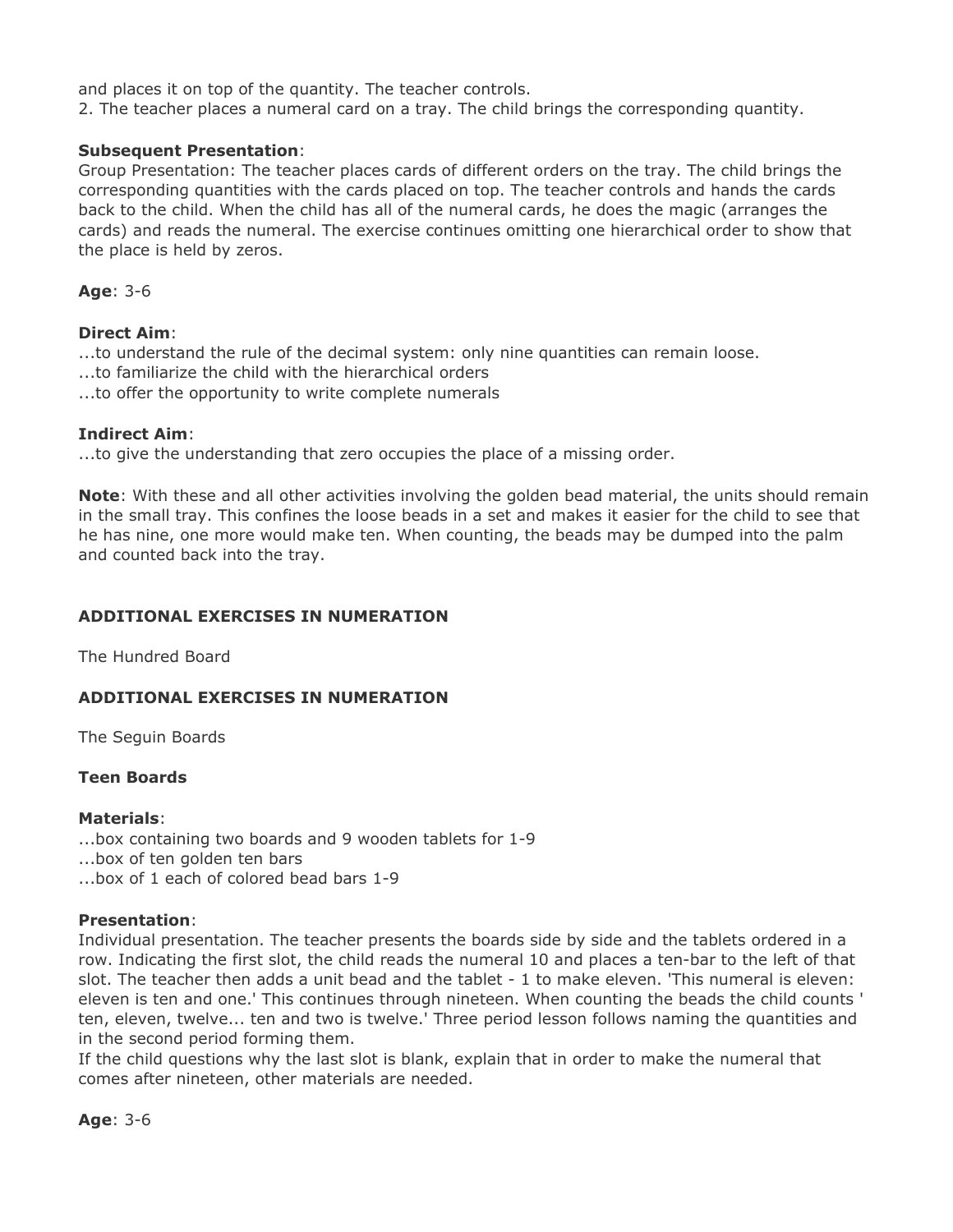and places it on top of the quantity. The teacher controls.
2. The teacher places a numeral card on a tray. The child brings the corresponding quantity.

**Subsequent Presentation**:
Group Presentation: The teacher places cards of different orders on the tray. The child brings the corresponding quantities with the cards placed on top. The teacher controls and hands the cards back to the child. When the child has all of the numeral cards, he does the magic (arranges the cards) and reads the numeral. The exercise continues omitting one hierarchical order to show that the place is held by zeros.

**Age**: 3-6

**Direct Aim**:
...to understand the rule of the decimal system: only nine quantities can remain loose.
...to familiarize the child with the hierarchical orders
...to offer the opportunity to write complete numerals

**Indirect Aim**:
...to give the understanding that zero occupies the place of a missing order.

**Note**: With these and all other activities involving the golden bead material, the units should remain in the small tray. This confines the loose beads in a set and makes it easier for the child to see that he has nine, one more would make ten. When counting, the beads may be dumped into the palm and counted back into the tray.

**ADDITIONAL EXERCISES IN NUMERATION**

The Hundred Board

**ADDITIONAL EXERCISES IN NUMERATION**

The Seguin Boards

**Teen Boards**

**Materials**:
...box containing two boards and 9 wooden tablets for 1-9
...box of ten golden ten bars
...box of 1 each of colored bead bars 1-9

**Presentation**:
Individual presentation. The teacher presents the boards side by side and the tablets ordered in a row. Indicating the first slot, the child reads the numeral 10 and places a ten-bar to the left of that slot. The teacher then adds a unit bead and the tablet - 1 to make eleven. 'This numeral is eleven: eleven is ten and one.' This continues through nineteen. When counting the beads the child counts ' ten, eleven, twelve... ten and two is twelve.' Three period lesson follows naming the quantities and in the second period forming them.
If the child questions why the last slot is blank, explain that in order to make the numeral that comes after nineteen, other materials are needed.

**Age**: 3-6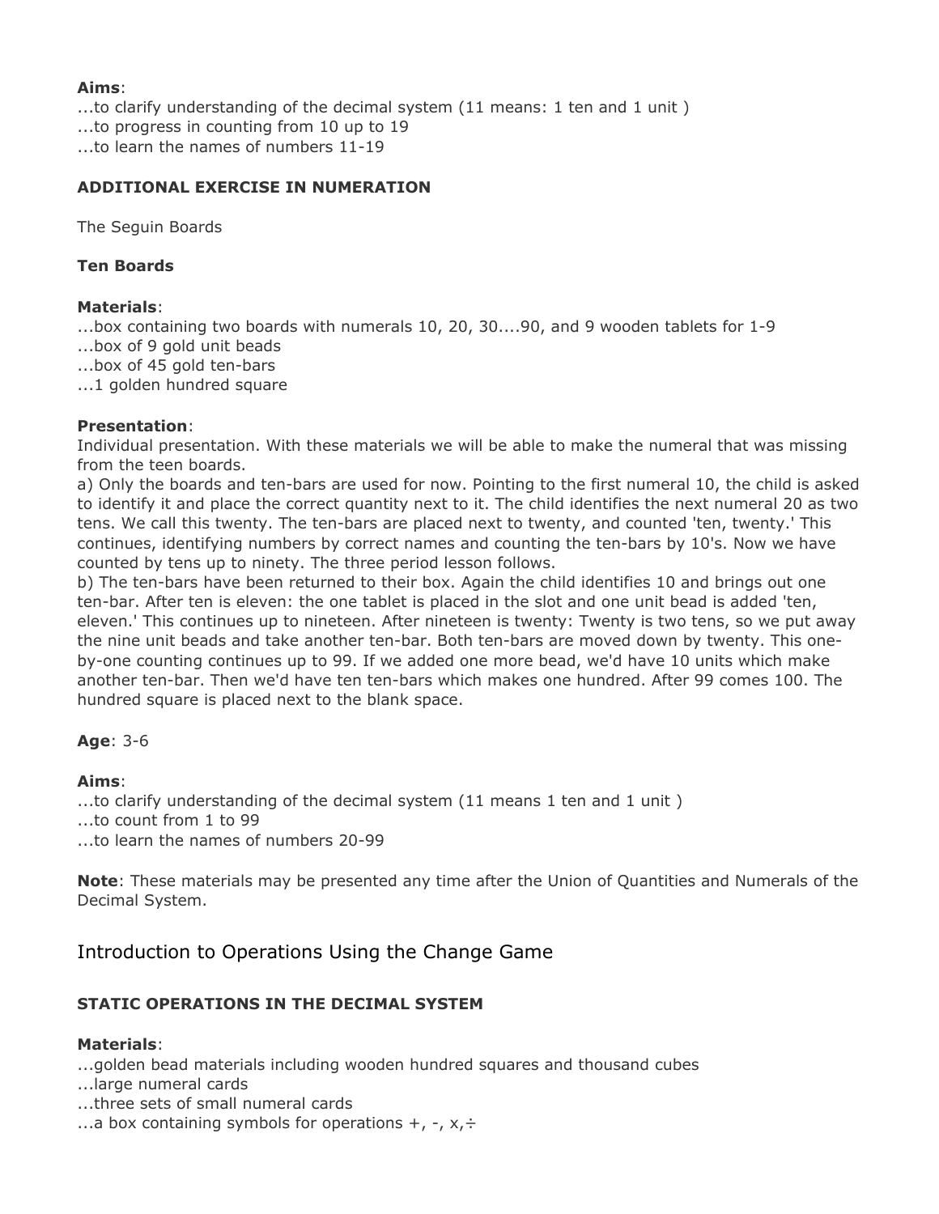**Aims**:
...to clarify understanding of the decimal system (11 means: 1 ten and 1 unit )
...to progress in counting from 10 up to 19
...to learn the names of numbers 11-19

**ADDITIONAL EXERCISE IN NUMERATION**

The Seguin Boards

**Ten Boards**

**Materials**:
...box containing two boards with numerals 10, 20, 30....90, and 9 wooden tablets for 1-9
...box of 9 gold unit beads
...box of 45 gold ten-bars
...1 golden hundred square

**Presentation**:
Individual presentation. With these materials we will be able to make the numeral that was missing from the teen boards.
a) Only the boards and ten-bars are used for now. Pointing to the first numeral 10, the child is asked to identify it and place the correct quantity next to it. The child identifies the next numeral 20 as two tens. We call this twenty. The ten-bars are placed next to twenty, and counted 'ten, twenty.' This continues, identifying numbers by correct names and counting the ten-bars by 10's. Now we have counted by tens up to ninety. The three period lesson follows.
b) The ten-bars have been returned to their box. Again the child identifies 10 and brings out one ten-bar. After ten is eleven: the one tablet is placed in the slot and one unit bead is added 'ten, eleven.' This continues up to nineteen. After nineteen is twenty: Twenty is two tens, so we put away the nine unit beads and take another ten-bar. Both ten-bars are moved down by twenty. This one-by-one counting continues up to 99. If we added one more bead, we'd have 10 units which make another ten-bar. Then we'd have ten ten-bars which makes one hundred. After 99 comes 100. The hundred square is placed next to the blank space.

**Age**: 3-6

**Aims**:
...to clarify understanding of the decimal system (11 means 1 ten and 1 unit )
...to count from 1 to 99
...to learn the names of numbers 20-99

**Note**: These materials may be presented any time after the Union of Quantities and Numerals of the Decimal System.

## Introduction to Operations Using the Change Game

**STATIC OPERATIONS IN THE DECIMAL SYSTEM**

**Materials**:
...golden bead materials including wooden hundred squares and thousand cubes
...large numeral cards
...three sets of small numeral cards
...a box containing symbols for operations +, -, x,÷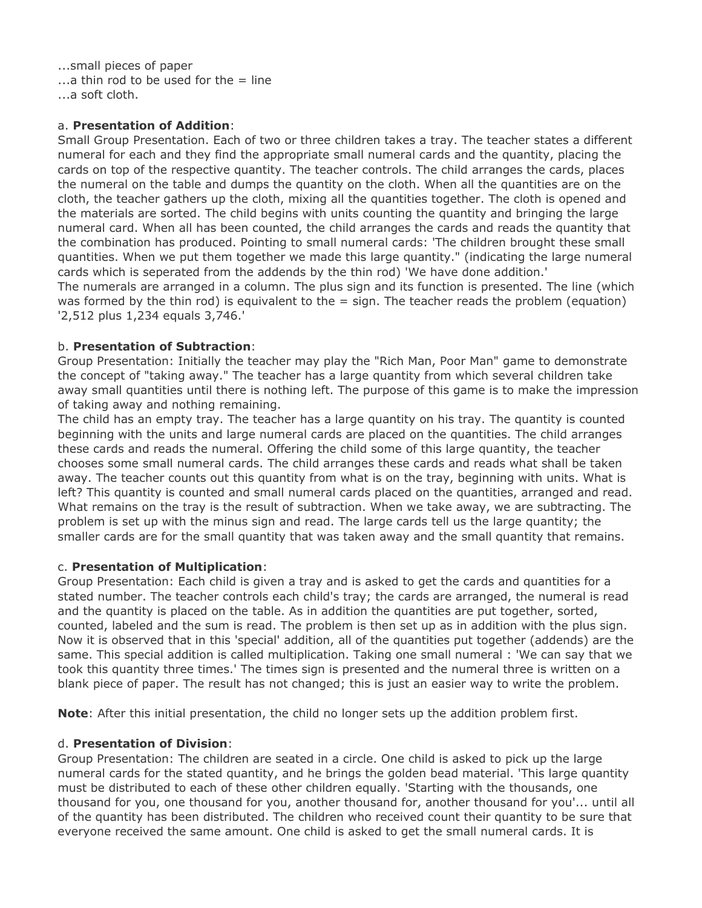...small pieces of paper
...a thin rod to be used for the = line
...a soft cloth.

a. **Presentation of Addition**:
Small Group Presentation. Each of two or three children takes a tray. The teacher states a different numeral for each and they find the appropriate small numeral cards and the quantity, placing the cards on top of the respective quantity. The teacher controls. The child arranges the cards, places the numeral on the table and dumps the quantity on the cloth. When all the quantities are on the cloth, the teacher gathers up the cloth, mixing all the quantities together. The cloth is opened and the materials are sorted. The child begins with units counting the quantity and bringing the large numeral card. When all has been counted, the child arranges the cards and reads the quantity that the combination has produced. Pointing to small numeral cards: 'The children brought these small quantities. When we put them together we made this large quantity." (indicating the large numeral cards which is seperated from the addends by the thin rod) 'We have done addition.'
The numerals are arranged in a column. The plus sign and its function is presented. The line (which was formed by the thin rod) is equivalent to the = sign. The teacher reads the problem (equation) '2,512 plus 1,234 equals 3,746.'

b. **Presentation of Subtraction**:
Group Presentation: Initially the teacher may play the "Rich Man, Poor Man" game to demonstrate the concept of "taking away." The teacher has a large quantity from which several children take away small quantities until there is nothing left. The purpose of this game is to make the impression of taking away and nothing remaining.
The child has an empty tray. The teacher has a large quantity on his tray. The quantity is counted beginning with the units and large numeral cards are placed on the quantities. The child arranges these cards and reads the numeral. Offering the child some of this large quantity, the teacher chooses some small numeral cards. The child arranges these cards and reads what shall be taken away. The teacher counts out this quantity from what is on the tray, beginning with units. What is left? This quantity is counted and small numeral cards placed on the quantities, arranged and read. What remains on the tray is the result of subtraction. When we take away, we are subtracting. The problem is set up with the minus sign and read. The large cards tell us the large quantity; the smaller cards are for the small quantity that was taken away and the small quantity that remains.

c. **Presentation of Multiplication**:
Group Presentation: Each child is given a tray and is asked to get the cards and quantities for a stated number. The teacher controls each child's tray; the cards are arranged, the numeral is read and the quantity is placed on the table. As in addition the quantities are put together, sorted, counted, labeled and the sum is read. The problem is then set up as in addition with the plus sign. Now it is observed that in this 'special' addition, all of the quantities put together (addends) are the same. This special addition is called multiplication. Taking one small numeral : 'We can say that we took this quantity three times.' The times sign is presented and the numeral three is written on a blank piece of paper. The result has not changed; this is just an easier way to write the problem.

**Note**: After this initial presentation, the child no longer sets up the addition problem first.

d. **Presentation of Division**:
Group Presentation: The children are seated in a circle. One child is asked to pick up the large numeral cards for the stated quantity, and he brings the golden bead material. 'This large quantity must be distributed to each of these other children equally. 'Starting with the thousands, one thousand for you, one thousand for you, another thousand for, another thousand for you'... until all of the quantity has been distributed. The children who received count their quantity to be sure that everyone received the same amount. One child is asked to get the small numeral cards. It is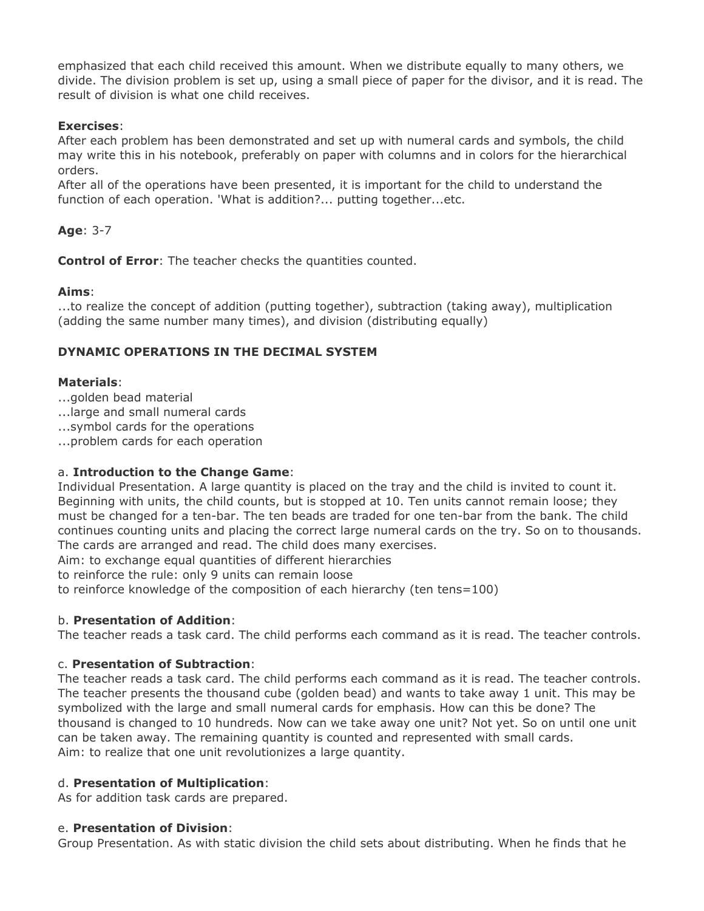emphasized that each child received this amount. When we distribute equally to many others, we divide. The division problem is set up, using a small piece of paper for the divisor, and it is read. The result of division is what one child receives.

**Exercises**:
After each problem has been demonstrated and set up with numeral cards and symbols, the child may write this in his notebook, preferably on paper with columns and in colors for the hierarchical orders.
After all of the operations have been presented, it is important for the child to understand the function of each operation. 'What is addition?... putting together...etc.

**Age**: 3-7

**Control of Error**: The teacher checks the quantities counted.

**Aims**:
...to realize the concept of addition (putting together), subtraction (taking away), multiplication (adding the same number many times), and division (distributing equally)

**DYNAMIC OPERATIONS IN THE DECIMAL SYSTEM**

**Materials**:
...golden bead material
...large and small numeral cards
...symbol cards for the operations
...problem cards for each operation

a. **Introduction to the Change Game**:
Individual Presentation. A large quantity is placed on the tray and the child is invited to count it. Beginning with units, the child counts, but is stopped at 10. Ten units cannot remain loose; they must be changed for a ten-bar. The ten beads are traded for one ten-bar from the bank. The child continues counting units and placing the correct large numeral cards on the try. So on to thousands. The cards are arranged and read. The child does many exercises.
Aim: to exchange equal quantities of different hierarchies
to reinforce the rule: only 9 units can remain loose
to reinforce knowledge of the composition of each hierarchy (ten tens=100)

b. **Presentation of Addition**:
The teacher reads a task card. The child performs each command as it is read. The teacher controls.

c. **Presentation of Subtraction**:
The teacher reads a task card. The child performs each command as it is read. The teacher controls. The teacher presents the thousand cube (golden bead) and wants to take away 1 unit. This may be symbolized with the large and small numeral cards for emphasis. How can this be done? The thousand is changed to 10 hundreds. Now can we take away one unit? Not yet. So on until one unit can be taken away. The remaining quantity is counted and represented with small cards.
Aim: to realize that one unit revolutionizes a large quantity.

d. **Presentation of Multiplication**:
As for addition task cards are prepared.

e. **Presentation of Division**:
Group Presentation. As with static division the child sets about distributing. When he finds that he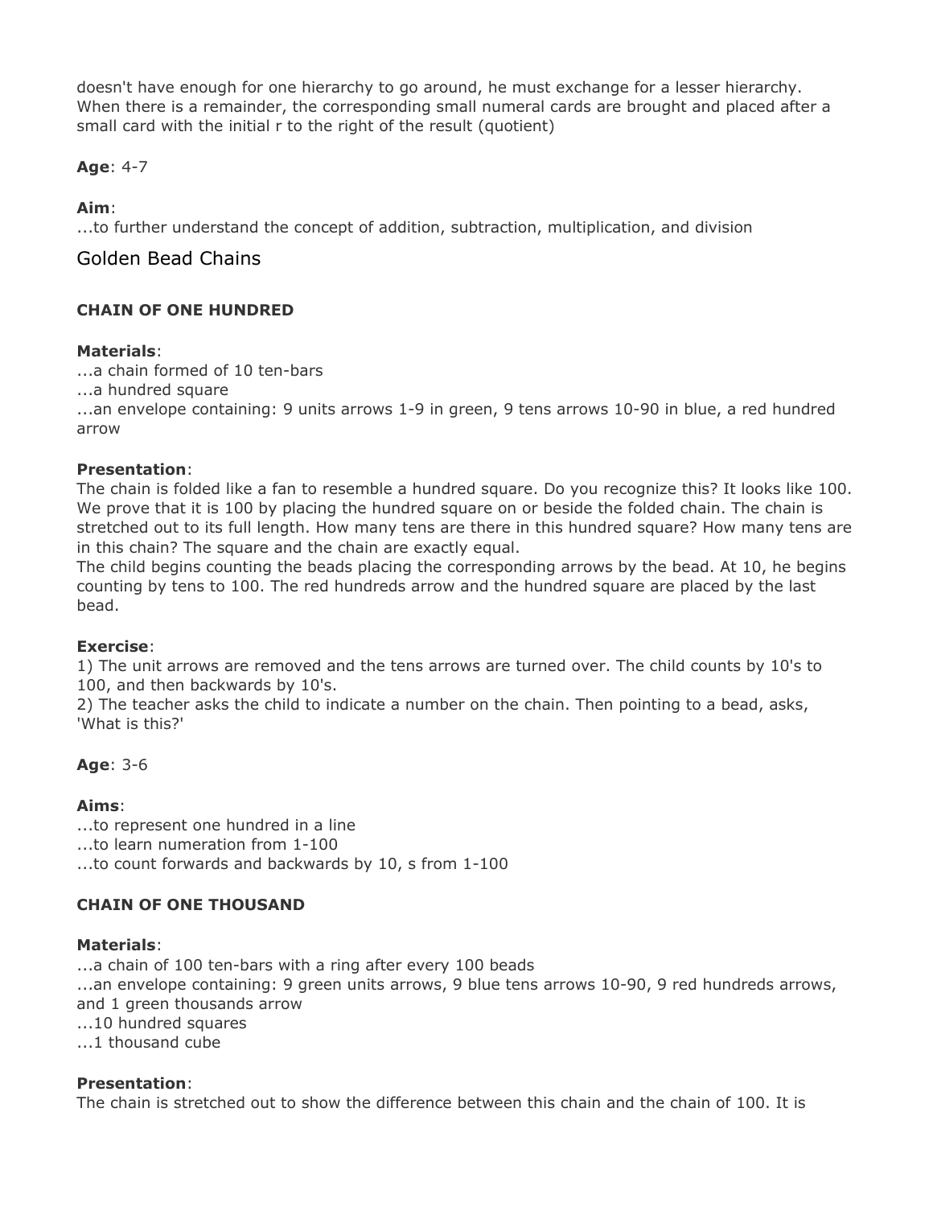doesn't have enough for one hierarchy to go around, he must exchange for a lesser hierarchy. When there is a remainder, the corresponding small numeral cards are brought and placed after a small card with the initial r to the right of the result (quotient)

**Age**: 4-7

**Aim**:
...to further understand the concept of addition, subtraction, multiplication, and division

## Golden Bead Chains

### CHAIN OF ONE HUNDRED

**Materials**:
...a chain formed of 10 ten-bars
...a hundred square
...an envelope containing: 9 units arrows 1-9 in green, 9 tens arrows 10-90 in blue, a red hundred arrow

**Presentation**:
The chain is folded like a fan to resemble a hundred square. Do you recognize this? It looks like 100. We prove that it is 100 by placing the hundred square on or beside the folded chain. The chain is stretched out to its full length. How many tens are there in this hundred square? How many tens are in this chain? The square and the chain are exactly equal.
The child begins counting the beads placing the corresponding arrows by the bead. At 10, he begins counting by tens to 100. The red hundreds arrow and the hundred square are placed by the last bead.

**Exercise**:
1) The unit arrows are removed and the tens arrows are turned over. The child counts by 10's to 100, and then backwards by 10's.
2) The teacher asks the child to indicate a number on the chain. Then pointing to a bead, asks, 'What is this?'

**Age**: 3-6

**Aims**:
...to represent one hundred in a line
...to learn numeration from 1-100
...to count forwards and backwards by 10, s from 1-100

### CHAIN OF ONE THOUSAND

**Materials**:
...a chain of 100 ten-bars with a ring after every 100 beads
...an envelope containing: 9 green units arrows, 9 blue tens arrows 10-90, 9 red hundreds arrows, and 1 green thousands arrow
...10 hundred squares
...1 thousand cube

**Presentation**:
The chain is stretched out to show the difference between this chain and the chain of 100. It is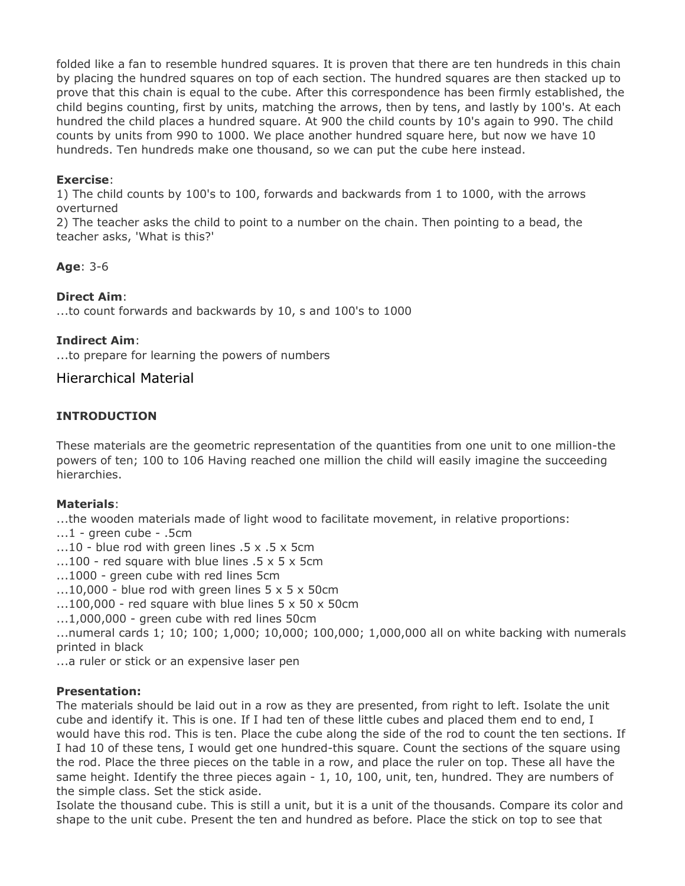folded like a fan to resemble hundred squares. It is proven that there are ten hundreds in this chain by placing the hundred squares on top of each section. The hundred squares are then stacked up to prove that this chain is equal to the cube. After this correspondence has been firmly established, the child begins counting, first by units, matching the arrows, then by tens, and lastly by 100's. At each hundred the child places a hundred square. At 900 the child counts by 10's again to 990. The child counts by units from 990 to 1000. We place another hundred square here, but now we have 10 hundreds. Ten hundreds make one thousand, so we can put the cube here instead.

**Exercise**:
1) The child counts by 100's to 100, forwards and backwards from 1 to 1000, with the arrows overturned
2) The teacher asks the child to point to a number on the chain. Then pointing to a bead, the teacher asks, 'What is this?'

**Age**: 3-6

**Direct Aim**:
...to count forwards and backwards by 10, s and 100's to 1000

**Indirect Aim**:
...to prepare for learning the powers of numbers

## Hierarchical Material

**INTRODUCTION**

These materials are the geometric representation of the quantities from one unit to one million-the powers of ten; $10^0$ to $10^6$ Having reached one million the child will easily imagine the succeeding hierarchies.

**Materials**:
...the wooden materials made of light wood to facilitate movement, in relative proportions:
...1 - green cube - .5cm
...10 - blue rod with green lines .5 x .5 x 5cm
...100 - red square with blue lines .5 x 5 x 5cm
...1000 - green cube with red lines 5cm
...10,000 - blue rod with green lines 5 x 5 x 50cm
...100,000 - red square with blue lines 5 x 50 x 50cm
...1,000,000 - green cube with red lines 50cm
...numeral cards 1; 10; 100; 1,000; 10,000; 100,000; 1,000,000 all on white backing with numerals printed in black
...a ruler or stick or an expensive laser pen

**Presentation:**
The materials should be laid out in a row as they are presented, from right to left. Isolate the unit cube and identify it. This is one. If I had ten of these little cubes and placed them end to end, I would have this rod. This is ten. Place the cube along the side of the rod to count the ten sections. If I had 10 of these tens, I would get one hundred-this square. Count the sections of the square using the rod. Place the three pieces on the table in a row, and place the ruler on top. These all have the same height. Identify the three pieces again - 1, 10, 100, unit, ten, hundred. They are numbers of the simple class. Set the stick aside.
Isolate the thousand cube. This is still a unit, but it is a unit of the thousands. Compare its color and shape to the unit cube. Present the ten and hundred as before. Place the stick on top to see that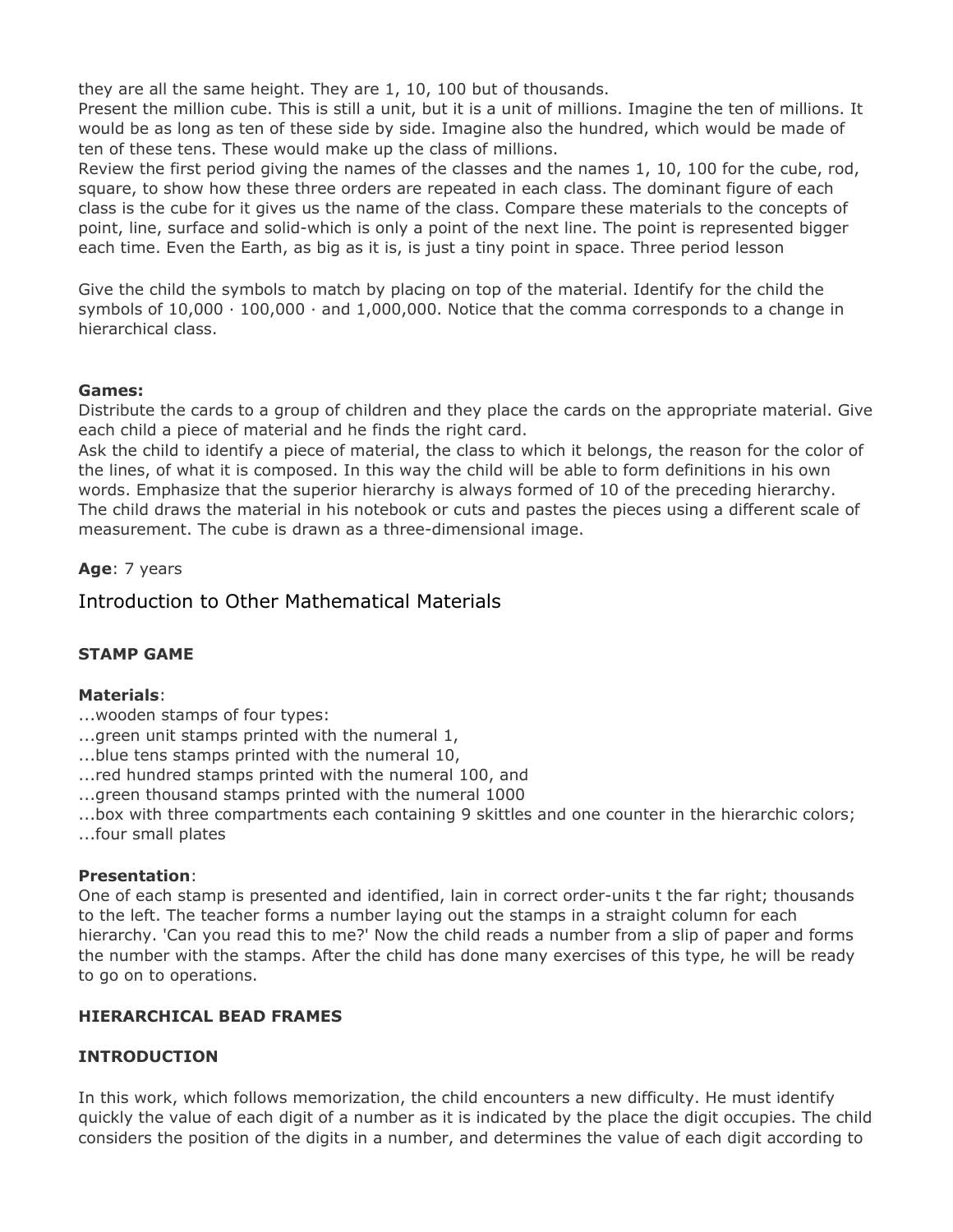they are all the same height. They are 1, 10, 100 but of thousands.
Present the million cube. This is still a unit, but it is a unit of millions. Imagine the ten of millions. It would be as long as ten of these side by side. Imagine also the hundred, which would be made of ten of these tens. These would make up the class of millions.
Review the first period giving the names of the classes and the names 1, 10, 100 for the cube, rod, square, to show how these three orders are repeated in each class. The dominant figure of each class is the cube for it gives us the name of the class. Compare these materials to the concepts of point, line, surface and solid-which is only a point of the next line. The point is represented bigger each time. Even the Earth, as big as it is, is just a tiny point in space. Three period lesson

Give the child the symbols to match by placing on top of the material. Identify for the child the symbols of 10,000 · 100,000 · and 1,000,000. Notice that the comma corresponds to a change in hierarchical class.

**Games:**
Distribute the cards to a group of children and they place the cards on the appropriate material. Give each child a piece of material and he finds the right card.
Ask the child to identify a piece of material, the class to which it belongs, the reason for the color of the lines, of what it is composed. In this way the child will be able to form definitions in his own words. Emphasize that the superior hierarchy is always formed of 10 of the preceding hierarchy.
The child draws the material in his notebook or cuts and pastes the pieces using a different scale of measurement. The cube is drawn as a three-dimensional image.

**Age**: 7 years

## Introduction to Other Mathematical Materials

### STAMP GAME

**Materials**:
...wooden stamps of four types:
...green unit stamps printed with the numeral 1,
...blue tens stamps printed with the numeral 10,
...red hundred stamps printed with the numeral 100, and
...green thousand stamps printed with the numeral 1000
...box with three compartments each containing 9 skittles and one counter in the hierarchic colors;
...four small plates

**Presentation**:
One of each stamp is presented and identified, lain in correct order-units t the far right; thousands to the left. The teacher forms a number laying out the stamps in a straight column for each hierarchy. 'Can you read this to me?' Now the child reads a number from a slip of paper and forms the number with the stamps. After the child has done many exercises of this type, he will be ready to go on to operations.

### HIERARCHICAL BEAD FRAMES

### INTRODUCTION

In this work, which follows memorization, the child encounters a new difficulty. He must identify quickly the value of each digit of a number as it is indicated by the place the digit occupies. The child considers the position of the digits in a number, and determines the value of each digit according to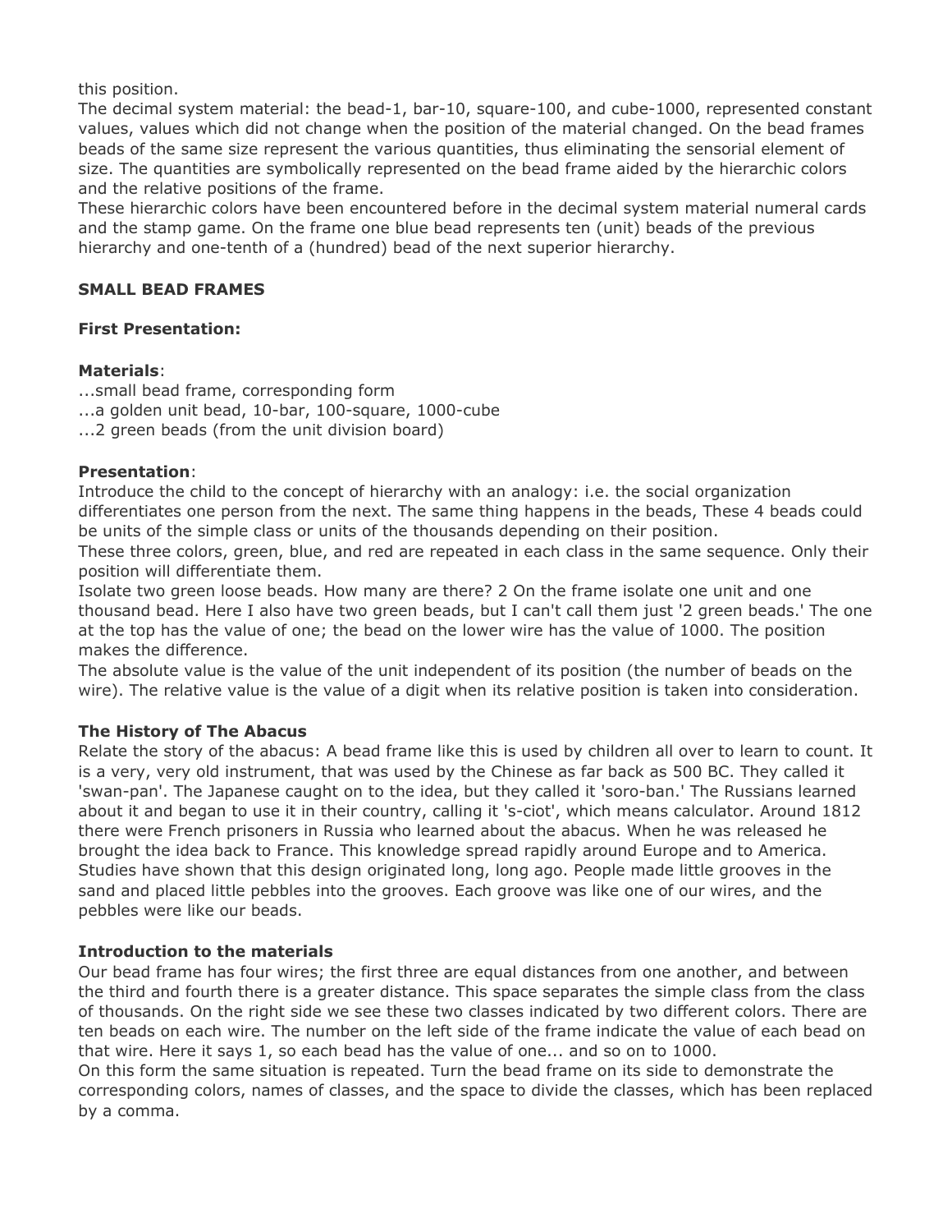this position.

The decimal system material: the bead-1, bar-10, square-100, and cube-1000, represented constant values, values which did not change when the position of the material changed. On the bead frames beads of the same size represent the various quantities, thus eliminating the sensorial element of size. The quantities are symbolically represented on the bead frame aided by the hierarchic colors and the relative positions of the frame.

These hierarchic colors have been encountered before in the decimal system material numeral cards and the stamp game. On the frame one blue bead represents ten (unit) beads of the previous hierarchy and one-tenth of a (hundred) bead of the next superior hierarchy.

**SMALL BEAD FRAMES**

**First Presentation:**

**Materials**:

...small bead frame, corresponding form
...a golden unit bead, 10-bar, 100-square, 1000-cube
...2 green beads (from the unit division board)

**Presentation**:

Introduce the child to the concept of hierarchy with an analogy: i.e. the social organization differentiates one person from the next. The same thing happens in the beads, These 4 beads could be units of the simple class or units of the thousands depending on their position.

These three colors, green, blue, and red are repeated in each class in the same sequence. Only their position will differentiate them.

Isolate two green loose beads. How many are there? 2 On the frame isolate one unit and one thousand bead. Here I also have two green beads, but I can't call them just '2 green beads.' The one at the top has the value of one; the bead on the lower wire has the value of 1000. The position makes the difference.

The absolute value is the value of the unit independent of its position (the number of beads on the wire). The relative value is the value of a digit when its relative position is taken into consideration.

**The History of The Abacus**

Relate the story of the abacus: A bead frame like this is used by children all over to learn to count. It is a very, very old instrument, that was used by the Chinese as far back as 500 BC. They called it 'swan-pan'. The Japanese caught on to the idea, but they called it 'soro-ban.' The Russians learned about it and began to use it in their country, calling it 's-ciot', which means calculator. Around 1812 there were French prisoners in Russia who learned about the abacus. When he was released he brought the idea back to France. This knowledge spread rapidly around Europe and to America. Studies have shown that this design originated long, long ago. People made little grooves in the sand and placed little pebbles into the grooves. Each groove was like one of our wires, and the pebbles were like our beads.

**Introduction to the materials**

Our bead frame has four wires; the first three are equal distances from one another, and between the third and fourth there is a greater distance. This space separates the simple class from the class of thousands. On the right side we see these two classes indicated by two different colors. There are ten beads on each wire. The number on the left side of the frame indicate the value of each bead on that wire. Here it says 1, so each bead has the value of one... and so on to 1000.

On this form the same situation is repeated. Turn the bead frame on its side to demonstrate the corresponding colors, names of classes, and the space to divide the classes, which has been replaced by a comma.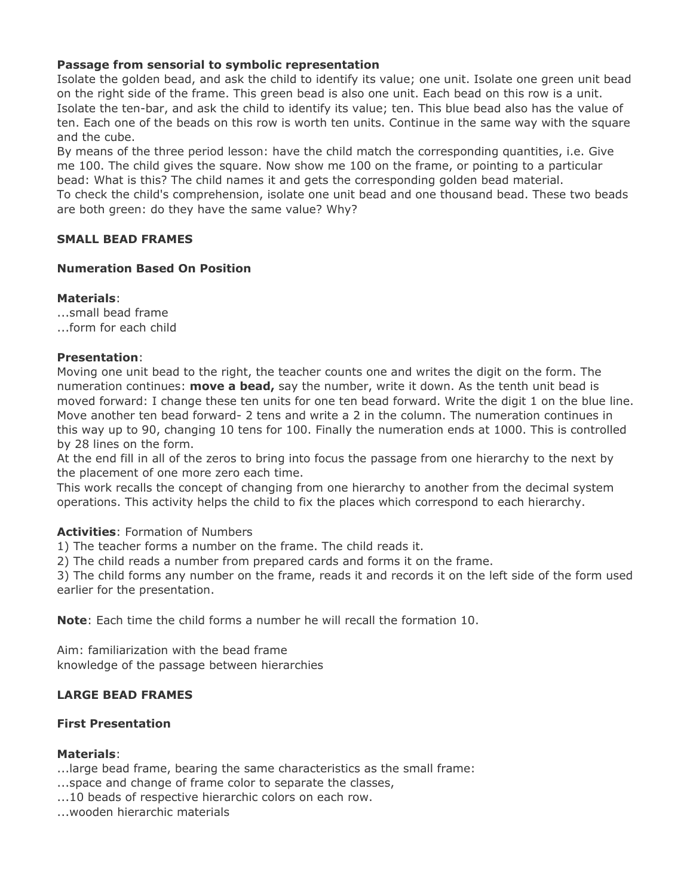**Passage from sensorial to symbolic representation**

Isolate the golden bead, and ask the child to identify its value; one unit. Isolate one green unit bead on the right side of the frame. This green bead is also one unit. Each bead on this row is a unit. Isolate the ten-bar, and ask the child to identify its value; ten. This blue bead also has the value of ten. Each one of the beads on this row is worth ten units. Continue in the same way with the square and the cube.

By means of the three period lesson: have the child match the corresponding quantities, i.e. Give me 100. The child gives the square. Now show me 100 on the frame, or pointing to a particular bead: What is this? The child names it and gets the corresponding golden bead material.

To check the child's comprehension, isolate one unit bead and one thousand bead. These two beads are both green: do they have the same value? Why?

## SMALL BEAD FRAMES

### Numeration Based On Position

**Materials**:

...small bead frame

...form for each child

**Presentation**:

Moving one unit bead to the right, the teacher counts one and writes the digit on the form. The numeration continues: **move a bead,** say the number, write it down. As the tenth unit bead is moved forward: I change these ten units for one ten bead forward. Write the digit 1 on the blue line. Move another ten bead forward- 2 tens and write a 2 in the column. The numeration continues in this way up to 90, changing 10 tens for 100. Finally the numeration ends at 1000. This is controlled by 28 lines on the form.

At the end fill in all of the zeros to bring into focus the passage from one hierarchy to the next by the placement of one more zero each time.

This work recalls the concept of changing from one hierarchy to another from the decimal system operations. This activity helps the child to fix the places which correspond to each hierarchy.

**Activities**: Formation of Numbers

1) The teacher forms a number on the frame. The child reads it.

2) The child reads a number from prepared cards and forms it on the frame.

3) The child forms any number on the frame, reads it and records it on the left side of the form used earlier for the presentation.

**Note**: Each time the child forms a number he will recall the formation 10.

Aim: familiarization with the bead frame

knowledge of the passage between hierarchies

## LARGE BEAD FRAMES

### First Presentation

**Materials**:

...large bead frame, bearing the same characteristics as the small frame:

...space and change of frame color to separate the classes,

...10 beads of respective hierarchic colors on each row.

...wooden hierarchic materials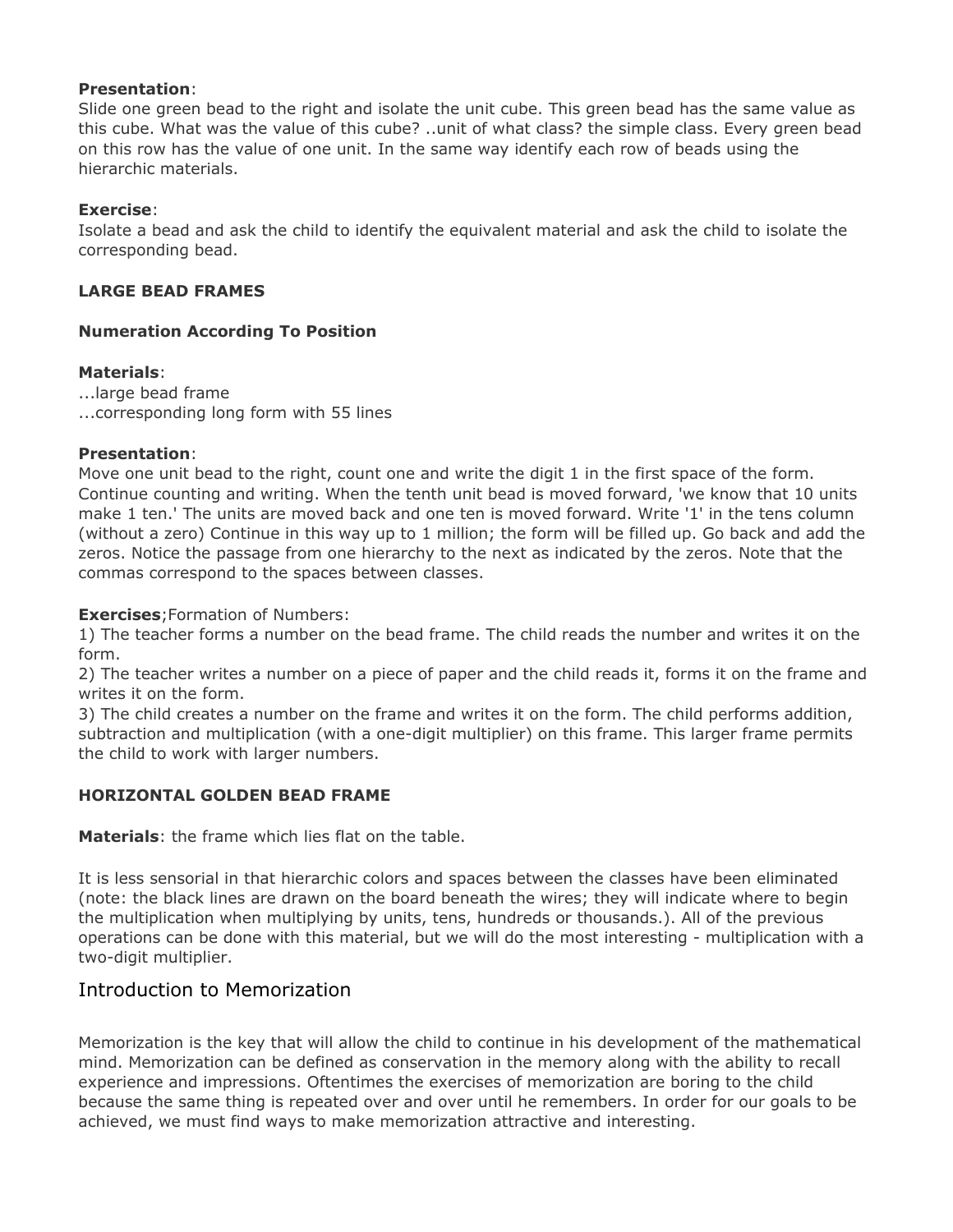**Presentation**:
Slide one green bead to the right and isolate the unit cube. This green bead has the same value as this cube. What was the value of this cube? ..unit of what class? the simple class. Every green bead on this row has the value of one unit. In the same way identify each row of beads using the hierarchic materials.

**Exercise**:
Isolate a bead and ask the child to identify the equivalent material and ask the child to isolate the corresponding bead.

**LARGE BEAD FRAMES**

**Numeration According To Position**

**Materials**:
...large bead frame
...corresponding long form with 55 lines

**Presentation**:
Move one unit bead to the right, count one and write the digit 1 in the first space of the form. Continue counting and writing. When the tenth unit bead is moved forward, 'we know that 10 units make 1 ten.' The units are moved back and one ten is moved forward. Write '1' in the tens column (without a zero) Continue in this way up to 1 million; the form will be filled up. Go back and add the zeros. Notice the passage from one hierarchy to the next as indicated by the zeros. Note that the commas correspond to the spaces between classes.

**Exercises**;Formation of Numbers:
1) The teacher forms a number on the bead frame. The child reads the number and writes it on the form.
2) The teacher writes a number on a piece of paper and the child reads it, forms it on the frame and writes it on the form.
3) The child creates a number on the frame and writes it on the form. The child performs addition, subtraction and multiplication (with a one-digit multiplier) on this frame. This larger frame permits the child to work with larger numbers.

**HORIZONTAL GOLDEN BEAD FRAME**

**Materials**: the frame which lies flat on the table.

It is less sensorial in that hierarchic colors and spaces between the classes have been eliminated (note: the black lines are drawn on the board beneath the wires; they will indicate where to begin the multiplication when multiplying by units, tens, hundreds or thousands.). All of the previous operations can be done with this material, but we will do the most interesting - multiplication with a two-digit multiplier.

## Introduction to Memorization

Memorization is the key that will allow the child to continue in his development of the mathematical mind. Memorization can be defined as conservation in the memory along with the ability to recall experience and impressions. Oftentimes the exercises of memorization are boring to the child because the same thing is repeated over and over until he remembers. In order for our goals to be achieved, we must find ways to make memorization attractive and interesting.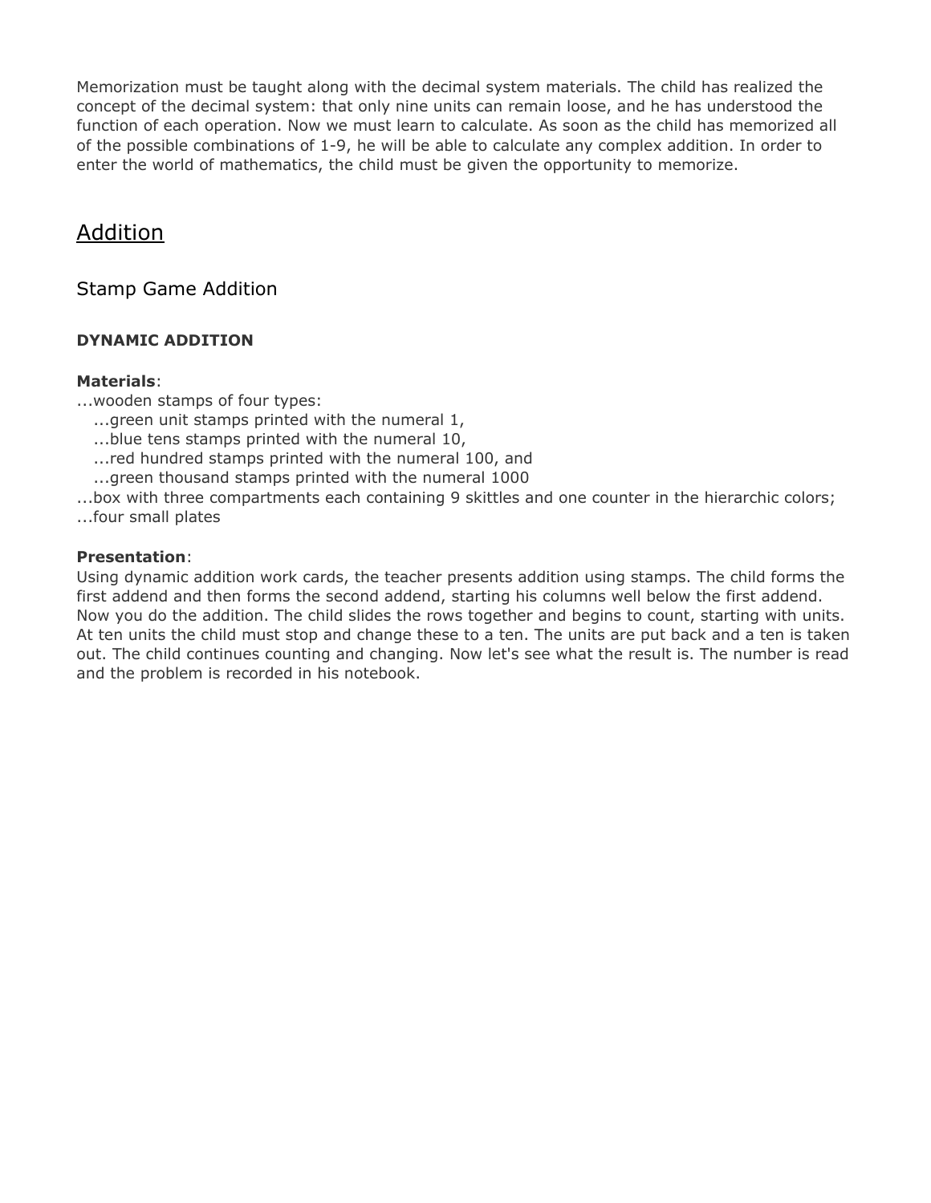Memorization must be taught along with the decimal system materials. The child has realized the concept of the decimal system: that only nine units can remain loose, and he has understood the function of each operation. Now we must learn to calculate. As soon as the child has memorized all of the possible combinations of 1-9, he will be able to calculate any complex addition. In order to enter the world of mathematics, the child must be given the opportunity to memorize.

# Addition

## Stamp Game Addition

**DYNAMIC ADDITION**

**Materials**:
...wooden stamps of four types:
...green unit stamps printed with the numeral 1,
...blue tens stamps printed with the numeral 10,
...red hundred stamps printed with the numeral 100, and
...green thousand stamps printed with the numeral 1000
...box with three compartments each containing 9 skittles and one counter in the hierarchic colors;
...four small plates

**Presentation**:
Using dynamic addition work cards, the teacher presents addition using stamps. The child forms the first addend and then forms the second addend, starting his columns well below the first addend. Now you do the addition. The child slides the rows together and begins to count, starting with units. At ten units the child must stop and change these to a ten. The units are put back and a ten is taken out. The child continues counting and changing. Now let's see what the result is. The number is read and the problem is recorded in his notebook.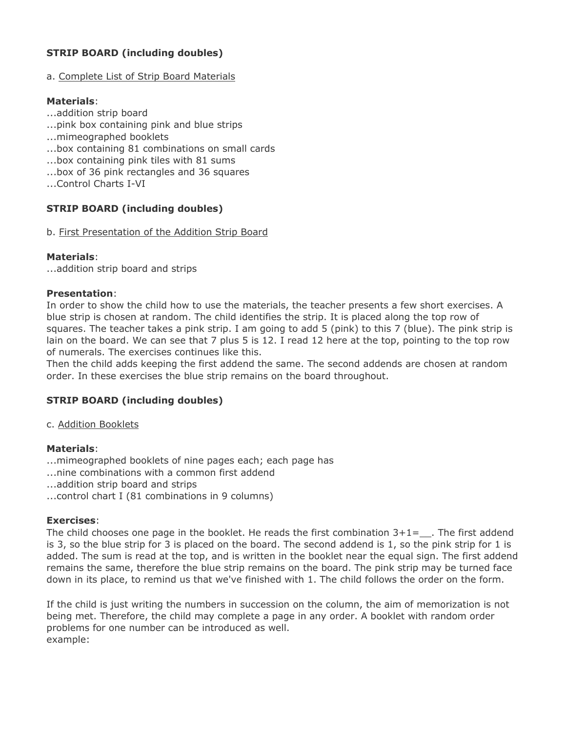**STRIP BOARD (including doubles)**

a. Complete List of Strip Board Materials

**Materials**:

...addition strip board
...pink box containing pink and blue strips
...mimeographed booklets
...box containing 81 combinations on small cards
...box containing pink tiles with 81 sums
...box of 36 pink rectangles and 36 squares
...Control Charts I-VI

**STRIP BOARD (including doubles)**

b. First Presentation of the Addition Strip Board

**Materials**:

...addition strip board and strips

**Presentation**:

In order to show the child how to use the materials, the teacher presents a few short exercises. A blue strip is chosen at random. The child identifies the strip. It is placed along the top row of squares. The teacher takes a pink strip. I am going to add 5 (pink) to this 7 (blue). The pink strip is lain on the board. We can see that 7 plus 5 is 12. I read 12 here at the top, pointing to the top row of numerals. The exercises continues like this.

Then the child adds keeping the first addend the same. The second addends are chosen at random order. In these exercises the blue strip remains on the board throughout.

**STRIP BOARD (including doubles)**

c. Addition Booklets

**Materials**:

...mimeographed booklets of nine pages each; each page has
...nine combinations with a common first addend
...addition strip board and strips
...control chart I (81 combinations in 9 columns)

**Exercises**:

The child chooses one page in the booklet. He reads the first combination 3+1=__. The first addend is 3, so the blue strip for 3 is placed on the board. The second addend is 1, so the pink strip for 1 is added. The sum is read at the top, and is written in the booklet near the equal sign. The first addend remains the same, therefore the blue strip remains on the board. The pink strip may be turned face down in its place, to remind us that we've finished with 1. The child follows the order on the form.

If the child is just writing the numbers in succession on the column, the aim of memorization is not being met. Therefore, the child may complete a page in any order. A booklet with random order problems for one number can be introduced as well.
example: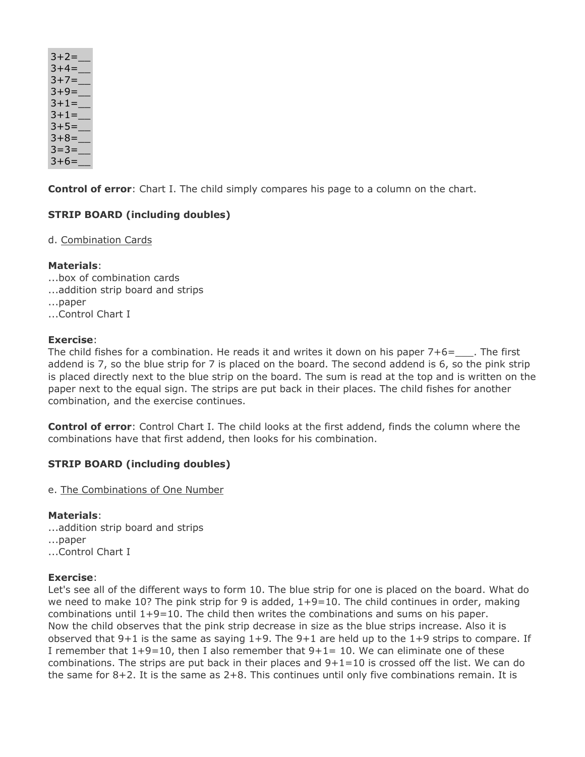3+2=__
3+4=__
3+7=__
3+9=__
3+1=__
3+1=__
3+5=__
3+8=__
3=3=__
3+6=__

**Control of error**: Chart I. The child simply compares his page to a column on the chart.

**STRIP BOARD (including doubles)**

d. Combination Cards

**Materials**:
...box of combination cards
...addition strip board and strips
...paper
...Control Chart I

**Exercise**:
The child fishes for a combination. He reads it and writes it down on his paper 7+6=___. The first addend is 7, so the blue strip for 7 is placed on the board. The second addend is 6, so the pink strip is placed directly next to the blue strip on the board. The sum is read at the top and is written on the paper next to the equal sign. The strips are put back in their places. The child fishes for another combination, and the exercise continues.

**Control of error**: Control Chart I. The child looks at the first addend, finds the column where the combinations have that first addend, then looks for his combination.

**STRIP BOARD (including doubles)**

e. The Combinations of One Number

**Materials**:
...addition strip board and strips
...paper
...Control Chart I

**Exercise**:
Let's see all of the different ways to form 10. The blue strip for one is placed on the board. What do we need to make 10? The pink strip for 9 is added, 1+9=10. The child continues in order, making combinations until 1+9=10. The child then writes the combinations and sums on his paper.
Now the child observes that the pink strip decrease in size as the blue strips increase. Also it is observed that 9+1 is the same as saying 1+9. The 9+1 are held up to the 1+9 strips to compare. If I remember that 1+9=10, then I also remember that 9+1= 10. We can eliminate one of these combinations. The strips are put back in their places and 9+1=10 is crossed off the list. We can do the same for 8+2. It is the same as 2+8. This continues until only five combinations remain. It is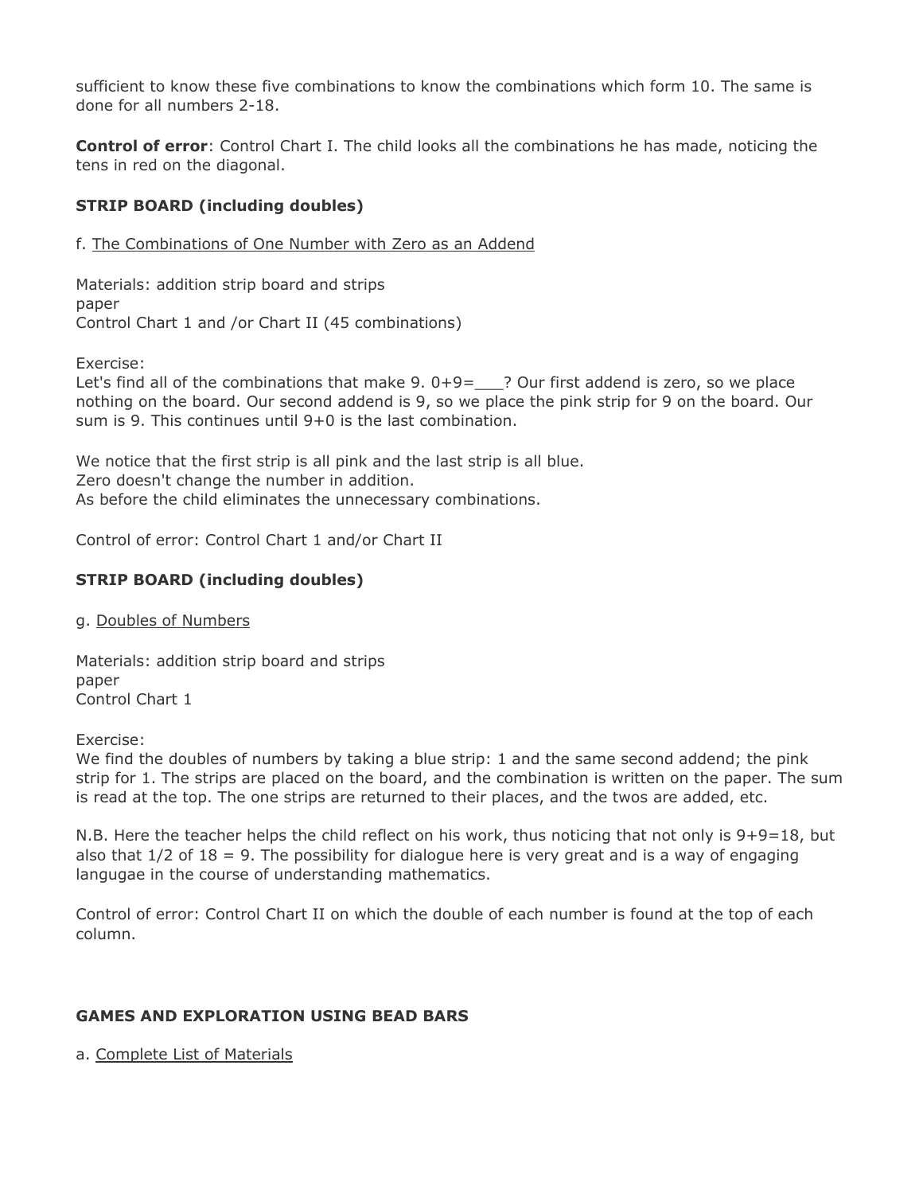sufficient to know these five combinations to know the combinations which form 10. The same is done for all numbers 2-18.

**Control of error**: Control Chart I. The child looks all the combinations he has made, noticing the tens in red on the diagonal.

**STRIP BOARD (including doubles)**

f. The Combinations of One Number with Zero as an Addend

Materials: addition strip board and strips
paper
Control Chart 1 and /or Chart II (45 combinations)

Exercise:
Let's find all of the combinations that make 9. 0+9=___? Our first addend is zero, so we place nothing on the board. Our second addend is 9, so we place the pink strip for 9 on the board. Our sum is 9. This continues until 9+0 is the last combination.

We notice that the first strip is all pink and the last strip is all blue.
Zero doesn't change the number in addition.
As before the child eliminates the unnecessary combinations.

Control of error: Control Chart 1 and/or Chart II

**STRIP BOARD (including doubles)**

g. Doubles of Numbers

Materials: addition strip board and strips
paper
Control Chart 1

Exercise:
We find the doubles of numbers by taking a blue strip: 1 and the same second addend; the pink strip for 1. The strips are placed on the board, and the combination is written on the paper. The sum is read at the top. The one strips are returned to their places, and the twos are added, etc.

N.B. Here the teacher helps the child reflect on his work, thus noticing that not only is 9+9=18, but also that 1/2 of 18 = 9. The possibility for dialogue here is very great and is a way of engaging langugae in the course of understanding mathematics.

Control of error: Control Chart II on which the double of each number is found at the top of each column.

**GAMES AND EXPLORATION USING BEAD BARS**

a. Complete List of Materials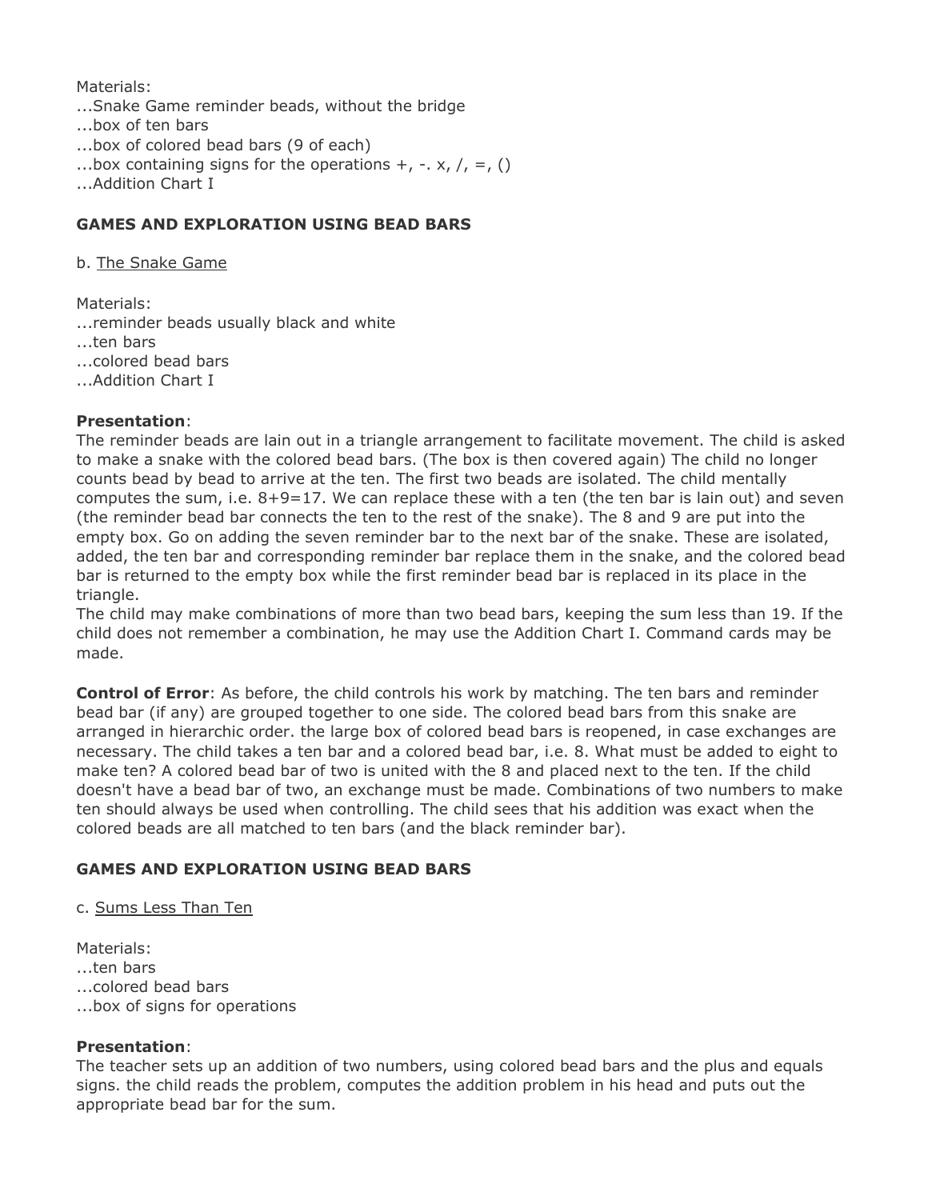Materials:
...Snake Game reminder beads, without the bridge
...box of ten bars
...box of colored bead bars (9 of each)
...box containing signs for the operations +, -. x, /, =, ()
...Addition Chart I

**GAMES AND EXPLORATION USING BEAD BARS**

b. The Snake Game

Materials:
...reminder beads usually black and white
...ten bars
...colored bead bars
...Addition Chart I

**Presentation**:
The reminder beads are lain out in a triangle arrangement to facilitate movement. The child is asked to make a snake with the colored bead bars. (The box is then covered again) The child no longer counts bead by bead to arrive at the ten. The first two beads are isolated. The child mentally computes the sum, i.e. 8+9=17. We can replace these with a ten (the ten bar is lain out) and seven (the reminder bead bar connects the ten to the rest of the snake). The 8 and 9 are put into the empty box. Go on adding the seven reminder bar to the next bar of the snake. These are isolated, added, the ten bar and corresponding reminder bar replace them in the snake, and the colored bead bar is returned to the empty box while the first reminder bead bar is replaced in its place in the triangle.
The child may make combinations of more than two bead bars, keeping the sum less than 19. If the child does not remember a combination, he may use the Addition Chart I. Command cards may be made.

**Control of Error**: As before, the child controls his work by matching. The ten bars and reminder bead bar (if any) are grouped together to one side. The colored bead bars from this snake are arranged in hierarchic order. the large box of colored bead bars is reopened, in case exchanges are necessary. The child takes a ten bar and a colored bead bar, i.e. 8. What must be added to eight to make ten? A colored bead bar of two is united with the 8 and placed next to the ten. If the child doesn't have a bead bar of two, an exchange must be made. Combinations of two numbers to make ten should always be used when controlling. The child sees that his addition was exact when the colored beads are all matched to ten bars (and the black reminder bar).

**GAMES AND EXPLORATION USING BEAD BARS**

c. Sums Less Than Ten

Materials:
...ten bars
...colored bead bars
...box of signs for operations

**Presentation**:
The teacher sets up an addition of two numbers, using colored bead bars and the plus and equals signs. the child reads the problem, computes the addition problem in his head and puts out the appropriate bead bar for the sum.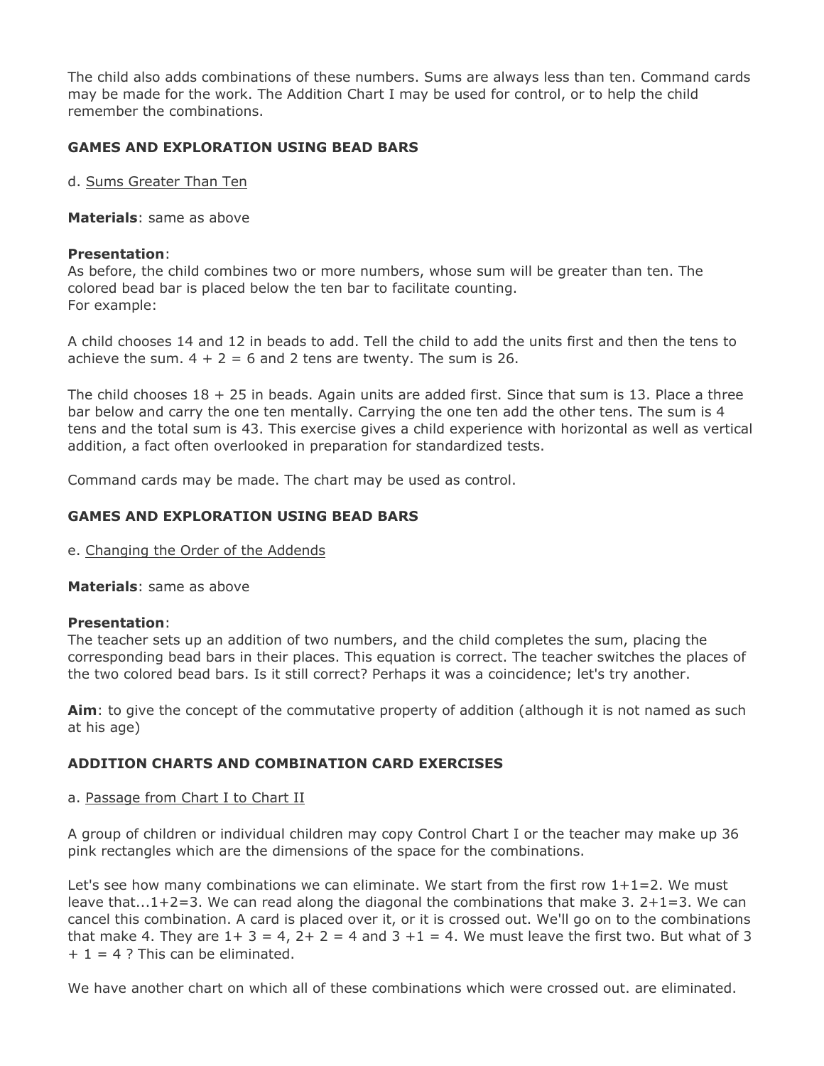The child also adds combinations of these numbers. Sums are always less than ten. Command cards may be made for the work. The Addition Chart I may be used for control, or to help the child remember the combinations.

### GAMES AND EXPLORATION USING BEAD BARS

d. Sums Greater Than Ten

**Materials**: same as above

**Presentation**:
As before, the child combines two or more numbers, whose sum will be greater than ten. The colored bead bar is placed below the ten bar to facilitate counting.
For example:

A child chooses 14 and 12 in beads to add. Tell the child to add the units first and then the tens to achieve the sum. $4 + 2 = 6$ and 2 tens are twenty. The sum is 26.

The child chooses $18 + 25$ in beads. Again units are added first. Since that sum is 13. Place a three bar below and carry the one ten mentally. Carrying the one ten add the other tens. The sum is 4 tens and the total sum is 43. This exercise gives a child experience with horizontal as well as vertical addition, a fact often overlooked in preparation for standardized tests.

Command cards may be made. The chart may be used as control.

### GAMES AND EXPLORATION USING BEAD BARS

e. Changing the Order of the Addends

**Materials**: same as above

**Presentation**:
The teacher sets up an addition of two numbers, and the child completes the sum, placing the corresponding bead bars in their places. This equation is correct. The teacher switches the places of the two colored bead bars. Is it still correct? Perhaps it was a coincidence; let's try another.

**Aim**: to give the concept of the commutative property of addition (although it is not named as such at his age)

### ADDITION CHARTS AND COMBINATION CARD EXERCISES

a. Passage from Chart I to Chart II

A group of children or individual children may copy Control Chart I or the teacher may make up 36 pink rectangles which are the dimensions of the space for the combinations.

Let's see how many combinations we can eliminate. We start from the first row $1+1=2$. We must leave that...$1+2=3$. We can read along the diagonal the combinations that make 3. $2+1=3$. We can cancel this combination. A card is placed over it, or it is crossed out. We'll go on to the combinations that make 4. They are $1+ 3 = 4$, $2+ 2 = 4$ and $3 +1 = 4$. We must leave the first two. But what of $3 + 1 = 4$ ? This can be eliminated.

We have another chart on which all of these combinations which were crossed out. are eliminated.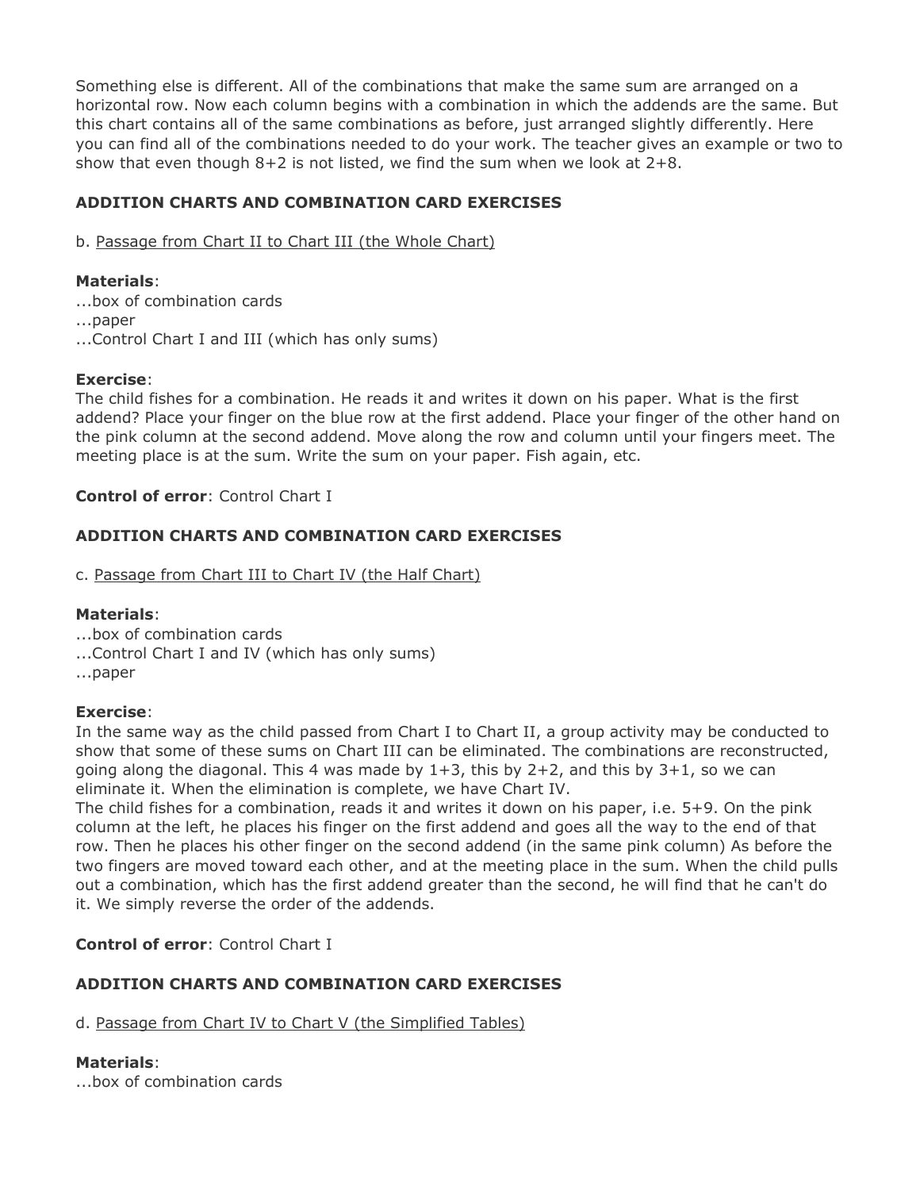Something else is different. All of the combinations that make the same sum are arranged on a horizontal row. Now each column begins with a combination in which the addends are the same. But this chart contains all of the same combinations as before, just arranged slightly differently. Here you can find all of the combinations needed to do your work. The teacher gives an example or two to show that even though 8+2 is not listed, we find the sum when we look at 2+8.

### ADDITION CHARTS AND COMBINATION CARD EXERCISES

b. Passage from Chart II to Chart III (the Whole Chart)

**Materials**:
...box of combination cards
...paper
...Control Chart I and III (which has only sums)

**Exercise**:
The child fishes for a combination. He reads it and writes it down on his paper. What is the first addend? Place your finger on the blue row at the first addend. Place your finger of the other hand on the pink column at the second addend. Move along the row and column until your fingers meet. The meeting place is at the sum. Write the sum on your paper. Fish again, etc.

**Control of error**: Control Chart I

### ADDITION CHARTS AND COMBINATION CARD EXERCISES

c. Passage from Chart III to Chart IV (the Half Chart)

**Materials**:
...box of combination cards
...Control Chart I and IV (which has only sums)
...paper

**Exercise**:
In the same way as the child passed from Chart I to Chart II, a group activity may be conducted to show that some of these sums on Chart III can be eliminated. The combinations are reconstructed, going along the diagonal. This 4 was made by 1+3, this by 2+2, and this by 3+1, so we can eliminate it. When the elimination is complete, we have Chart IV.
The child fishes for a combination, reads it and writes it down on his paper, i.e. 5+9. On the pink column at the left, he places his finger on the first addend and goes all the way to the end of that row. Then he places his other finger on the second addend (in the same pink column) As before the two fingers are moved toward each other, and at the meeting place in the sum. When the child pulls out a combination, which has the first addend greater than the second, he will find that he can't do it. We simply reverse the order of the addends.

**Control of error**: Control Chart I

### ADDITION CHARTS AND COMBINATION CARD EXERCISES

d. Passage from Chart IV to Chart V (the Simplified Tables)

**Materials**:
...box of combination cards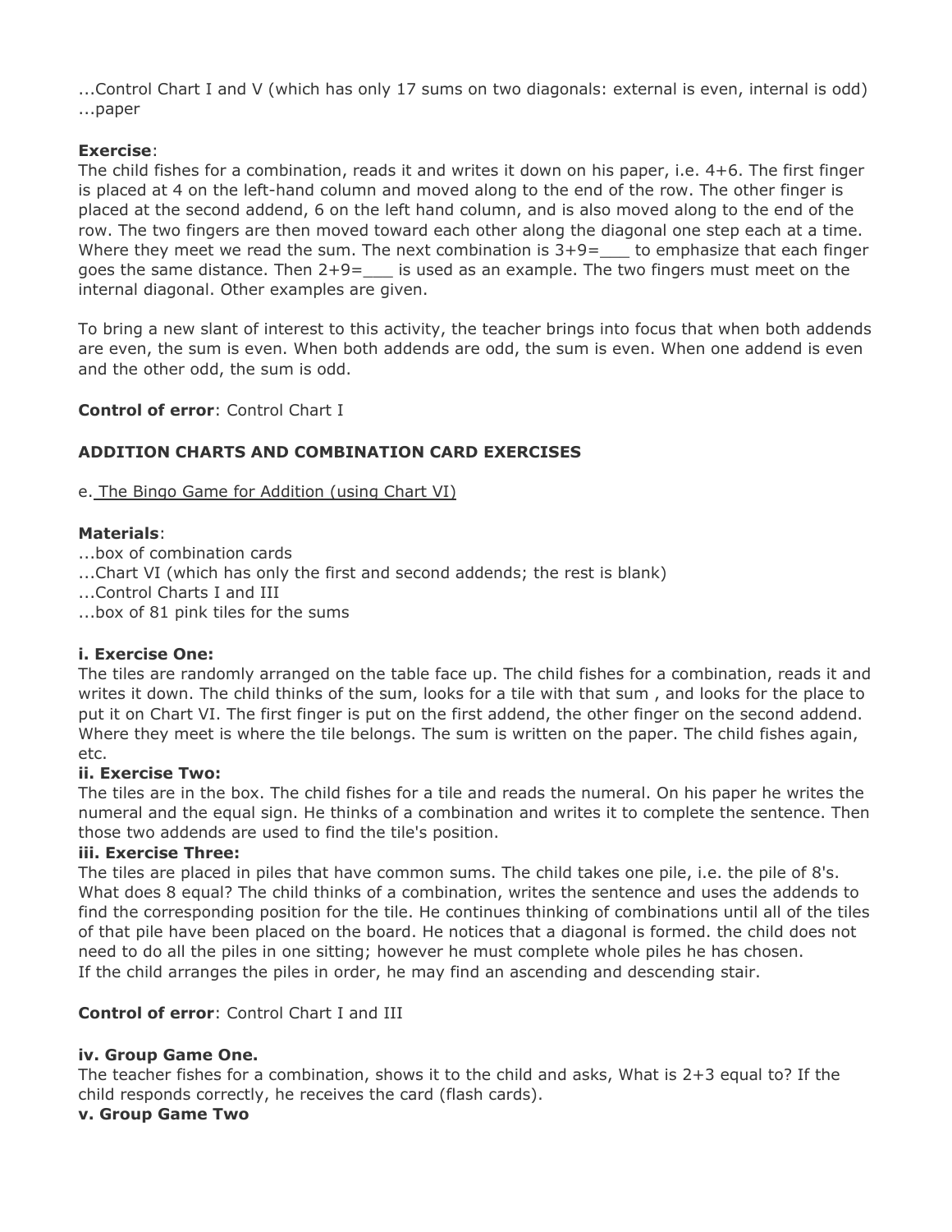...Control Chart I and V (which has only 17 sums on two diagonals: external is even, internal is odd)
...paper

**Exercise**:
The child fishes for a combination, reads it and writes it down on his paper, i.e. 4+6. The first finger is placed at 4 on the left-hand column and moved along to the end of the row. The other finger is placed at the second addend, 6 on the left hand column, and is also moved along to the end of the row. The two fingers are then moved toward each other along the diagonal one step each at a time. Where they meet we read the sum. The next combination is 3+9=___ to emphasize that each finger goes the same distance. Then 2+9=___ is used as an example. The two fingers must meet on the internal diagonal. Other examples are given.

To bring a new slant of interest to this activity, the teacher brings into focus that when both addends are even, the sum is even. When both addends are odd, the sum is even. When one addend is even and the other odd, the sum is odd.

**Control of error**: Control Chart I

**ADDITION CHARTS AND COMBINATION CARD EXERCISES**

e. The Bingo Game for Addition (using Chart VI)

**Materials**:
...box of combination cards
...Chart VI (which has only the first and second addends; the rest is blank)
...Control Charts I and III
...box of 81 pink tiles for the sums

**i. Exercise One:**
The tiles are randomly arranged on the table face up. The child fishes for a combination, reads it and writes it down. The child thinks of the sum, looks for a tile with that sum , and looks for the place to put it on Chart VI. The first finger is put on the first addend, the other finger on the second addend. Where they meet is where the tile belongs. The sum is written on the paper. The child fishes again, etc.
**ii. Exercise Two:**
The tiles are in the box. The child fishes for a tile and reads the numeral. On his paper he writes the numeral and the equal sign. He thinks of a combination and writes it to complete the sentence. Then those two addends are used to find the tile's position.
**iii. Exercise Three:**
The tiles are placed in piles that have common sums. The child takes one pile, i.e. the pile of 8's. What does 8 equal? The child thinks of a combination, writes the sentence and uses the addends to find the corresponding position for the tile. He continues thinking of combinations until all of the tiles of that pile have been placed on the board. He notices that a diagonal is formed. the child does not need to do all the piles in one sitting; however he must complete whole piles he has chosen.
If the child arranges the piles in order, he may find an ascending and descending stair.

**Control of error**: Control Chart I and III

**iv. Group Game One.**
The teacher fishes for a combination, shows it to the child and asks, What is 2+3 equal to? If the child responds correctly, he receives the card (flash cards).
**v. Group Game Two**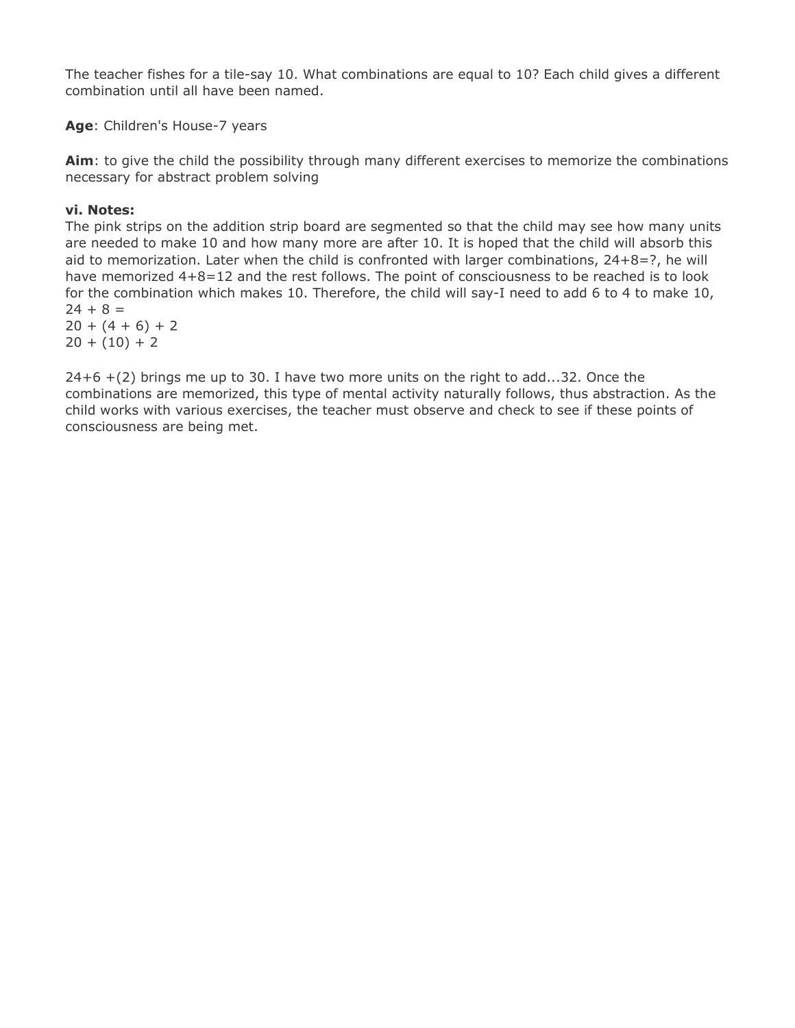The teacher fishes for a tile-say 10. What combinations are equal to 10? Each child gives a different combination until all have been named.

**Age**: Children's House-7 years

**Aim**: to give the child the possibility through many different exercises to memorize the combinations necessary for abstract problem solving

**vi. Notes:**
The pink strips on the addition strip board are segmented so that the child may see how many units are needed to make 10 and how many more are after 10. It is hoped that the child will absorb this aid to memorization. Later when the child is confronted with larger combinations, 24+8=?, he will have memorized 4+8=12 and the rest follows. The point of consciousness to be reached is to look for the combination which makes 10. Therefore, the child will say-I need to add 6 to 4 to make 10,
24 + 8 =
20 + (4 + 6) + 2
20 + (10) + 2

24+6 +(2) brings me up to 30. I have two more units on the right to add...32. Once the combinations are memorized, this type of mental activity naturally follows, thus abstraction. As the child works with various exercises, the teacher must observe and check to see if these points of consciousness are being met.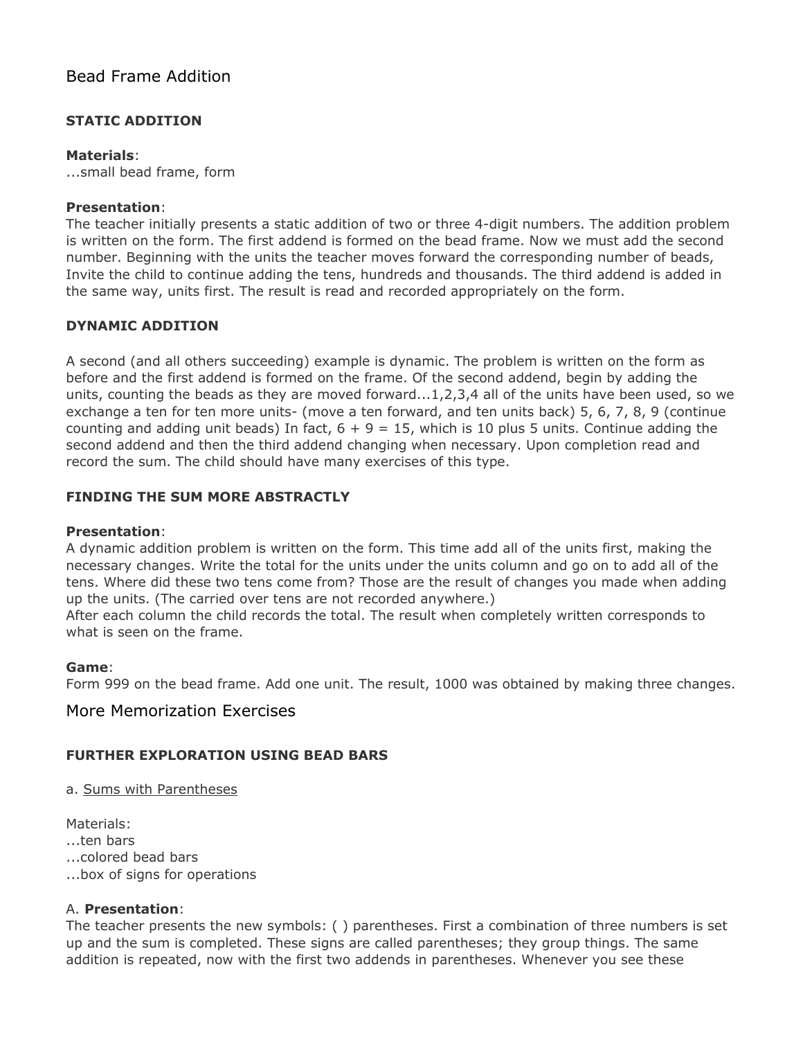# Bead Frame Addition

### STATIC ADDITION

**Materials**:
...small bead frame, form

**Presentation**:
The teacher initially presents a static addition of two or three 4-digit numbers. The addition problem is written on the form. The first addend is formed on the bead frame. Now we must add the second number. Beginning with the units the teacher moves forward the corresponding number of beads, Invite the child to continue adding the tens, hundreds and thousands. The third addend is added in the same way, units first. The result is read and recorded appropriately on the form.

### DYNAMIC ADDITION

A second (and all others succeeding) example is dynamic. The problem is written on the form as before and the first addend is formed on the frame. Of the second addend, begin by adding the units, counting the beads as they are moved forward...1,2,3,4 all of the units have been used, so we exchange a ten for ten more units- (move a ten forward, and ten units back) 5, 6, 7, 8, 9 (continue counting and adding unit beads) In fact, 6 + 9 = 15, which is 10 plus 5 units. Continue adding the second addend and then the third addend changing when necessary. Upon completion read and record the sum. The child should have many exercises of this type.

### FINDING THE SUM MORE ABSTRACTLY

**Presentation**:
A dynamic addition problem is written on the form. This time add all of the units first, making the necessary changes. Write the total for the units under the units column and go on to add all of the tens. Where did these two tens come from? Those are the result of changes you made when adding up the units. (The carried over tens are not recorded anywhere.)
After each column the child records the total. The result when completely written corresponds to what is seen on the frame.

**Game**:
Form 999 on the bead frame. Add one unit. The result, 1000 was obtained by making three changes.

# More Memorization Exercises

### FURTHER EXPLORATION USING BEAD BARS

a. Sums with Parentheses

Materials:
...ten bars
...colored bead bars
...box of signs for operations

A. **Presentation**:
The teacher presents the new symbols: ( ) parentheses. First a combination of three numbers is set up and the sum is completed. These signs are called parentheses; they group things. The same addition is repeated, now with the first two addends in parentheses. Whenever you see these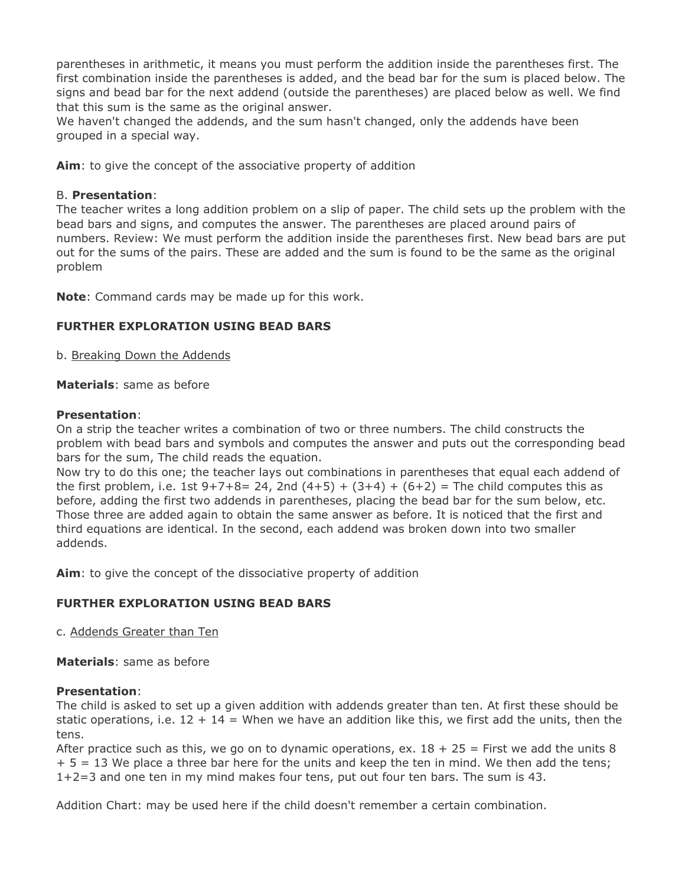parentheses in arithmetic, it means you must perform the addition inside the parentheses first. The first combination inside the parentheses is added, and the bead bar for the sum is placed below. The signs and bead bar for the next addend (outside the parentheses) are placed below as well. We find that this sum is the same as the original answer.
We haven't changed the addends, and the sum hasn't changed, only the addends have been grouped in a special way.

**Aim**: to give the concept of the associative property of addition

B. **Presentation**:
The teacher writes a long addition problem on a slip of paper. The child sets up the problem with the bead bars and signs, and computes the answer. The parentheses are placed around pairs of numbers. Review: We must perform the addition inside the parentheses first. New bead bars are put out for the sums of the pairs. These are added and the sum is found to be the same as the original problem

**Note**: Command cards may be made up for this work.

**FURTHER EXPLORATION USING BEAD BARS**

b. Breaking Down the Addends

**Materials**: same as before

**Presentation**:
On a strip the teacher writes a combination of two or three numbers. The child constructs the problem with bead bars and symbols and computes the answer and puts out the corresponding bead bars for the sum, The child reads the equation.
Now try to do this one; the teacher lays out combinations in parentheses that equal each addend of the first problem, i.e. 1st $9+7+8= 24$, 2nd $(4+5) + (3+4) + (6+2) =$ The child computes this as before, adding the first two addends in parentheses, placing the bead bar for the sum below, etc. Those three are added again to obtain the same answer as before. It is noticed that the first and third equations are identical. In the second, each addend was broken down into two smaller addends.

**Aim**: to give the concept of the dissociative property of addition

**FURTHER EXPLORATION USING BEAD BARS**

c. Addends Greater than Ten

**Materials**: same as before

**Presentation**:
The child is asked to set up a given addition with addends greater than ten. At first these should be static operations, i.e. $12 + 14 =$ When we have an addition like this, we first add the units, then the tens.
After practice such as this, we go on to dynamic operations, ex. $18 + 25 =$ First we add the units $8 + 5 = 13$ We place a three bar here for the units and keep the ten in mind. We then add the tens; $1+2=3$ and one ten in my mind makes four tens, put out four ten bars. The sum is 43.

Addition Chart: may be used here if the child doesn't remember a certain combination.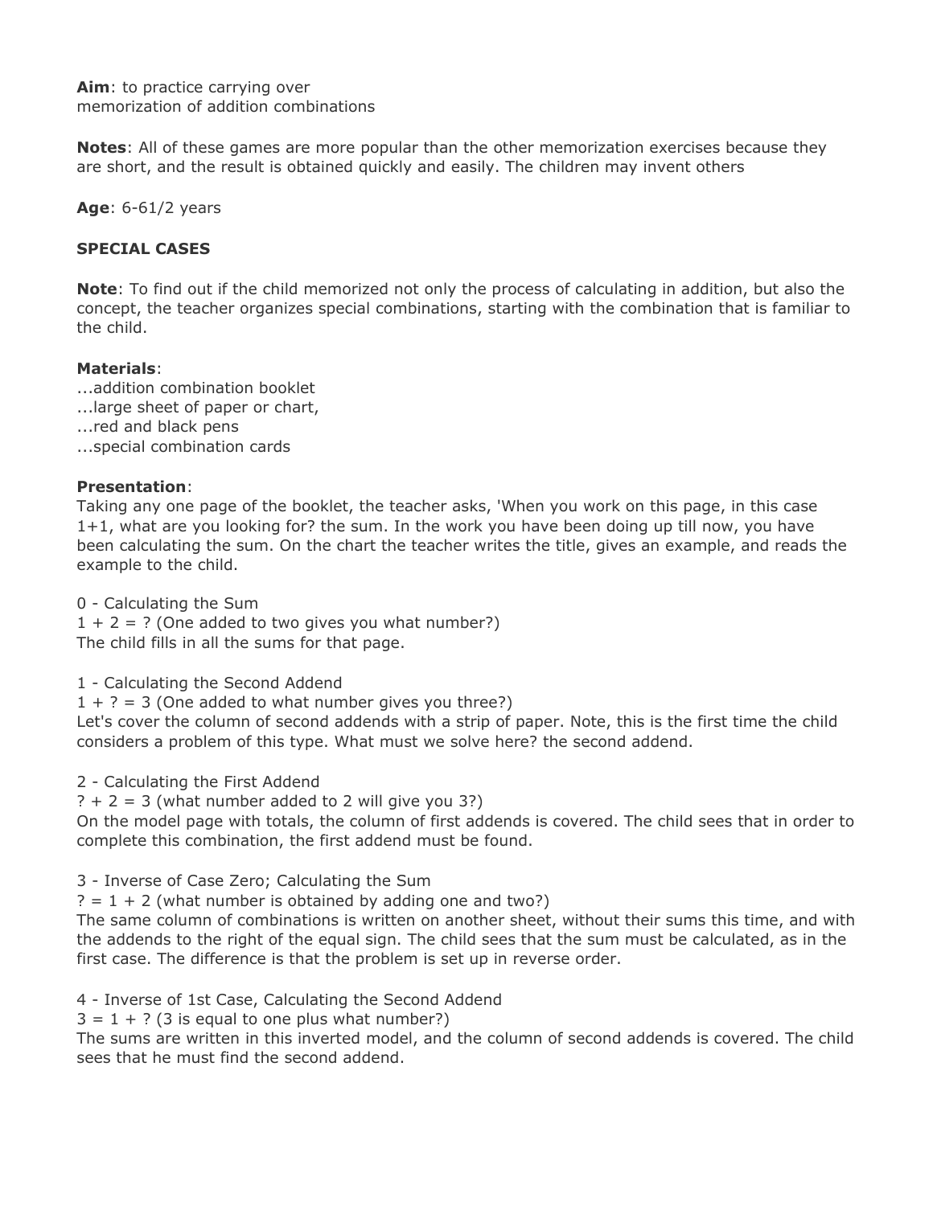**Aim**: to practice carrying over
memorization of addition combinations

**Notes**: All of these games are more popular than the other memorization exercises because they are short, and the result is obtained quickly and easily. The children may invent others

**Age**: 6-61/2 years

**SPECIAL CASES**

**Note**: To find out if the child memorized not only the process of calculating in addition, but also the concept, the teacher organizes special combinations, starting with the combination that is familiar to the child.

**Materials**:
...addition combination booklet
...large sheet of paper or chart,
...red and black pens
...special combination cards

**Presentation**:
Taking any one page of the booklet, the teacher asks, 'When you work on this page, in this case 1+1, what are you looking for? the sum. In the work you have been doing up till now, you have been calculating the sum. On the chart the teacher writes the title, gives an example, and reads the example to the child.

0 - Calculating the Sum
1 + 2 = ? (One added to two gives you what number?)
The child fills in all the sums for that page.

1 - Calculating the Second Addend
1 + ? = 3 (One added to what number gives you three?)
Let's cover the column of second addends with a strip of paper. Note, this is the first time the child considers a problem of this type. What must we solve here? the second addend.

2 - Calculating the First Addend
? + 2 = 3 (what number added to 2 will give you 3?)
On the model page with totals, the column of first addends is covered. The child sees that in order to complete this combination, the first addend must be found.

3 - Inverse of Case Zero; Calculating the Sum
? = 1 + 2 (what number is obtained by adding one and two?)
The same column of combinations is written on another sheet, without their sums this time, and with the addends to the right of the equal sign. The child sees that the sum must be calculated, as in the first case. The difference is that the problem is set up in reverse order.

4 - Inverse of 1st Case, Calculating the Second Addend
3 = 1 + ? (3 is equal to one plus what number?)
The sums are written in this inverted model, and the column of second addends is covered. The child sees that he must find the second addend.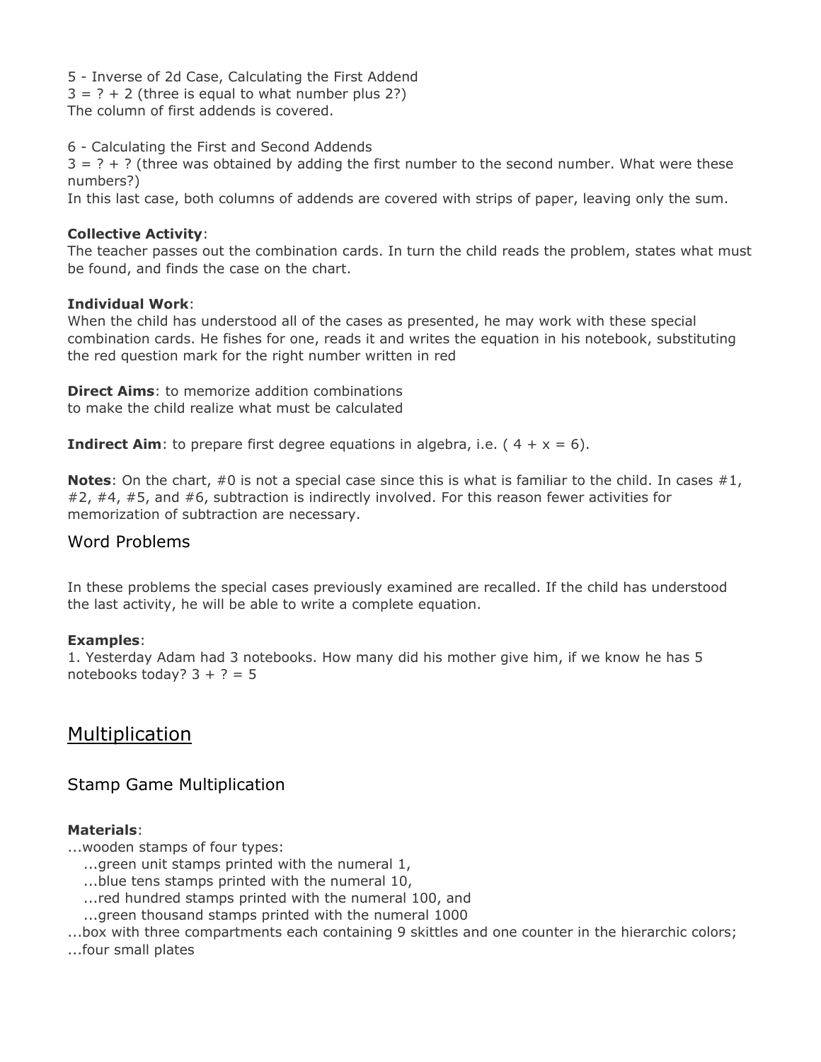5 - Inverse of 2d Case, Calculating the First Addend
$3 = ? + 2$ (three is equal to what number plus 2?)
The column of first addends is covered.

6 - Calculating the First and Second Addends
$3 = ? + ?$ (three was obtained by adding the first number to the second number. What were these numbers?)
In this last case, both columns of addends are covered with strips of paper, leaving only the sum.

**Collective Activity**:
The teacher passes out the combination cards. In turn the child reads the problem, states what must be found, and finds the case on the chart.

**Individual Work**:
When the child has understood all of the cases as presented, he may work with these special combination cards. He fishes for one, reads it and writes the equation in his notebook, substituting the red question mark for the right number written in red

**Direct Aims**: to memorize addition combinations
to make the child realize what must be calculated

**Indirect Aim**: to prepare first degree equations in algebra, i.e. ( $4 + x = 6$).

**Notes**: On the chart, #0 is not a special case since this is what is familiar to the child. In cases #1, #2, #4, #5, and #6, subtraction is indirectly involved. For this reason fewer activities for memorization of subtraction are necessary.

### Word Problems

In these problems the special cases previously examined are recalled. If the child has understood the last activity, he will be able to write a complete equation.

**Examples**:
1. Yesterday Adam had 3 notebooks. How many did his mother give him, if we know he has 5 notebooks today? $3 + ? = 5$

## Multiplication

### Stamp Game Multiplication

**Materials**:
...wooden stamps of four types:
   ...green unit stamps printed with the numeral 1,
   ...blue tens stamps printed with the numeral 10,
   ...red hundred stamps printed with the numeral 100, and
   ...green thousand stamps printed with the numeral 1000
...box with three compartments each containing 9 skittles and one counter in the hierarchic colors;
...four small plates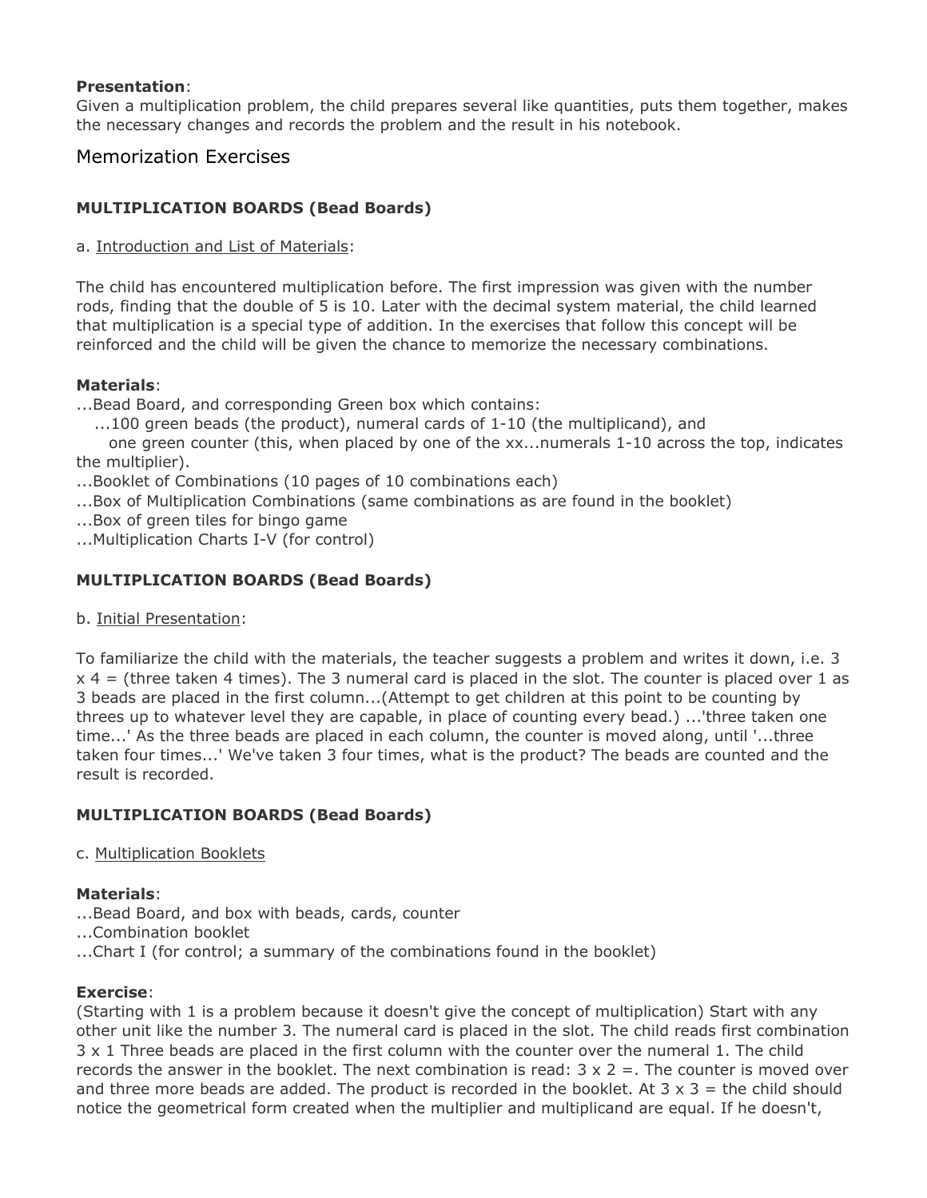**Presentation**:
Given a multiplication problem, the child prepares several like quantities, puts them together, makes the necessary changes and records the problem and the result in his notebook.

## Memorization Exercises

### MULTIPLICATION BOARDS (Bead Boards)

a. Introduction and List of Materials:

The child has encountered multiplication before. The first impression was given with the number rods, finding that the double of 5 is 10. Later with the decimal system material, the child learned that multiplication is a special type of addition. In the exercises that follow this concept will be reinforced and the child will be given the chance to memorize the necessary combinations.

**Materials**:
...Bead Board, and corresponding Green box which contains:
...100 green beads (the product), numeral cards of 1-10 (the multiplicand), and
one green counter (this, when placed by one of the xx...numerals 1-10 across the top, indicates the multiplier).
...Booklet of Combinations (10 pages of 10 combinations each)
...Box of Multiplication Combinations (same combinations as are found in the booklet)
...Box of green tiles for bingo game
...Multiplication Charts I-V (for control)

### MULTIPLICATION BOARDS (Bead Boards)

b. Initial Presentation:

To familiarize the child with the materials, the teacher suggests a problem and writes it down, i.e. 3 x 4 = (three taken 4 times). The 3 numeral card is placed in the slot. The counter is placed over 1 as 3 beads are placed in the first column...(Attempt to get children at this point to be counting by threes up to whatever level they are capable, in place of counting every bead.) ...'three taken one time...' As the three beads are placed in each column, the counter is moved along, until '...three taken four times...' We've taken 3 four times, what is the product? The beads are counted and the result is recorded.

### MULTIPLICATION BOARDS (Bead Boards)

c. Multiplication Booklets

**Materials**:
...Bead Board, and box with beads, cards, counter
...Combination booklet
...Chart I (for control; a summary of the combinations found in the booklet)

**Exercise**:
(Starting with 1 is a problem because it doesn't give the concept of multiplication) Start with any other unit like the number 3. The numeral card is placed in the slot. The child reads first combination 3 x 1 Three beads are placed in the first column with the counter over the numeral 1. The child records the answer in the booklet. The next combination is read: 3 x 2 =. The counter is moved over and three more beads are added. The product is recorded in the booklet. At 3 x 3 = the child should notice the geometrical form created when the multiplier and multiplicand are equal. If he doesn't,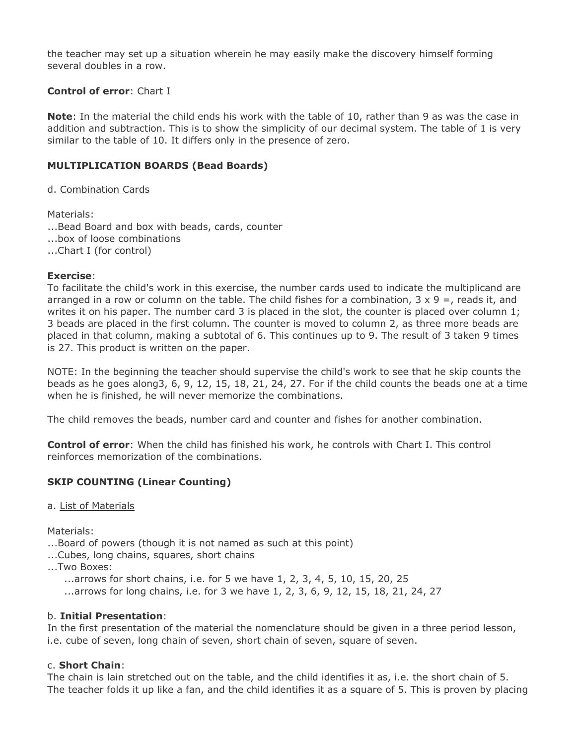the teacher may set up a situation wherein he may easily make the discovery himself forming several doubles in a row.

**Control of error**: Chart I

**Note**: In the material the child ends his work with the table of 10, rather than 9 as was the case in addition and subtraction. This is to show the simplicity of our decimal system. The table of 1 is very similar to the table of 10. It differs only in the presence of zero.

**MULTIPLICATION BOARDS (Bead Boards)**

d. Combination Cards

Materials:
...Bead Board and box with beads, cards, counter
...box of loose combinations
...Chart I (for control)

**Exercise**:
To facilitate the child's work in this exercise, the number cards used to indicate the multiplicand are arranged in a row or column on the table. The child fishes for a combination, 3 x 9 =, reads it, and writes it on his paper. The number card 3 is placed in the slot, the counter is placed over column 1; 3 beads are placed in the first column. The counter is moved to column 2, as three more beads are placed in that column, making a subtotal of 6. This continues up to 9. The result of 3 taken 9 times is 27. This product is written on the paper.

NOTE: In the beginning the teacher should supervise the child's work to see that he skip counts the beads as he goes along3, 6, 9, 12, 15, 18, 21, 24, 27. For if the child counts the beads one at a time when he is finished, he will never memorize the combinations.

The child removes the beads, number card and counter and fishes for another combination.

**Control of error**: When the child has finished his work, he controls with Chart I. This control reinforces memorization of the combinations.

**SKIP COUNTING (Linear Counting)**

a. List of Materials

Materials:
...Board of powers (though it is not named as such at this point)
...Cubes, long chains, squares, short chains
...Two Boxes:
  ...arrows for short chains, i.e. for 5 we have 1, 2, 3, 4, 5, 10, 15, 20, 25
  ...arrows for long chains, i.e. for 3 we have 1, 2, 3, 6, 9, 12, 15, 18, 21, 24, 27

b. **Initial Presentation**:
In the first presentation of the material the nomenclature should be given in a three period lesson, i.e. cube of seven, long chain of seven, short chain of seven, square of seven.

c. **Short Chain**:
The chain is lain stretched out on the table, and the child identifies it as, i.e. the short chain of 5. The teacher folds it up like a fan, and the child identifies it as a square of 5. This is proven by placing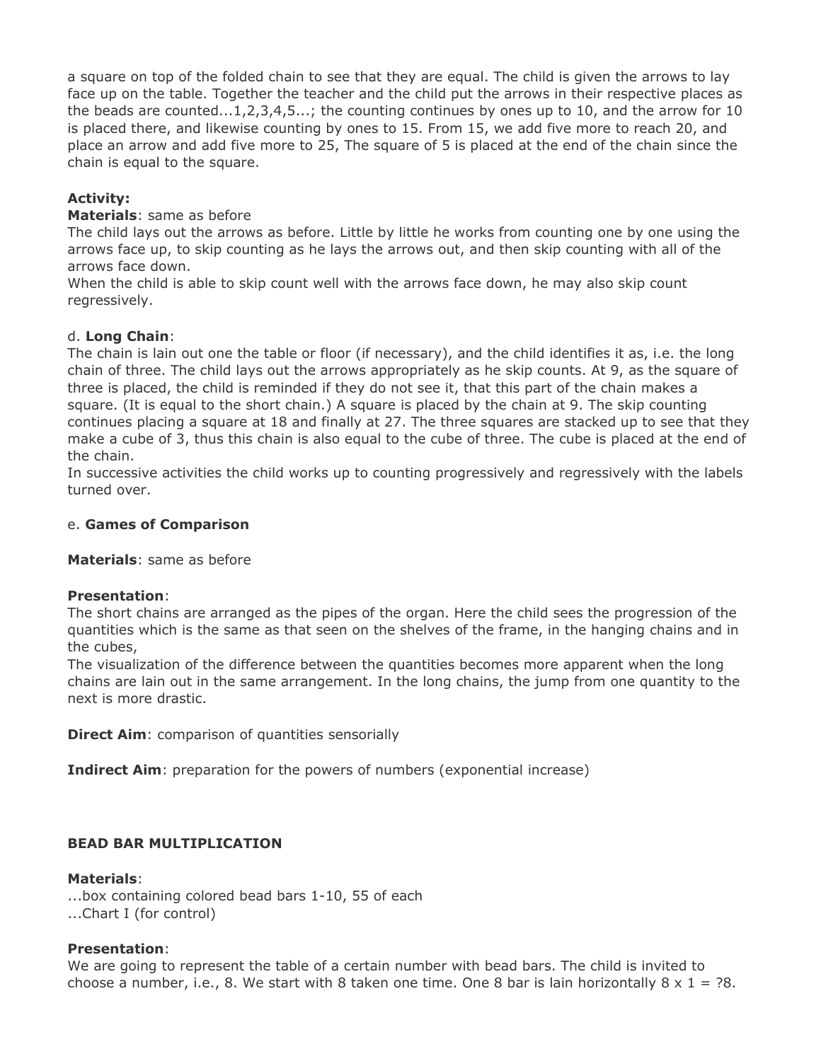a square on top of the folded chain to see that they are equal. The child is given the arrows to lay face up on the table. Together the teacher and the child put the arrows in their respective places as the beads are counted...1,2,3,4,5...; the counting continues by ones up to 10, and the arrow for 10 is placed there, and likewise counting by ones to 15. From 15, we add five more to reach 20, and place an arrow and add five more to 25, The square of 5 is placed at the end of the chain since the chain is equal to the square.

**Activity:**

**Materials**: same as before

The child lays out the arrows as before. Little by little he works from counting one by one using the arrows face up, to skip counting as he lays the arrows out, and then skip counting with all of the arrows face down.

When the child is able to skip count well with the arrows face down, he may also skip count regressively.

d. **Long Chain**:

The chain is lain out one the table or floor (if necessary), and the child identifies it as, i.e. the long chain of three. The child lays out the arrows appropriately as he skip counts. At 9, as the square of three is placed, the child is reminded if they do not see it, that this part of the chain makes a square. (It is equal to the short chain.) A square is placed by the chain at 9. The skip counting continues placing a square at 18 and finally at 27. The three squares are stacked up to see that they make a cube of 3, thus this chain is also equal to the cube of three. The cube is placed at the end of the chain.

In successive activities the child works up to counting progressively and regressively with the labels turned over.

e. **Games of Comparison**

**Materials**: same as before

**Presentation**:

The short chains are arranged as the pipes of the organ. Here the child sees the progression of the quantities which is the same as that seen on the shelves of the frame, in the hanging chains and in the cubes,

The visualization of the difference between the quantities becomes more apparent when the long chains are lain out in the same arrangement. In the long chains, the jump from one quantity to the next is more drastic.

**Direct Aim**: comparison of quantities sensorially

**Indirect Aim**: preparation for the powers of numbers (exponential increase)

**BEAD BAR MULTIPLICATION**

**Materials**:

...box containing colored bead bars 1-10, 55 of each

...Chart I (for control)

**Presentation**:

We are going to represent the table of a certain number with bead bars. The child is invited to choose a number, i.e., 8. We start with 8 taken one time. One 8 bar is lain horizontally $8 \times 1 = ?8$.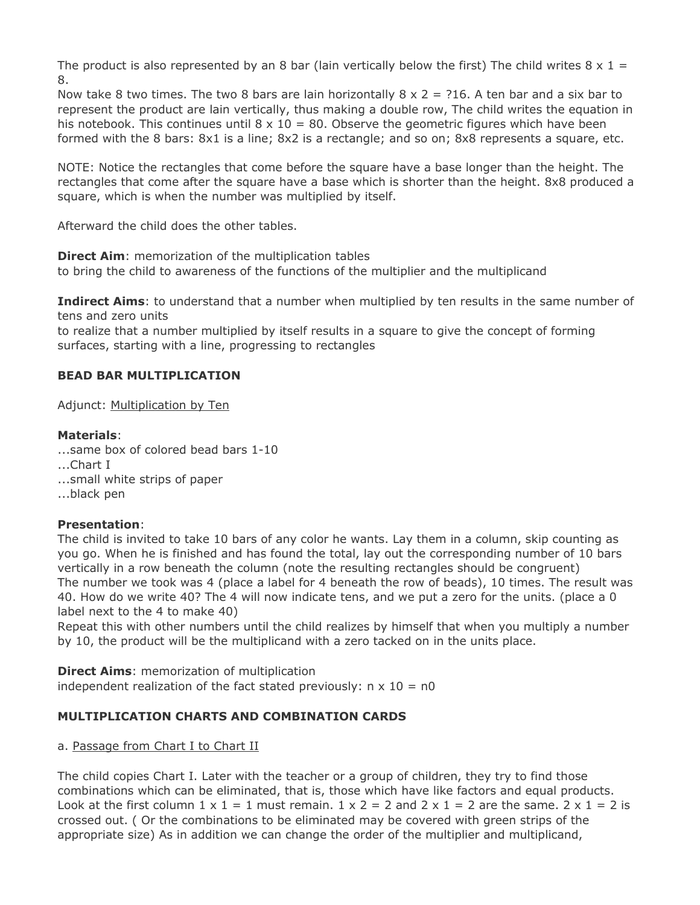The product is also represented by an 8 bar (lain vertically below the first) The child writes 8 x 1 = 8.

Now take 8 two times. The two 8 bars are lain horizontally 8 x 2 = ?16. A ten bar and a six bar to represent the product are lain vertically, thus making a double row, The child writes the equation in his notebook. This continues until 8 x 10 = 80. Observe the geometric figures which have been formed with the 8 bars: 8x1 is a line; 8x2 is a rectangle; and so on; 8x8 represents a square, etc.

NOTE: Notice the rectangles that come before the square have a base longer than the height. The rectangles that come after the square have a base which is shorter than the height. 8x8 produced a square, which is when the number was multiplied by itself.

Afterward the child does the other tables.

**Direct Aim**: memorization of the multiplication tables
to bring the child to awareness of the functions of the multiplier and the multiplicand

**Indirect Aims**: to understand that a number when multiplied by ten results in the same number of tens and zero units
to realize that a number multiplied by itself results in a square to give the concept of forming surfaces, starting with a line, progressing to rectangles

### BEAD BAR MULTIPLICATION

Adjunct: Multiplication by Ten

**Materials**:
...same box of colored bead bars 1-10
...Chart I
...small white strips of paper
...black pen

**Presentation**:
The child is invited to take 10 bars of any color he wants. Lay them in a column, skip counting as you go. When he is finished and has found the total, lay out the corresponding number of 10 bars vertically in a row beneath the column (note the resulting rectangles should be congruent)
The number we took was 4 (place a label for 4 beneath the row of beads), 10 times. The result was 40. How do we write 40? The 4 will now indicate tens, and we put a zero for the units. (place a 0 label next to the 4 to make 40)
Repeat this with other numbers until the child realizes by himself that when you multiply a number by 10, the product will be the multiplicand with a zero tacked on in the units place.

**Direct Aims**: memorization of multiplication
independent realization of the fact stated previously: n x 10 = n0

### MULTIPLICATION CHARTS AND COMBINATION CARDS

a. Passage from Chart I to Chart II

The child copies Chart I. Later with the teacher or a group of children, they try to find those combinations which can be eliminated, that is, those which have like factors and equal products. Look at the first column 1 x 1 = 1 must remain. 1 x 2 = 2 and 2 x 1 = 2 are the same. 2 x 1 = 2 is crossed out. ( Or the combinations to be eliminated may be covered with green strips of the appropriate size) As in addition we can change the order of the multiplier and multiplicand,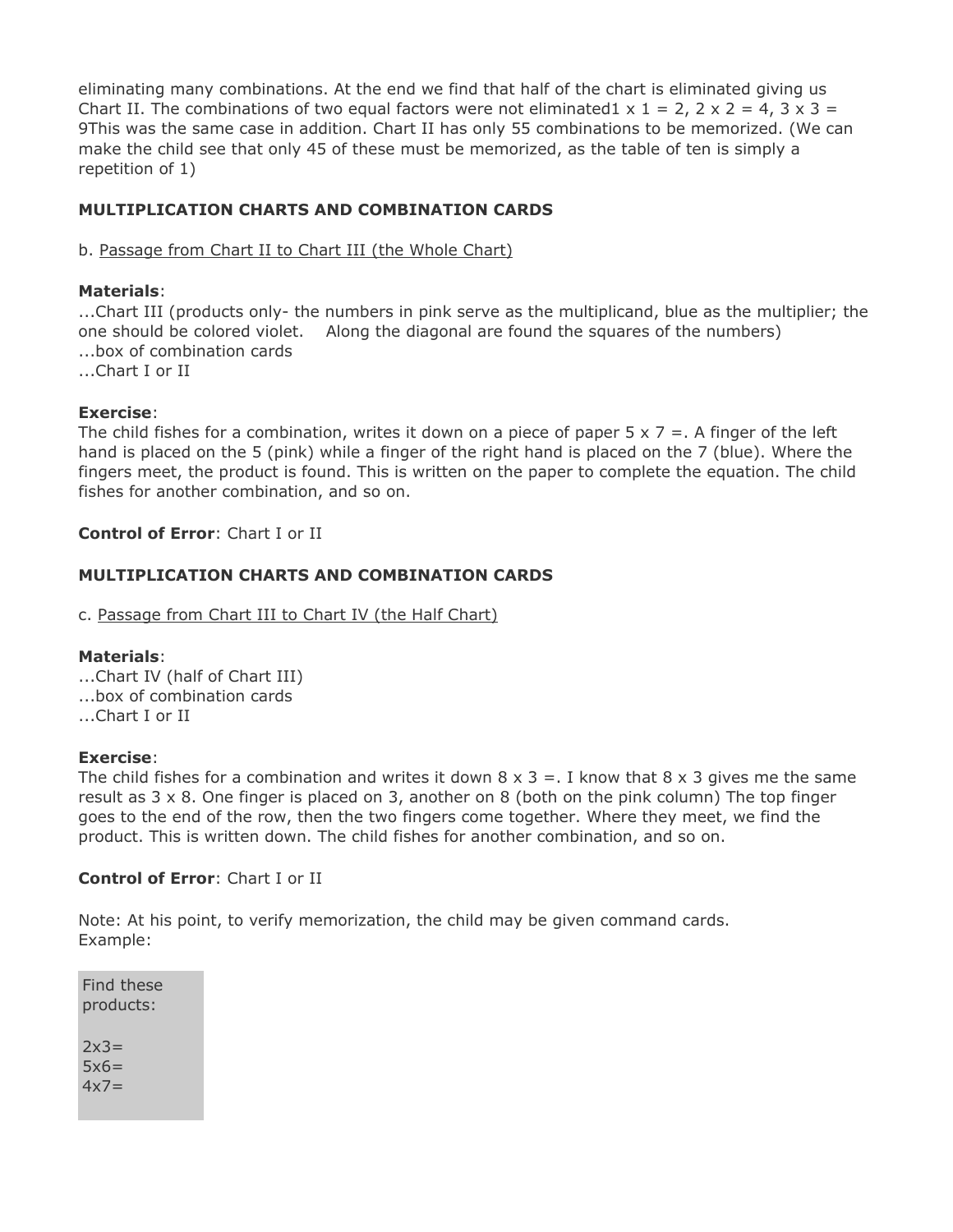eliminating many combinations. At the end we find that half of the chart is eliminated giving us Chart II. The combinations of two equal factors were not eliminated1 x 1 = 2, 2 x 2 = 4, 3 x 3 = 9This was the same case in addition. Chart II has only 55 combinations to be memorized. (We can make the child see that only 45 of these must be memorized, as the table of ten is simply a repetition of 1)

**MULTIPLICATION CHARTS AND COMBINATION CARDS**

b. Passage from Chart II to Chart III (the Whole Chart)

**Materials**:
...Chart III (products only- the numbers in pink serve as the multiplicand, blue as the multiplier; the one should be colored violet.    Along the diagonal are found the squares of the numbers)
...box of combination cards
...Chart I or II

**Exercise**:
The child fishes for a combination, writes it down on a piece of paper 5 x 7 =. A finger of the left hand is placed on the 5 (pink) while a finger of the right hand is placed on the 7 (blue). Where the fingers meet, the product is found. This is written on the paper to complete the equation. The child fishes for another combination, and so on.

**Control of Error**: Chart I or II

**MULTIPLICATION CHARTS AND COMBINATION CARDS**

c. Passage from Chart III to Chart IV (the Half Chart)

**Materials**:
...Chart IV (half of Chart III)
...box of combination cards
...Chart I or II

**Exercise**:
The child fishes for a combination and writes it down 8 x 3 =. I know that 8 x 3 gives me the same result as 3 x 8. One finger is placed on 3, another on 8 (both on the pink column) The top finger goes to the end of the row, then the two fingers come together. Where they meet, we find the product. This is written down. The child fishes for another combination, and so on.

**Control of Error**: Chart I or II

Note: At his point, to verify memorization, the child may be given command cards.
Example:

| Find these products: |
|---|
| 2x3= |
| 5x6= |
| 4x7= |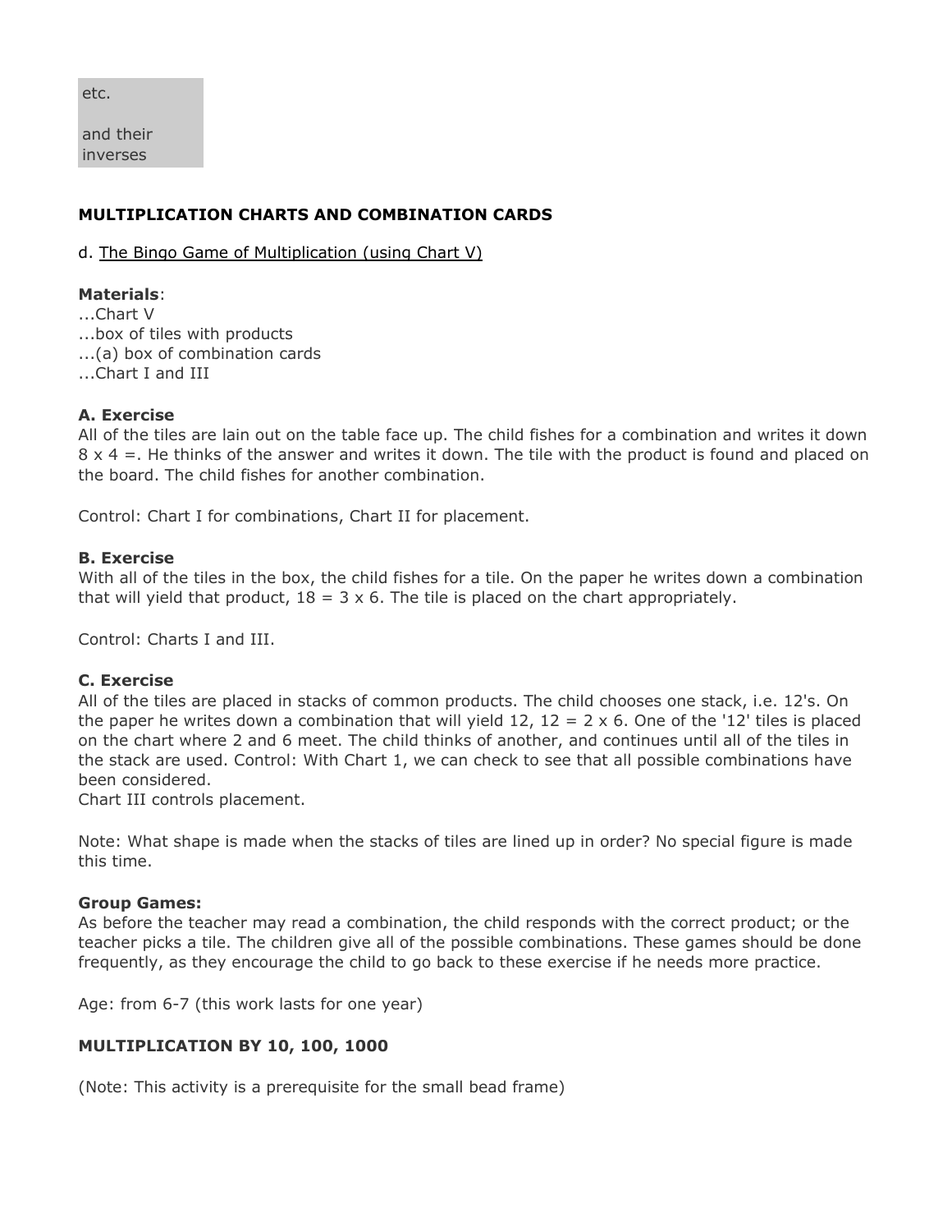etc.

and their inverses

**MULTIPLICATION CHARTS AND COMBINATION CARDS**

d. The Bingo Game of Multiplication (using Chart V)

**Materials**:
...Chart V
...box of tiles with products
...(a) box of combination cards
...Chart I and III

**A. Exercise**
All of the tiles are lain out on the table face up. The child fishes for a combination and writes it down 8 x 4 =. He thinks of the answer and writes it down. The tile with the product is found and placed on the board. The child fishes for another combination.

Control: Chart I for combinations, Chart II for placement.

**B. Exercise**
With all of the tiles in the box, the child fishes for a tile. On the paper he writes down a combination that will yield that product, 18 = 3 x 6. The tile is placed on the chart appropriately.

Control: Charts I and III.

**C. Exercise**
All of the tiles are placed in stacks of common products. The child chooses one stack, i.e. 12's. On the paper he writes down a combination that will yield 12, 12 = 2 x 6. One of the '12' tiles is placed on the chart where 2 and 6 meet. The child thinks of another, and continues until all of the tiles in the stack are used. Control: With Chart 1, we can check to see that all possible combinations have been considered.
Chart III controls placement.

Note: What shape is made when the stacks of tiles are lined up in order? No special figure is made this time.

**Group Games:**
As before the teacher may read a combination, the child responds with the correct product; or the teacher picks a tile. The children give all of the possible combinations. These games should be done frequently, as they encourage the child to go back to these exercise if he needs more practice.

Age: from 6-7 (this work lasts for one year)

**MULTIPLICATION BY 10, 100, 1000**

(Note: This activity is a prerequisite for the small bead frame)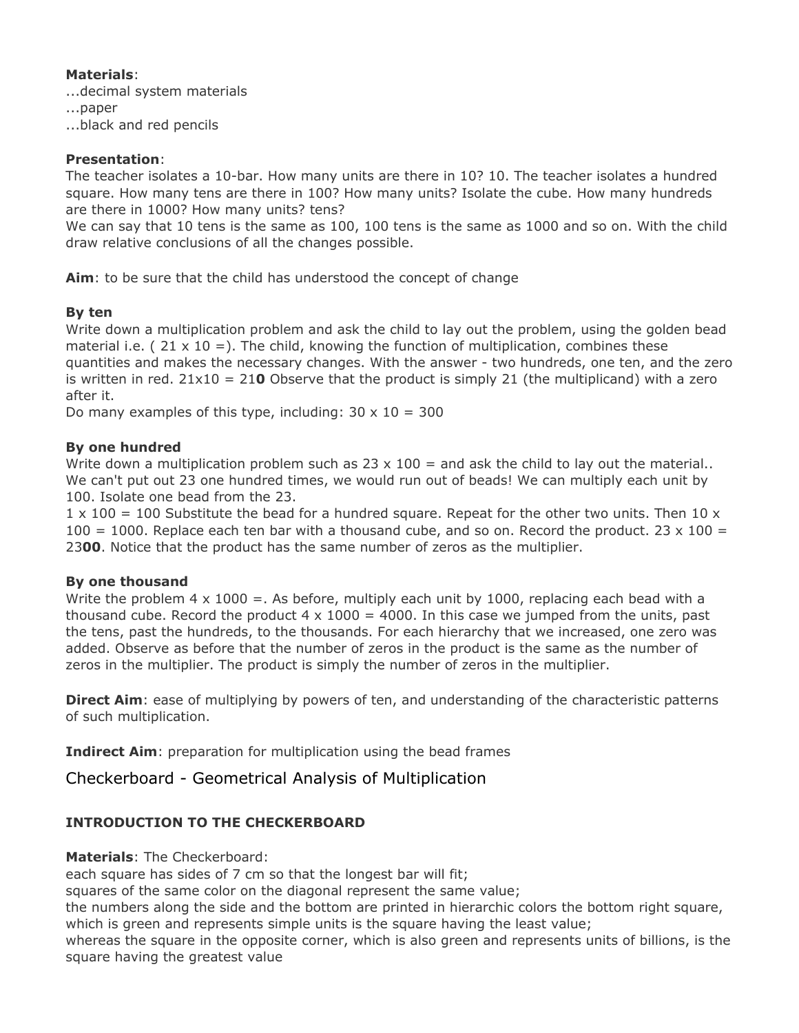**Materials**:
...decimal system materials
...paper
...black and red pencils

**Presentation**:
The teacher isolates a 10-bar. How many units are there in 10? 10. The teacher isolates a hundred square. How many tens are there in 100? How many units? Isolate the cube. How many hundreds are there in 1000? How many units? tens?
We can say that 10 tens is the same as 100, 100 tens is the same as 1000 and so on. With the child draw relative conclusions of all the changes possible.

**Aim**: to be sure that the child has understood the concept of change

**By ten**
Write down a multiplication problem and ask the child to lay out the problem, using the golden bead material i.e. ( 21 x 10 =). The child, knowing the function of multiplication, combines these quantities and makes the necessary changes. With the answer - two hundreds, one ten, and the zero is written in red. 21x10 = 21**0** Observe that the product is simply 21 (the multiplicand) with a zero after it.
Do many examples of this type, including: 30 x 10 = 300

**By one hundred**
Write down a multiplication problem such as 23 x 100 = and ask the child to lay out the material.. We can't put out 23 one hundred times, we would run out of beads! We can multiply each unit by 100. Isolate one bead from the 23.
1 x 100 = 100 Substitute the bead for a hundred square. Repeat for the other two units. Then 10 x 100 = 1000. Replace each ten bar with a thousand cube, and so on. Record the product. 23 x 100 = 23**00**. Notice that the product has the same number of zeros as the multiplier.

**By one thousand**
Write the problem 4 x 1000 =. As before, multiply each unit by 1000, replacing each bead with a thousand cube. Record the product 4 x 1000 = 4000. In this case we jumped from the units, past the tens, past the hundreds, to the thousands. For each hierarchy that we increased, one zero was added. Observe as before that the number of zeros in the product is the same as the number of zeros in the multiplier. The product is simply the number of zeros in the multiplier.

**Direct Aim**: ease of multiplying by powers of ten, and understanding of the characteristic patterns of such multiplication.

**Indirect Aim**: preparation for multiplication using the bead frames

## Checkerboard - Geometrical Analysis of Multiplication

### INTRODUCTION TO THE CHECKERBOARD

**Materials**: The Checkerboard:
each square has sides of 7 cm so that the longest bar will fit;
squares of the same color on the diagonal represent the same value;
the numbers along the side and the bottom are printed in hierarchic colors the bottom right square, which is green and represents simple units is the square having the least value;
whereas the square in the opposite corner, which is also green and represents units of billions, is the square having the greatest value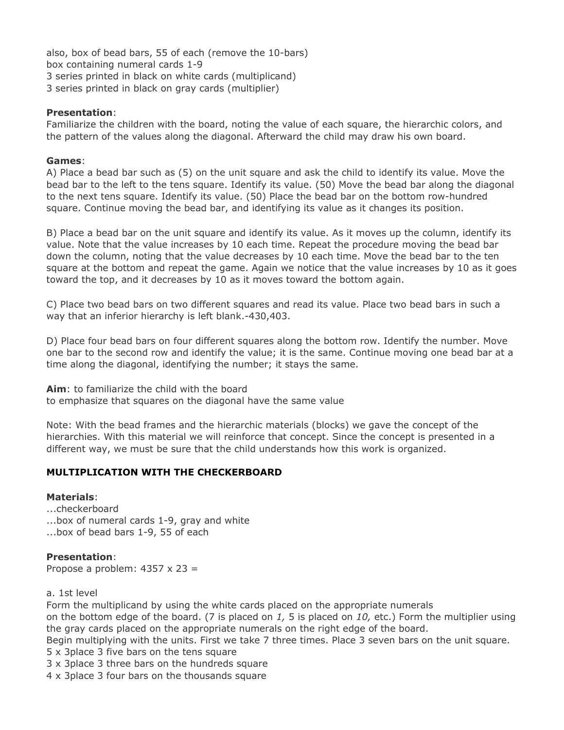also, box of bead bars, 55 of each (remove the 10-bars)
box containing numeral cards 1-9
3 series printed in black on white cards (multiplicand)
3 series printed in black on gray cards (multiplier)

**Presentation**:
Familiarize the children with the board, noting the value of each square, the hierarchic colors, and the pattern of the values along the diagonal. Afterward the child may draw his own board.

**Games**:
A) Place a bead bar such as (5) on the unit square and ask the child to identify its value. Move the bead bar to the left to the tens square. Identify its value. (50) Move the bead bar along the diagonal to the next tens square. Identify its value. (50) Place the bead bar on the bottom row-hundred square. Continue moving the bead bar, and identifying its value as it changes its position.

B) Place a bead bar on the unit square and identify its value. As it moves up the column, identify its value. Note that the value increases by 10 each time. Repeat the procedure moving the bead bar down the column, noting that the value decreases by 10 each time. Move the bead bar to the ten square at the bottom and repeat the game. Again we notice that the value increases by 10 as it goes toward the top, and it decreases by 10 as it moves toward the bottom again.

C) Place two bead bars on two different squares and read its value. Place two bead bars in such a way that an inferior hierarchy is left blank.-430,403.

D) Place four bead bars on four different squares along the bottom row. Identify the number. Move one bar to the second row and identify the value; it is the same. Continue moving one bead bar at a time along the diagonal, identifying the number; it stays the same.

**Aim**: to familiarize the child with the board
to emphasize that squares on the diagonal have the same value

Note: With the bead frames and the hierarchic materials (blocks) we gave the concept of the hierarchies. With this material we will reinforce that concept. Since the concept is presented in a different way, we must be sure that the child understands how this work is organized.

### MULTIPLICATION WITH THE CHECKERBOARD

**Materials**:
...checkerboard
...box of numeral cards 1-9, gray and white
...box of bead bars 1-9, 55 of each

**Presentation**:
Propose a problem: 4357 x 23 =

a. 1st level
Form the multiplicand by using the white cards placed on the appropriate numerals on the bottom edge of the board. (7 is placed on *1,* 5 is placed on *10,* etc.) Form the multiplier using the gray cards placed on the appropriate numerals on the right edge of the board.
Begin multiplying with the units. First we take 7 three times. Place 3 seven bars on the unit square.
5 x 3place 3 five bars on the tens square
3 x 3place 3 three bars on the hundreds square
4 x 3place 3 four bars on the thousands square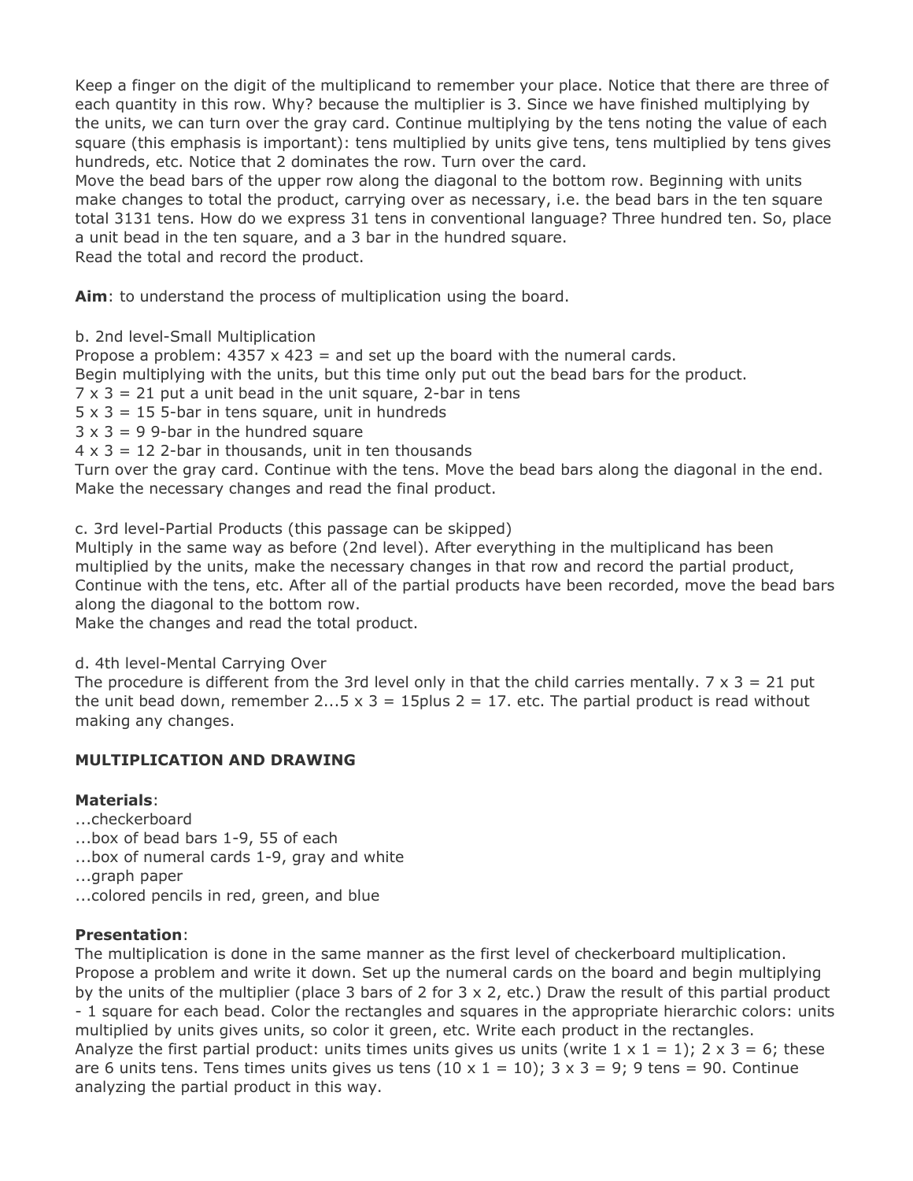Keep a finger on the digit of the multiplicand to remember your place. Notice that there are three of each quantity in this row. Why? because the multiplier is 3. Since we have finished multiplying by the units, we can turn over the gray card. Continue multiplying by the tens noting the value of each square (this emphasis is important): tens multiplied by units give tens, tens multiplied by tens gives hundreds, etc. Notice that 2 dominates the row. Turn over the card.
Move the bead bars of the upper row along the diagonal to the bottom row. Beginning with units make changes to total the product, carrying over as necessary, i.e. the bead bars in the ten square total 3131 tens. How do we express 31 tens in conventional language? Three hundred ten. So, place a unit bead in the ten square, and a 3 bar in the hundred square.
Read the total and record the product.

**Aim**: to understand the process of multiplication using the board.

b. 2nd level-Small Multiplication
Propose a problem: 4357 x 423 = and set up the board with the numeral cards.
Begin multiplying with the units, but this time only put out the bead bars for the product.
7 x 3 = 21 put a unit bead in the unit square, 2-bar in tens
5 x 3 = 15 5-bar in tens square, unit in hundreds
3 x 3 = 9 9-bar in the hundred square
4 x 3 = 12 2-bar in thousands, unit in ten thousands
Turn over the gray card. Continue with the tens. Move the bead bars along the diagonal in the end. Make the necessary changes and read the final product.

c. 3rd level-Partial Products (this passage can be skipped)
Multiply in the same way as before (2nd level). After everything in the multiplicand has been multiplied by the units, make the necessary changes in that row and record the partial product, Continue with the tens, etc. After all of the partial products have been recorded, move the bead bars along the diagonal to the bottom row.
Make the changes and read the total product.

d. 4th level-Mental Carrying Over
The procedure is different from the 3rd level only in that the child carries mentally. 7 x 3 = 21 put the unit bead down, remember 2...5 x 3 = 15plus 2 = 17. etc. The partial product is read without making any changes.

**MULTIPLICATION AND DRAWING**

**Materials**:
...checkerboard
...box of bead bars 1-9, 55 of each
...box of numeral cards 1-9, gray and white
...graph paper
...colored pencils in red, green, and blue

**Presentation**:
The multiplication is done in the same manner as the first level of checkerboard multiplication. Propose a problem and write it down. Set up the numeral cards on the board and begin multiplying by the units of the multiplier (place 3 bars of 2 for 3 x 2, etc.) Draw the result of this partial product - 1 square for each bead. Color the rectangles and squares in the appropriate hierarchic colors: units multiplied by units gives units, so color it green, etc. Write each product in the rectangles.
Analyze the first partial product: units times units gives us units (write 1 x 1 = 1); 2 x 3 = 6; these are 6 units tens. Tens times units gives us tens (10 x 1 = 10); 3 x 3 = 9; 9 tens = 90. Continue analyzing the partial product in this way.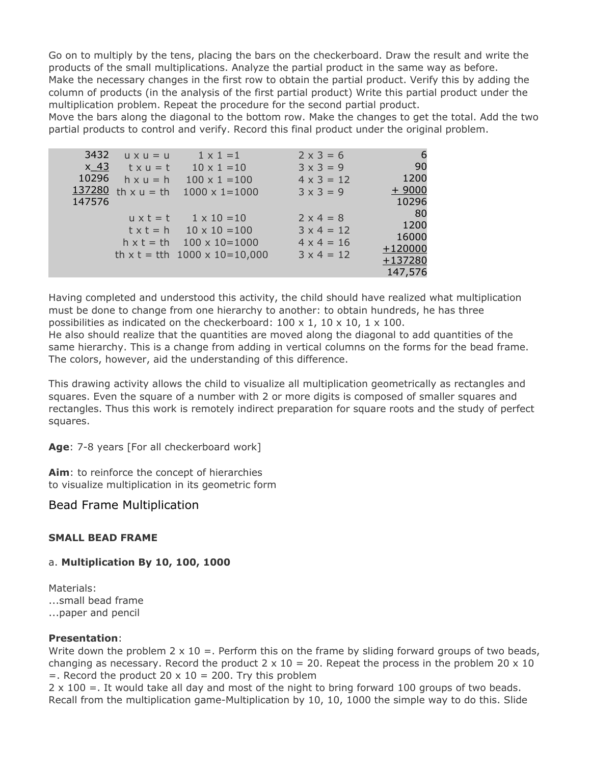Go on to multiply by the tens, placing the bars on the checkerboard. Draw the result and write the products of the small multiplications. Analyze the partial product in the same way as before.
Make the necessary changes in the first row to obtain the partial product. Verify this by adding the column of products (in the analysis of the first partial product) Write this partial product under the multiplication problem. Repeat the procedure for the second partial product.
Move the bars along the diagonal to the bottom row. Make the changes to get the total. Add the two partial products to control and verify. Record this final product under the original problem.

| | | | | |
|---|---|---|---|---|
| 3432 | u x u = u | 1 x 1 =1 | 2 x 3 = 6 | 6 |
| x 43 | t x u = t | 10 x 1 =10 | 3 x 3 = 9 | 90 |
| 10296 | h x u = h | 100 x 1 =100 | 4 x 3 = 12 | 1200 |
| 137280 | th x u = th | 1000 x 1=1000 | 3 x 3 = 9 | + 9000 |
| 147576 | | | | 10296 |
| | u x t = t | 1 x 10 =10 | 2 x 4 = 8 | 80 |
| | t x t = h | 10 x 10 =100 | 3 x 4 = 12 | 1200 |
| | h x t = th | 100 x 10=1000 | 4 x 4 = 16 | 16000 |
| | th x t = tth | 1000 x 10=10,000 | 3 x 4 = 12 | +120000 |
| | | | | +137280 |
| | | | | 147,576 |

Having completed and understood this activity, the child should have realized what multiplication must be done to change from one hierarchy to another: to obtain hundreds, he has three possibilities as indicated on the checkerboard: 100 x 1, 10 x 10, 1 x 100.
He also should realize that the quantities are moved along the diagonal to add quantities of the same hierarchy. This is a change from adding in vertical columns on the forms for the bead frame. The colors, however, aid the understanding of this difference.

This drawing activity allows the child to visualize all multiplication geometrically as rectangles and squares. Even the square of a number with 2 or more digits is composed of smaller squares and rectangles. Thus this work is remotely indirect preparation for square roots and the study of perfect squares.

**Age**: 7-8 years [For all checkerboard work]

**Aim**: to reinforce the concept of hierarchies
to visualize multiplication in its geometric form

## Bead Frame Multiplication

### SMALL BEAD FRAME

a. **Multiplication By 10, 100, 1000**

Materials:
...small bead frame
...paper and pencil

**Presentation**:
Write down the problem 2 x 10 =. Perform this on the frame by sliding forward groups of two beads, changing as necessary. Record the product 2 x 10 = 20. Repeat the process in the problem 20 x 10 =. Record the product 20 x 10 = 200. Try this problem
2 x 100 =. It would take all day and most of the night to bring forward 100 groups of two beads. Recall from the multiplication game-Multiplication by 10, 10, 1000 the simple way to do this. Slide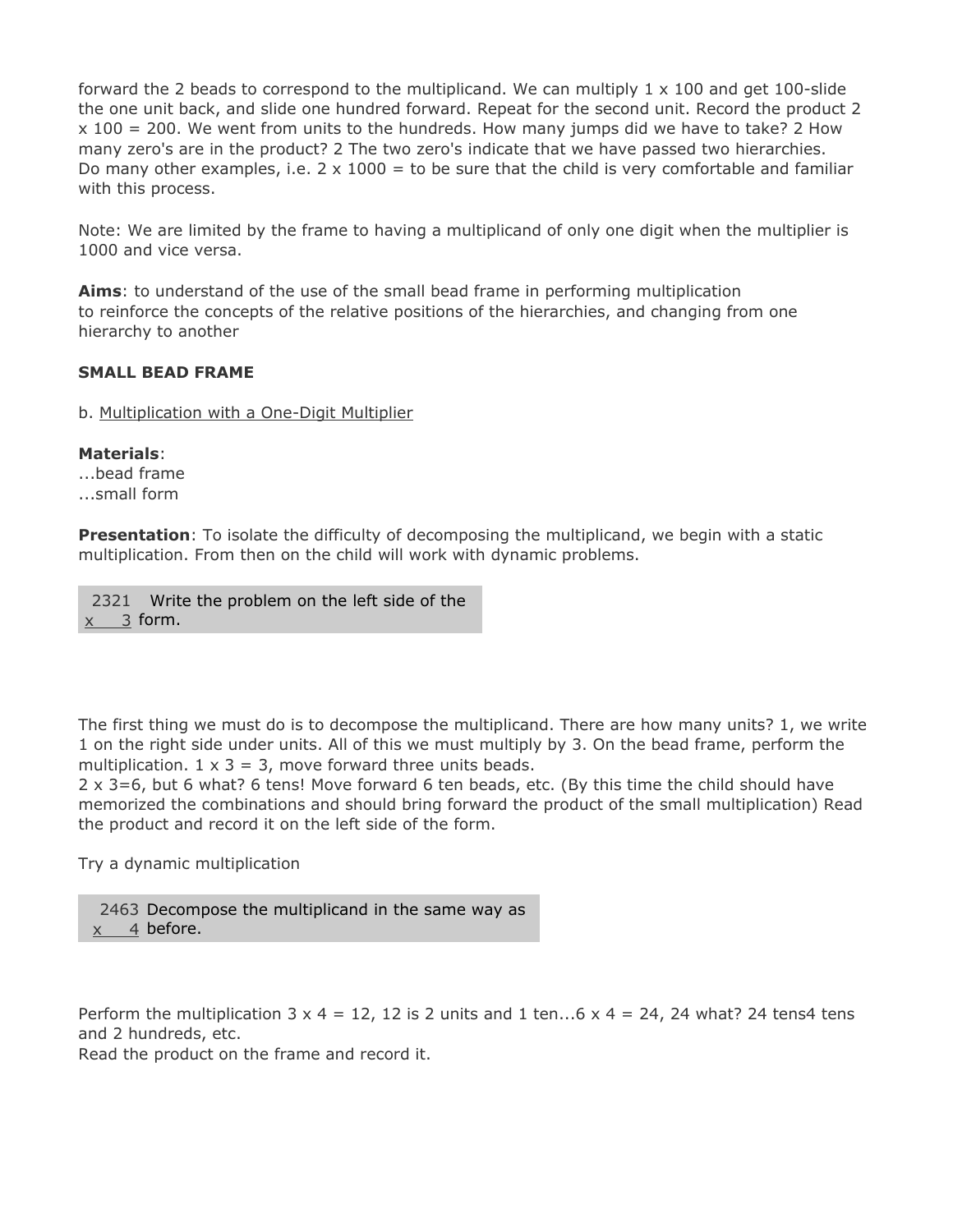forward the 2 beads to correspond to the multiplicand. We can multiply 1 x 100 and get 100-slide the one unit back, and slide one hundred forward. Repeat for the second unit. Record the product 2 x 100 = 200. We went from units to the hundreds. How many jumps did we have to take? 2 How many zero's are in the product? 2 The two zero's indicate that we have passed two hierarchies. Do many other examples, i.e. 2 x 1000 = to be sure that the child is very comfortable and familiar with this process.

Note: We are limited by the frame to having a multiplicand of only one digit when the multiplier is 1000 and vice versa.

**Aims**: to understand of the use of the small bead frame in performing multiplication
to reinforce the concepts of the relative positions of the hierarchies, and changing from one hierarchy to another

**SMALL BEAD FRAME**

b. Multiplication with a One-Digit Multiplier

**Materials**:
...bead frame
...small form

**Presentation**: To isolate the difficulty of decomposing the multiplicand, we begin with a static multiplication. From then on the child will work with dynamic problems.

```
  2321   Write the problem on the left side of the
x    3   form.
```

The first thing we must do is to decompose the multiplicand. There are how many units? 1, we write 1 on the right side under units. All of this we must multiply by 3. On the bead frame, perform the multiplication. 1 x 3 = 3, move forward three units beads.
2 x 3=6, but 6 what? 6 tens! Move forward 6 ten beads, etc. (By this time the child should have memorized the combinations and should bring forward the product of the small multiplication) Read the product and record it on the left side of the form.

Try a dynamic multiplication

```
  2463   Decompose the multiplicand in the same way as
x    4   before.
```

Perform the multiplication 3 x 4 = 12, 12 is 2 units and 1 ten...6 x 4 = 24, 24 what? 24 tens4 tens and 2 hundreds, etc.
Read the product on the frame and record it.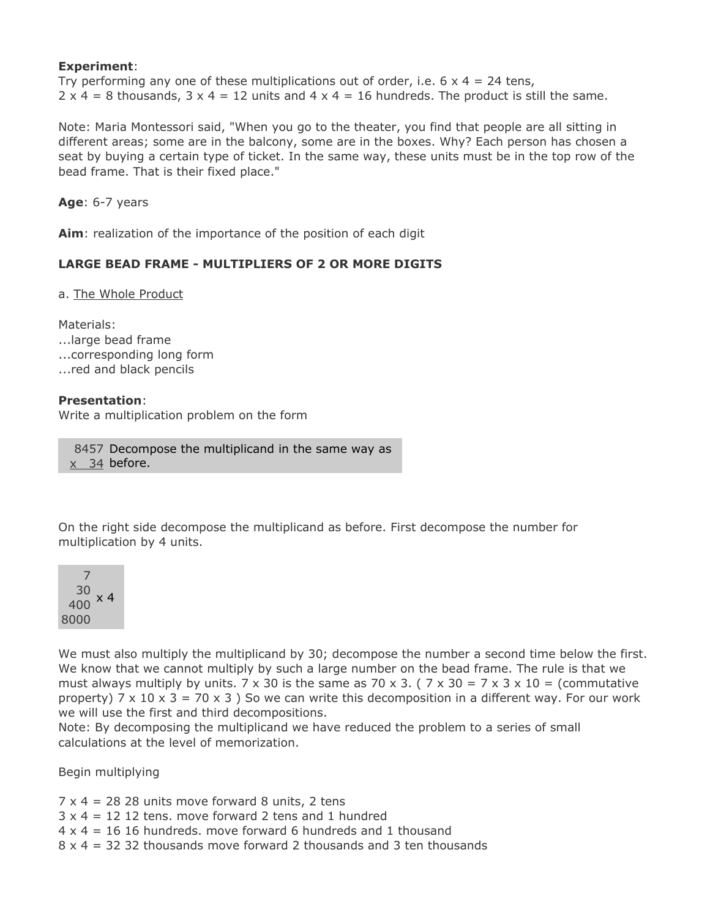**Experiment**:
Try performing any one of these multiplications out of order, i.e. 6 x 4 = 24 tens, 2 x 4 = 8 thousands, 3 x 4 = 12 units and 4 x 4 = 16 hundreds. The product is still the same.

Note: Maria Montessori said, "When you go to the theater, you find that people are all sitting in different areas; some are in the balcony, some are in the boxes. Why? Each person has chosen a seat by buying a certain type of ticket. In the same way, these units must be in the top row of the bead frame. That is their fixed place."

**Age**: 6-7 years

**Aim**: realization of the importance of the position of each digit

**LARGE BEAD FRAME - MULTIPLIERS OF 2 OR MORE DIGITS**

a. The Whole Product

Materials:
...large bead frame
...corresponding long form
...red and black pencils

**Presentation**:
Write a multiplication problem on the form

|  |  |
|---|---|
| 8457<br>x 34 | Decompose the multiplicand in the same way as before. |

On the right side decompose the multiplicand as before. First decompose the number for multiplication by 4 units.

```
   7
  30  x 4
 400
8000
```

We must also multiply the multiplicand by 30; decompose the number a second time below the first. We know that we cannot multiply by such a large number on the bead frame. The rule is that we must always multiply by units. 7 x 30 is the same as 70 x 3. ( 7 x 30 = 7 x 3 x 10 = (commutative property) 7 x 10 x 3 = 70 x 3 ) So we can write this decomposition in a different way. For our work we will use the first and third decompositions.
Note: By decomposing the multiplicand we have reduced the problem to a series of small calculations at the level of memorization.

Begin multiplying

7 x 4 = 28 28 units move forward 8 units, 2 tens
3 x 4 = 12 12 tens. move forward 2 tens and 1 hundred
4 x 4 = 16 16 hundreds. move forward 6 hundreds and 1 thousand
8 x 4 = 32 32 thousands move forward 2 thousands and 3 ten thousands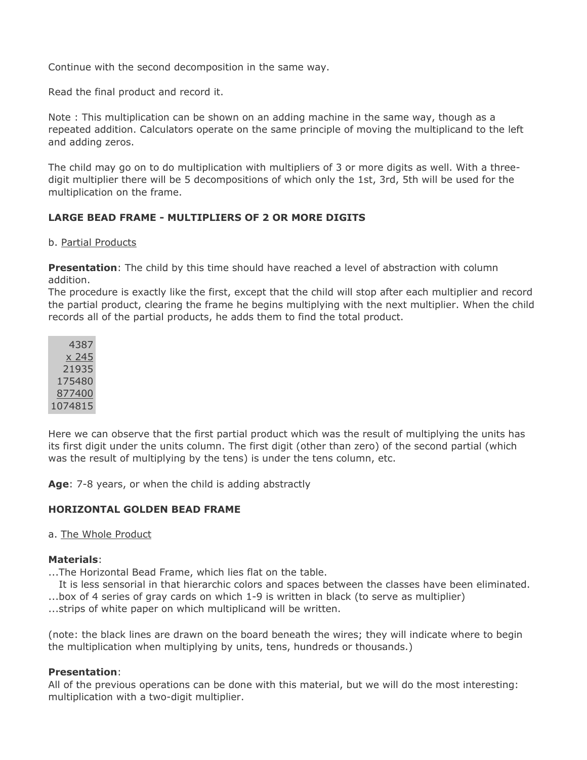Continue with the second decomposition in the same way.

Read the final product and record it.

Note : This multiplication can be shown on an adding machine in the same way, though as a repeated addition. Calculators operate on the same principle of moving the multiplicand to the left and adding zeros.

The child may go on to do multiplication with multipliers of 3 or more digits as well. With a three-digit multiplier there will be 5 decompositions of which only the 1st, 3rd, 5th will be used for the multiplication on the frame.

**LARGE BEAD FRAME - MULTIPLIERS OF 2 OR MORE DIGITS**

b. Partial Products

**Presentation**: The child by this time should have reached a level of abstraction with column addition.
The procedure is exactly like the first, except that the child will stop after each multiplier and record the partial product, clearing the frame he begins multiplying with the next multiplier. When the child records all of the partial products, he adds them to find the total product.

```
   4387
  x 245
  21935
 175480
 877400
1074815
```

Here we can observe that the first partial product which was the result of multiplying the units has its first digit under the units column. The first digit (other than zero) of the second partial (which was the result of multiplying by the tens) is under the tens column, etc.

**Age**: 7-8 years, or when the child is adding abstractly

**HORIZONTAL GOLDEN BEAD FRAME**

a. The Whole Product

**Materials**:
...The Horizontal Bead Frame, which lies flat on the table.
It is less sensorial in that hierarchic colors and spaces between the classes have been eliminated.
...box of 4 series of gray cards on which 1-9 is written in black (to serve as multiplier)
...strips of white paper on which multiplicand will be written.

(note: the black lines are drawn on the board beneath the wires; they will indicate where to begin the multiplication when multiplying by units, tens, hundreds or thousands.)

**Presentation**:
All of the previous operations can be done with this material, but we will do the most interesting: multiplication with a two-digit multiplier.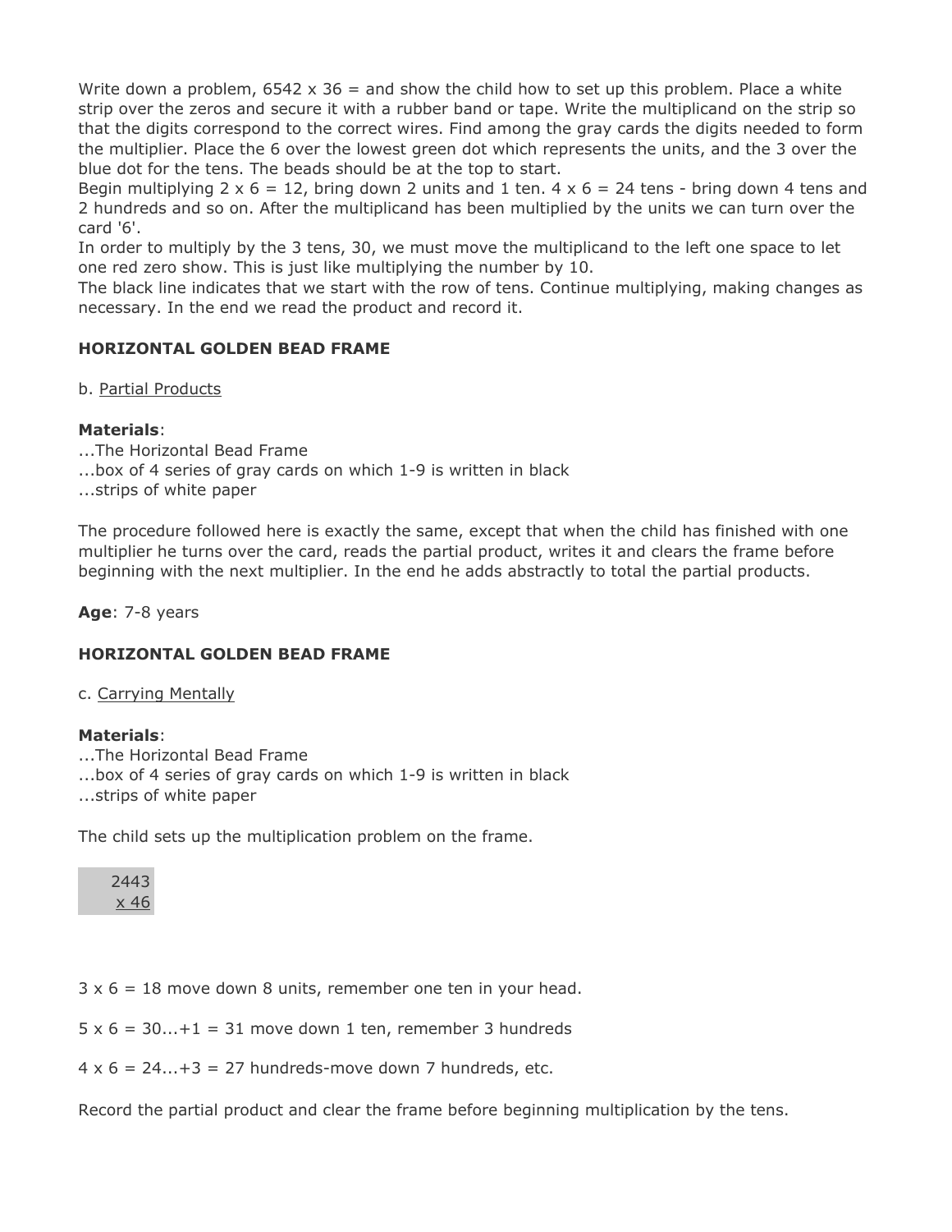Write down a problem, 6542 x 36 = and show the child how to set up this problem. Place a white strip over the zeros and secure it with a rubber band or tape. Write the multiplicand on the strip so that the digits correspond to the correct wires. Find among the gray cards the digits needed to form the multiplier. Place the 6 over the lowest green dot which represents the units, and the 3 over the blue dot for the tens. The beads should be at the top to start.
Begin multiplying 2 x 6 = 12, bring down 2 units and 1 ten. 4 x 6 = 24 tens - bring down 4 tens and 2 hundreds and so on. After the multiplicand has been multiplied by the units we can turn over the card '6'.
In order to multiply by the 3 tens, 30, we must move the multiplicand to the left one space to let one red zero show. This is just like multiplying the number by 10.
The black line indicates that we start with the row of tens. Continue multiplying, making changes as necessary. In the end we read the product and record it.

**HORIZONTAL GOLDEN BEAD FRAME**

b. Partial Products

**Materials**:
...The Horizontal Bead Frame
...box of 4 series of gray cards on which 1-9 is written in black
...strips of white paper

The procedure followed here is exactly the same, except that when the child has finished with one multiplier he turns over the card, reads the partial product, writes it and clears the frame before beginning with the next multiplier. In the end he adds abstractly to total the partial products.

**Age**: 7-8 years

**HORIZONTAL GOLDEN BEAD FRAME**

c. Carrying Mentally

**Materials**:
...The Horizontal Bead Frame
...box of 4 series of gray cards on which 1-9 is written in black
...strips of white paper

The child sets up the multiplication problem on the frame.

```
 2443
 x 46
```

3 x 6 = 18 move down 8 units, remember one ten in your head.

5 x 6 = 30...+1 = 31 move down 1 ten, remember 3 hundreds

4 x 6 = 24...+3 = 27 hundreds-move down 7 hundreds, etc.

Record the partial product and clear the frame before beginning multiplication by the tens.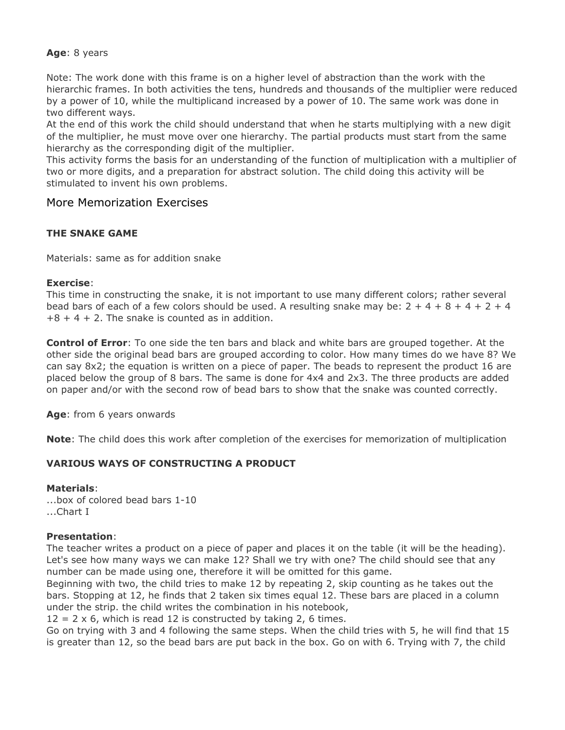**Age**: 8 years

Note: The work done with this frame is on a higher level of abstraction than the work with the hierarchic frames. In both activities the tens, hundreds and thousands of the multiplier were reduced by a power of 10, while the multiplicand increased by a power of 10. The same work was done in two different ways.
At the end of this work the child should understand that when he starts multiplying with a new digit of the multiplier, he must move over one hierarchy. The partial products must start from the same hierarchy as the corresponding digit of the multiplier.
This activity forms the basis for an understanding of the function of multiplication with a multiplier of two or more digits, and a preparation for abstract solution. The child doing this activity will be stimulated to invent his own problems.

## More Memorization Exercises

### THE SNAKE GAME

Materials: same as for addition snake

**Exercise**:
This time in constructing the snake, it is not important to use many different colors; rather several bead bars of each of a few colors should be used. A resulting snake may be: 2 + 4 + 8 + 4 + 2 + 4 +8 + 4 + 2. The snake is counted as in addition.

**Control of Error**: To one side the ten bars and black and white bars are grouped together. At the other side the original bead bars are grouped according to color. How many times do we have 8? We can say 8x2; the equation is written on a piece of paper. The beads to represent the product 16 are placed below the group of 8 bars. The same is done for 4x4 and 2x3. The three products are added on paper and/or with the second row of bead bars to show that the snake was counted correctly.

**Age**: from 6 years onwards

**Note**: The child does this work after completion of the exercises for memorization of multiplication

### VARIOUS WAYS OF CONSTRUCTING A PRODUCT

**Materials**:
...box of colored bead bars 1-10
...Chart I

**Presentation**:
The teacher writes a product on a piece of paper and places it on the table (it will be the heading). Let's see how many ways we can make 12? Shall we try with one? The child should see that any number can be made using one, therefore it will be omitted for this game.
Beginning with two, the child tries to make 12 by repeating 2, skip counting as he takes out the bars. Stopping at 12, he finds that 2 taken six times equal 12. These bars are placed in a column under the strip. the child writes the combination in his notebook,
12 = 2 x 6, which is read 12 is constructed by taking 2, 6 times.
Go on trying with 3 and 4 following the same steps. When the child tries with 5, he will find that 15 is greater than 12, so the bead bars are put back in the box. Go on with 6. Trying with 7, the child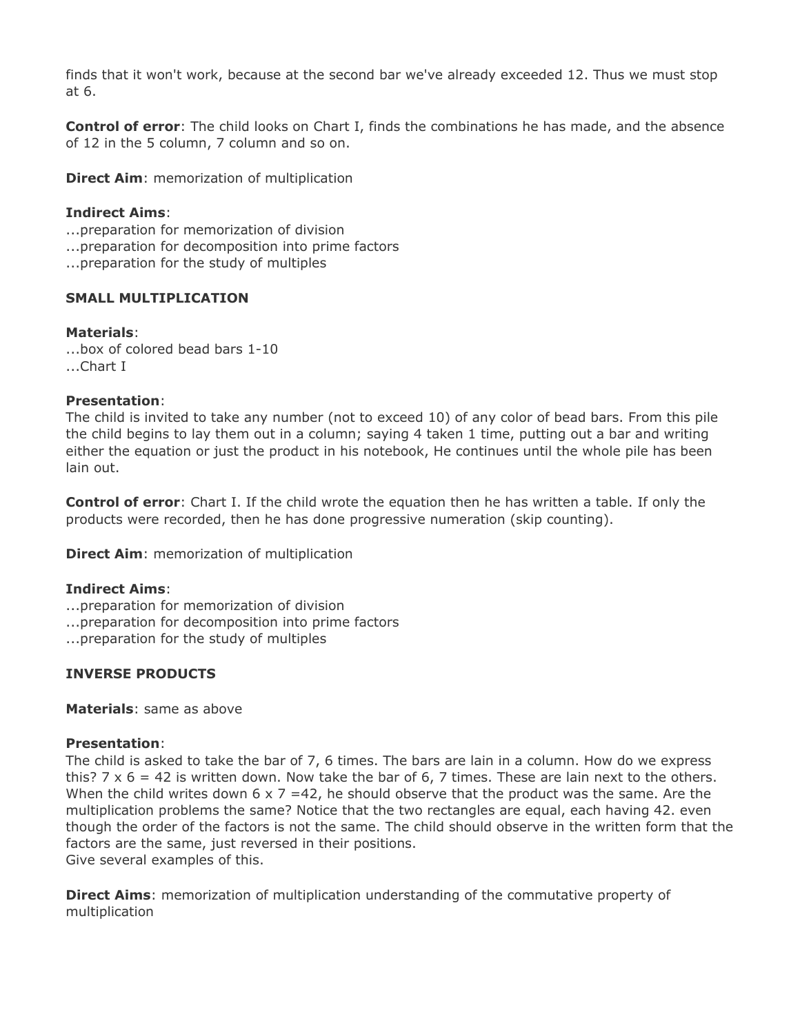finds that it won't work, because at the second bar we've already exceeded 12. Thus we must stop at 6.

**Control of error**: The child looks on Chart I, finds the combinations he has made, and the absence of 12 in the 5 column, 7 column and so on.

**Direct Aim**: memorization of multiplication

**Indirect Aims**:
...preparation for memorization of division
...preparation for decomposition into prime factors
...preparation for the study of multiples

### SMALL MULTIPLICATION

**Materials**:
...box of colored bead bars 1-10
...Chart I

**Presentation**:
The child is invited to take any number (not to exceed 10) of any color of bead bars. From this pile the child begins to lay them out in a column; saying 4 taken 1 time, putting out a bar and writing either the equation or just the product in his notebook, He continues until the whole pile has been lain out.

**Control of error**: Chart I. If the child wrote the equation then he has written a table. If only the products were recorded, then he has done progressive numeration (skip counting).

**Direct Aim**: memorization of multiplication

**Indirect Aims**:
...preparation for memorization of division
...preparation for decomposition into prime factors
...preparation for the study of multiples

### INVERSE PRODUCTS

**Materials**: same as above

**Presentation**:
The child is asked to take the bar of 7, 6 times. The bars are lain in a column. How do we express this? $7 \times 6 = 42$ is written down. Now take the bar of 6, 7 times. These are lain next to the others. When the child writes down $6 \times 7 = 42$, he should observe that the product was the same. Are the multiplication problems the same? Notice that the two rectangles are equal, each having 42. even though the order of the factors is not the same. The child should observe in the written form that the factors are the same, just reversed in their positions.
Give several examples of this.

**Direct Aims**: memorization of multiplication understanding of the commutative property of multiplication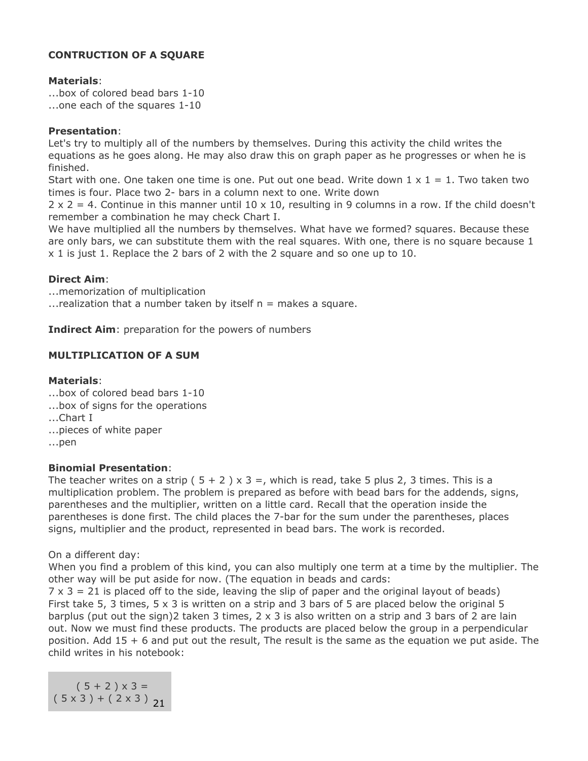**CONTRUCTION OF A SQUARE**

**Materials**:
...box of colored bead bars 1-10
...one each of the squares 1-10

**Presentation**:
Let's try to multiply all of the numbers by themselves. During this activity the child writes the equations as he goes along. He may also draw this on graph paper as he progresses or when he is finished.
Start with one. One taken one time is one. Put out one bead. Write down 1 x 1 = 1. Two taken two times is four. Place two 2- bars in a column next to one. Write down
2 x 2 = 4. Continue in this manner until 10 x 10, resulting in 9 columns in a row. If the child doesn't remember a combination he may check Chart I.
We have multiplied all the numbers by themselves. What have we formed? squares. Because these are only bars, we can substitute them with the real squares. With one, there is no square because 1 x 1 is just 1. Replace the 2 bars of 2 with the 2 square and so one up to 10.

**Direct Aim**:
...memorization of multiplication
...realization that a number taken by itself n = makes a square.

**Indirect Aim**: preparation for the powers of numbers

**MULTIPLICATION OF A SUM**

**Materials**:
...box of colored bead bars 1-10
...box of signs for the operations
...Chart I
...pieces of white paper
...pen

**Binomial Presentation**:
The teacher writes on a strip ( 5 + 2 ) x 3 =, which is read, take 5 plus 2, 3 times. This is a multiplication problem. The problem is prepared as before with bead bars for the addends, signs, parentheses and the multiplier, written on a little card. Recall that the operation inside the parentheses is done first. The child places the 7-bar for the sum under the parentheses, places signs, multiplier and the product, represented in bead bars. The work is recorded.

On a different day:
When you find a problem of this kind, you can also multiply one term at a time by the multiplier. The other way will be put aside for now. (The equation in beads and cards:
7 x 3 = 21 is placed off to the side, leaving the slip of paper and the original layout of beads)
First take 5, 3 times, 5 x 3 is written on a strip and 3 bars of 5 are placed below the original 5 barplus (put out the sign)2 taken 3 times, 2 x 3 is also written on a strip and 3 bars of 2 are lain out. Now we must find these products. The products are placed below the group in a perpendicular position. Add 15 + 6 and put out the result, The result is the same as the equation we put aside. The child writes in his notebook:

$$(5 + 2) \times 3 =$$
$$(5 \times 3) + (2 \times 3) \; 21$$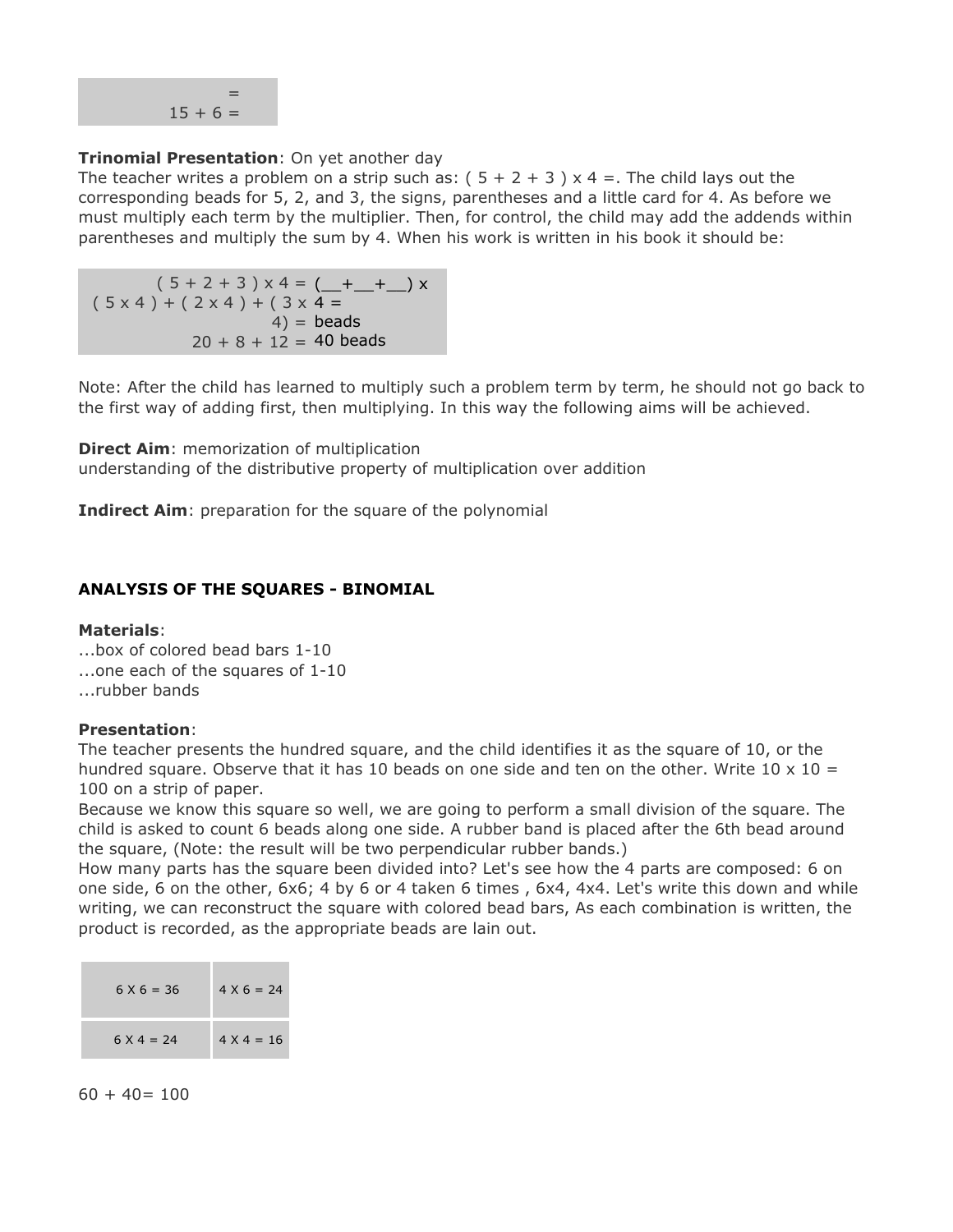| |
|---|
| = |
| 15 + 6 = |

**Trinomial Presentation**: On yet another day
The teacher writes a problem on a strip such as: ( 5 + 2 + 3 ) x 4 =. The child lays out the corresponding beads for 5, 2, and 3, the signs, parentheses and a little card for 4. As before we must multiply each term by the multiplier. Then, for control, the child may add the addends within parentheses and multiply the sum by 4. When his work is written in his book it should be:

| | |
|---|---|
| ( 5 + 2 + 3 ) x 4 = | (\_\_+\_\_+\_\_) x |
| ( 5 x 4 ) + ( 2 x 4 ) + ( 3 x 4) = | 4 = beads |
| 20 + 8 + 12 = | 40 beads |

Note: After the child has learned to multiply such a problem term by term, he should not go back to the first way of adding first, then multiplying. In this way the following aims will be achieved.

**Direct Aim**: memorization of multiplication
understanding of the distributive property of multiplication over addition

**Indirect Aim**: preparation for the square of the polynomial

**ANALYSIS OF THE SQUARES - BINOMIAL**

**Materials**:
...box of colored bead bars 1-10
...one each of the squares of 1-10
...rubber bands

**Presentation**:
The teacher presents the hundred square, and the child identifies it as the square of 10, or the hundred square. Observe that it has 10 beads on one side and ten on the other. Write 10 x 10 = 100 on a strip of paper.
Because we know this square so well, we are going to perform a small division of the square. The child is asked to count 6 beads along one side. A rubber band is placed after the 6th bead around the square, (Note: the result will be two perpendicular rubber bands.)
How many parts has the square been divided into? Let's see how the 4 parts are composed: 6 on one side, 6 on the other, 6x6; 4 by 6 or 4 taken 6 times , 6x4, 4x4. Let's write this down and while writing, we can reconstruct the square with colored bead bars, As each combination is written, the product is recorded, as the appropriate beads are lain out.

| | |
|---|---|
| 6 X 6 = 36 | 4 X 6 = 24 |
| 6 X 4 = 24 | 4 X 4 = 16 |

60 + 40= 100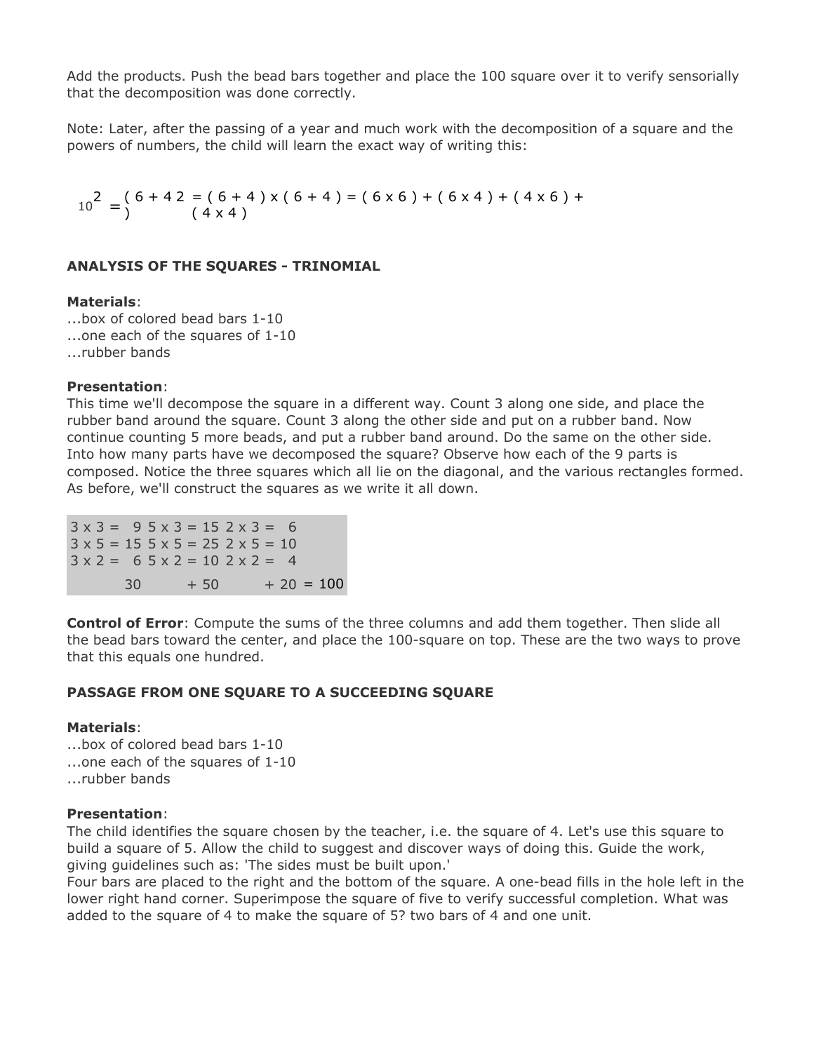Add the products. Push the bead bars together and place the 100 square over it to verify sensorially that the decomposition was done correctly.

Note: Later, after the passing of a year and much work with the decomposition of a square and the powers of numbers, the child will learn the exact way of writing this:

$$10^2 = (6 + 4)^2 = (6 + 4) \times (6 + 4) = (6 \times 6) + (6 \times 4) + (4 \times 6) + (4 \times 4)$$

**ANALYSIS OF THE SQUARES - TRINOMIAL**

**Materials**:
...box of colored bead bars 1-10
...one each of the squares of 1-10
...rubber bands

**Presentation**:
This time we'll decompose the square in a different way. Count 3 along one side, and place the rubber band around the square. Count 3 along the other side and put on a rubber band. Now continue counting 5 more beads, and put a rubber band around. Do the same on the other side. Into how many parts have we decomposed the square? Observe how each of the 9 parts is composed. Notice the three squares which all lie on the diagonal, and the various rectangles formed. As before, we'll construct the squares as we write it all down.

| | | | |
|---|---|---|---|
| 3 x 3 = 9 | 5 x 3 = 15 | 2 x 3 = 6 | |
| 3 x 5 = 15 | 5 x 5 = 25 | 2 x 5 = 10 | |
| 3 x 2 = 6 | 5 x 2 = 10 | 2 x 2 = 4 | |
| 30 | + 50 | + 20 | = 100 |

**Control of Error**: Compute the sums of the three columns and add them together. Then slide all the bead bars toward the center, and place the 100-square on top. These are the two ways to prove that this equals one hundred.

**PASSAGE FROM ONE SQUARE TO A SUCCEEDING SQUARE**

**Materials**:
...box of colored bead bars 1-10
...one each of the squares of 1-10
...rubber bands

**Presentation**:
The child identifies the square chosen by the teacher, i.e. the square of 4. Let's use this square to build a square of 5. Allow the child to suggest and discover ways of doing this. Guide the work, giving guidelines such as: 'The sides must be built upon.'
Four bars are placed to the right and the bottom of the square. A one-bead fills in the hole left in the lower right hand corner. Superimpose the square of five to verify successful completion. What was added to the square of 4 to make the square of 5? two bars of 4 and one unit.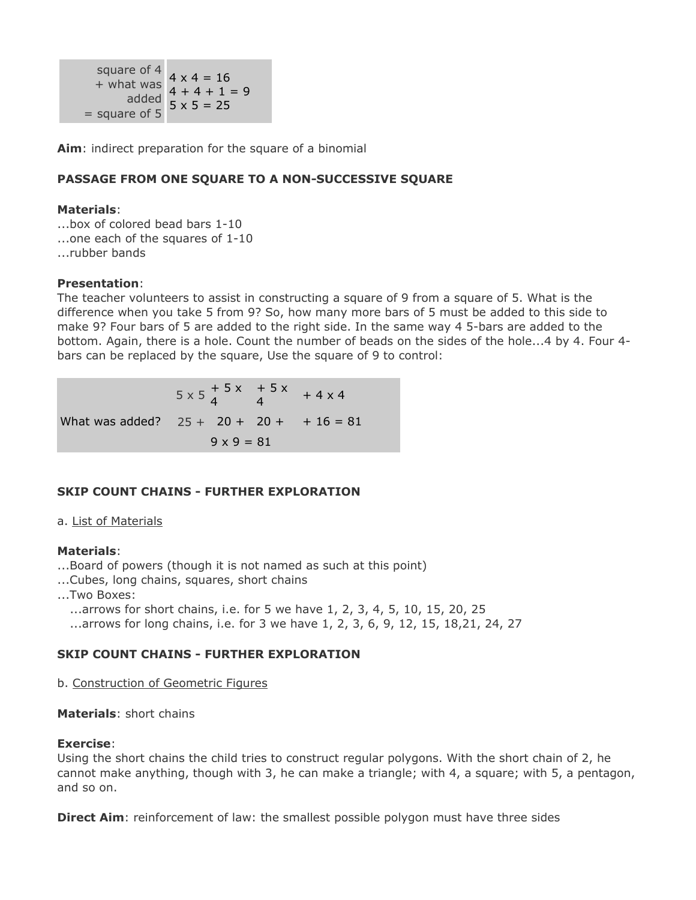| square of 4 + what was added = square of 5 | 4 x 4 = 16<br>4 + 4 + 1 = 9<br>5 x 5 = 25 |
|---|---|

**Aim**: indirect preparation for the square of a binomial

**PASSAGE FROM ONE SQUARE TO A NON-SUCCESSIVE SQUARE**

**Materials**:
...box of colored bead bars 1-10
...one each of the squares of 1-10
...rubber bands

**Presentation**:
The teacher volunteers to assist in constructing a square of 9 from a square of 5. What is the difference when you take 5 from 9? So, how many more bars of 5 must be added to this side to make 9? Four bars of 5 are added to the right side. In the same way 4 5-bars are added to the bottom. Again, there is a hole. Count the number of beads on the sides of the hole...4 by 4. Four 4-bars can be replaced by the square, Use the square of 9 to control:

| | | | | |
|---|---|---|---|---|
| | 5 x 5 | + 5 x 4 | + 5 x 4 | + 4 x 4 |
| What was added? | 25 + | 20 + | 20 + | + 16 = 81 |
| | | 9 x 9 = 81 | | |

**SKIP COUNT CHAINS - FURTHER EXPLORATION**

a. List of Materials

**Materials**:
...Board of powers (though it is not named as such at this point)
...Cubes, long chains, squares, short chains
...Two Boxes:
...arrows for short chains, i.e. for 5 we have 1, 2, 3, 4, 5, 10, 15, 20, 25
...arrows for long chains, i.e. for 3 we have 1, 2, 3, 6, 9, 12, 15, 18,21, 24, 27

**SKIP COUNT CHAINS - FURTHER EXPLORATION**

b. Construction of Geometric Figures

**Materials**: short chains

**Exercise**:
Using the short chains the child tries to construct regular polygons. With the short chain of 2, he cannot make anything, though with 3, he can make a triangle; with 4, a square; with 5, a pentagon, and so on.

**Direct Aim**: reinforcement of law: the smallest possible polygon must have three sides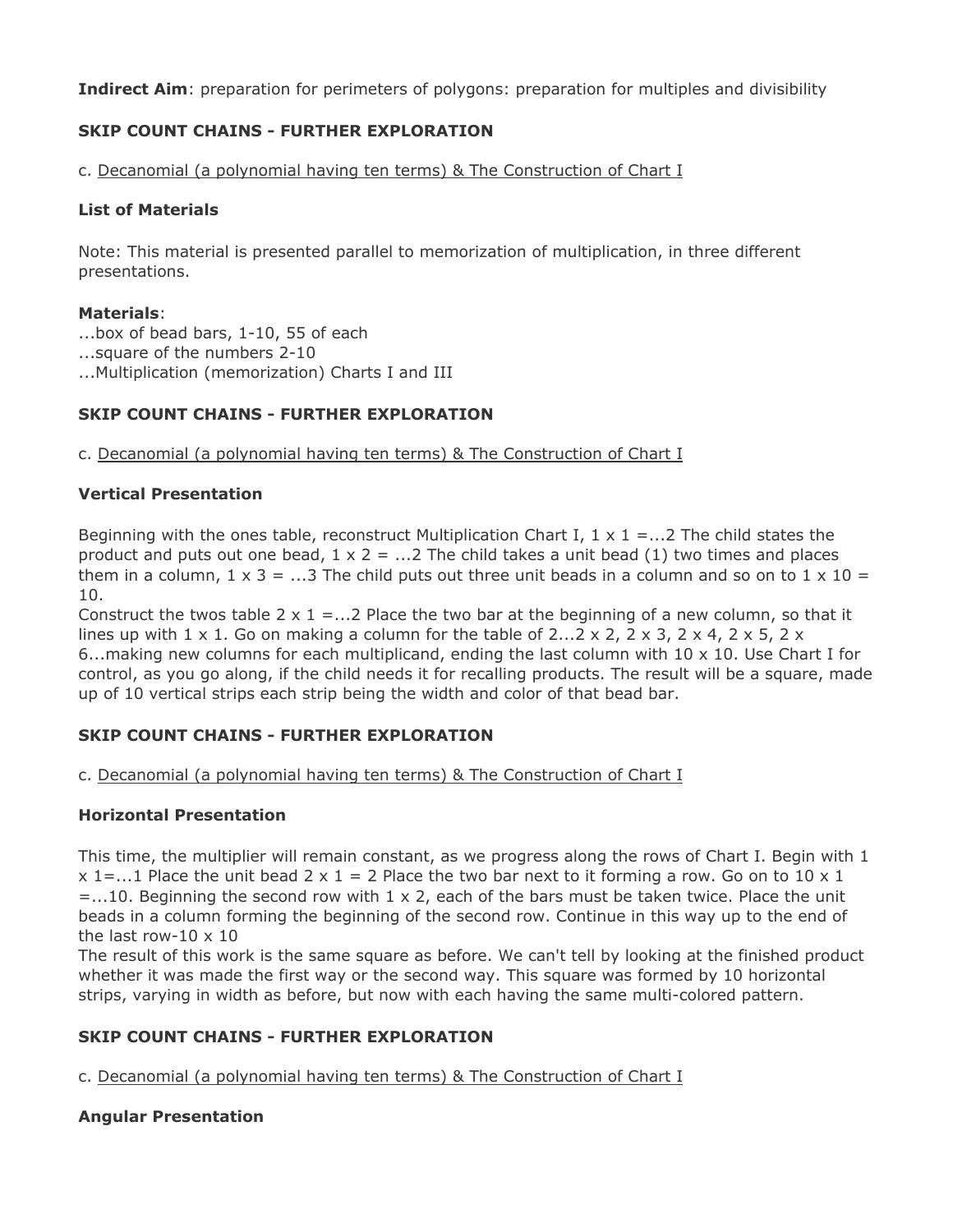**Indirect Aim**: preparation for perimeters of polygons: preparation for multiples and divisibility

**SKIP COUNT CHAINS - FURTHER EXPLORATION**

c. Decanomial (a polynomial having ten terms) & The Construction of Chart I

**List of Materials**

Note: This material is presented parallel to memorization of multiplication, in three different presentations.

**Materials**:
...box of bead bars, 1-10, 55 of each
...square of the numbers 2-10
...Multiplication (memorization) Charts I and III

**SKIP COUNT CHAINS - FURTHER EXPLORATION**

c. Decanomial (a polynomial having ten terms) & The Construction of Chart I

**Vertical Presentation**

Beginning with the ones table, reconstruct Multiplication Chart I, 1 x 1 =...2 The child states the product and puts out one bead, 1 x 2 = ...2 The child takes a unit bead (1) two times and places them in a column, 1 x 3 = ...3 The child puts out three unit beads in a column and so on to 1 x 10 = 10.
Construct the twos table 2 x 1 =...2 Place the two bar at the beginning of a new column, so that it lines up with 1 x 1. Go on making a column for the table of 2...2 x 2, 2 x 3, 2 x 4, 2 x 5, 2 x 6...making new columns for each multiplicand, ending the last column with 10 x 10. Use Chart I for control, as you go along, if the child needs it for recalling products. The result will be a square, made up of 10 vertical strips each strip being the width and color of that bead bar.

**SKIP COUNT CHAINS - FURTHER EXPLORATION**

c. Decanomial (a polynomial having ten terms) & The Construction of Chart I

**Horizontal Presentation**

This time, the multiplier will remain constant, as we progress along the rows of Chart I. Begin with 1 x 1=...1 Place the unit bead 2 x 1 = 2 Place the two bar next to it forming a row. Go on to 10 x 1 =...10. Beginning the second row with 1 x 2, each of the bars must be taken twice. Place the unit beads in a column forming the beginning of the second row. Continue in this way up to the end of the last row-10 x 10
The result of this work is the same square as before. We can't tell by looking at the finished product whether it was made the first way or the second way. This square was formed by 10 horizontal strips, varying in width as before, but now with each having the same multi-colored pattern.

**SKIP COUNT CHAINS - FURTHER EXPLORATION**

c. Decanomial (a polynomial having ten terms) & The Construction of Chart I

**Angular Presentation**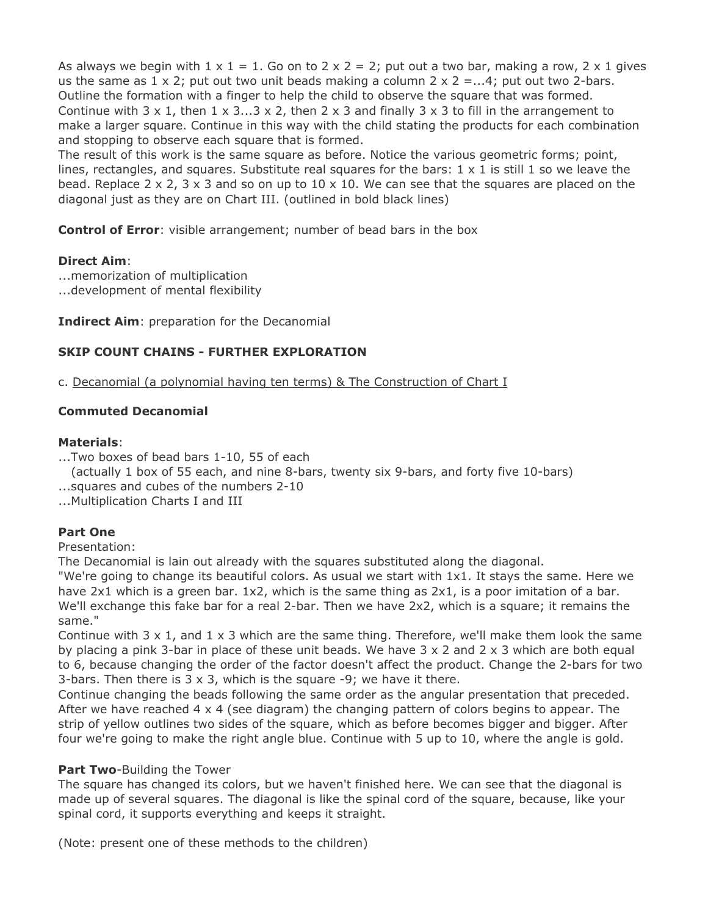As always we begin with 1 x 1 = 1. Go on to 2 x 2 = 2; put out a two bar, making a row, 2 x 1 gives us the same as 1 x 2; put out two unit beads making a column 2 x 2 =...4; put out two 2-bars. Outline the formation with a finger to help the child to observe the square that was formed. Continue with 3 x 1, then 1 x 3...3 x 2, then 2 x 3 and finally 3 x 3 to fill in the arrangement to make a larger square. Continue in this way with the child stating the products for each combination and stopping to observe each square that is formed.
The result of this work is the same square as before. Notice the various geometric forms; point, lines, rectangles, and squares. Substitute real squares for the bars: 1 x 1 is still 1 so we leave the bead. Replace 2 x 2, 3 x 3 and so on up to 10 x 10. We can see that the squares are placed on the diagonal just as they are on Chart III. (outlined in bold black lines)

**Control of Error**: visible arrangement; number of bead bars in the box

**Direct Aim**:
...memorization of multiplication
...development of mental flexibility

**Indirect Aim**: preparation for the Decanomial

**SKIP COUNT CHAINS - FURTHER EXPLORATION**

c. Decanomial (a polynomial having ten terms) & The Construction of Chart I

**Commuted Decanomial**

**Materials**:
...Two boxes of bead bars 1-10, 55 of each
(actually 1 box of 55 each, and nine 8-bars, twenty six 9-bars, and forty five 10-bars)
...squares and cubes of the numbers 2-10
...Multiplication Charts I and III

**Part One**
Presentation:
The Decanomial is lain out already with the squares substituted along the diagonal.
"We're going to change its beautiful colors. As usual we start with 1x1. It stays the same. Here we have 2x1 which is a green bar. 1x2, which is the same thing as 2x1, is a poor imitation of a bar. We'll exchange this fake bar for a real 2-bar. Then we have 2x2, which is a square; it remains the same."
Continue with 3 x 1, and 1 x 3 which are the same thing. Therefore, we'll make them look the same by placing a pink 3-bar in place of these unit beads. We have 3 x 2 and 2 x 3 which are both equal to 6, because changing the order of the factor doesn't affect the product. Change the 2-bars for two 3-bars. Then there is 3 x 3, which is the square -9; we have it there.
Continue changing the beads following the same order as the angular presentation that preceded. After we have reached 4 x 4 (see diagram) the changing pattern of colors begins to appear. The strip of yellow outlines two sides of the square, which as before becomes bigger and bigger. After four we're going to make the right angle blue. Continue with 5 up to 10, where the angle is gold.

**Part Two**-Building the Tower
The square has changed its colors, but we haven't finished here. We can see that the diagonal is made up of several squares. The diagonal is like the spinal cord of the square, because, like your spinal cord, it supports everything and keeps it straight.

(Note: present one of these methods to the children)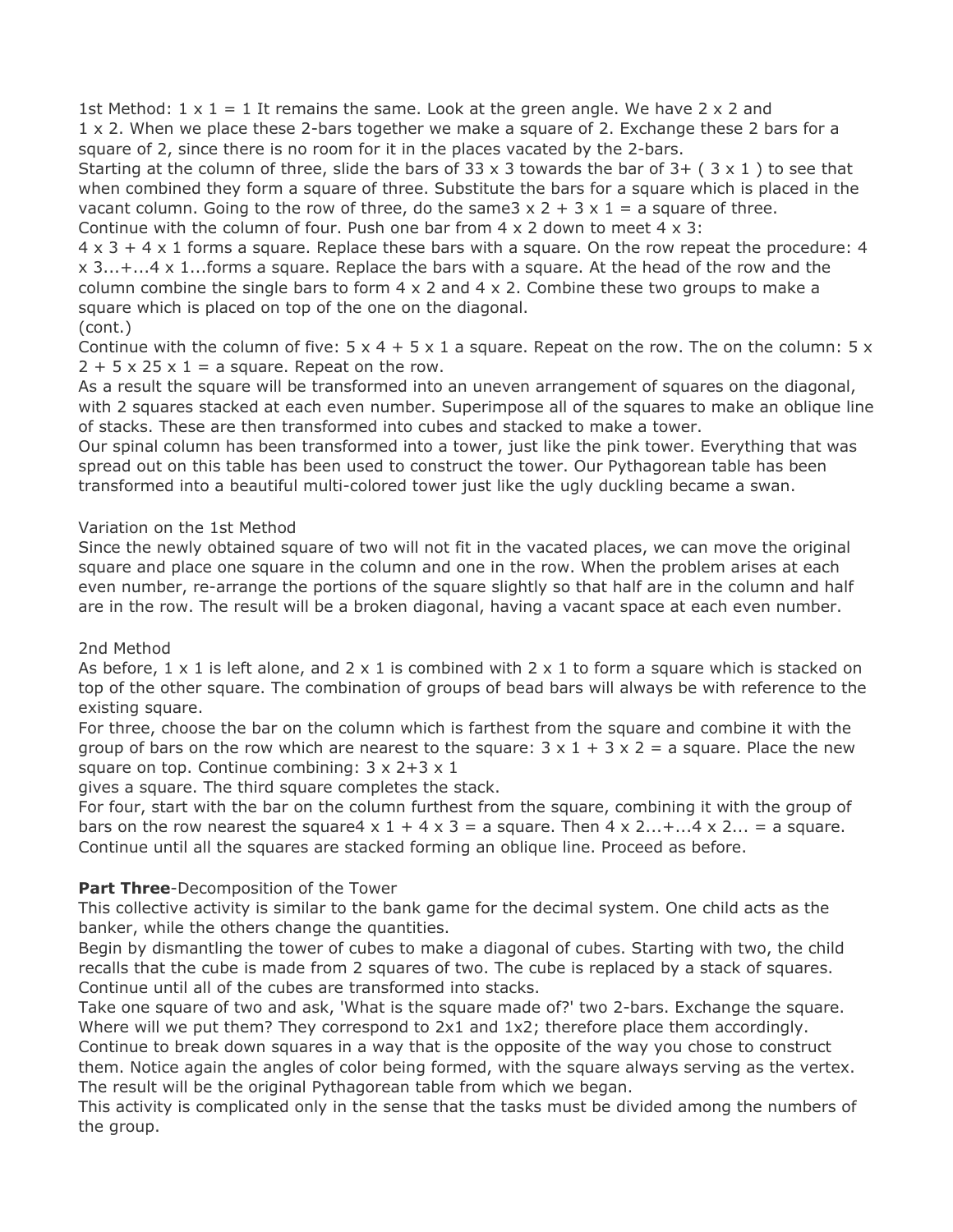1st Method: $1 \times 1 = 1$ It remains the same. Look at the green angle. We have $2 \times 2$ and $1 \times 2$. When we place these 2-bars together we make a square of 2. Exchange these 2 bars for a square of 2, since there is no room for it in the places vacated by the 2-bars.

Starting at the column of three, slide the bars of 33 x 3 towards the bar of 3+ ( 3 x 1 ) to see that when combined they form a square of three. Substitute the bars for a square which is placed in the vacant column. Going to the row of three, do the same3 x 2 + 3 x 1 = a square of three.

Continue with the column of four. Push one bar from 4 x 2 down to meet 4 x 3:

4 x 3 + 4 x 1 forms a square. Replace these bars with a square. On the row repeat the procedure: 4 x 3...+...4 x 1...forms a square. Replace the bars with a square. At the head of the row and the column combine the single bars to form 4 x 2 and 4 x 2. Combine these two groups to make a square which is placed on top of the one on the diagonal.

(cont.)

Continue with the column of five: 5 x 4 + 5 x 1 a square. Repeat on the row. The on the column: 5 x 2 + 5 x 25 x 1 = a square. Repeat on the row.

As a result the square will be transformed into an uneven arrangement of squares on the diagonal, with 2 squares stacked at each even number. Superimpose all of the squares to make an oblique line of stacks. These are then transformed into cubes and stacked to make a tower.

Our spinal column has been transformed into a tower, just like the pink tower. Everything that was spread out on this table has been used to construct the tower. Our Pythagorean table has been transformed into a beautiful multi-colored tower just like the ugly duckling became a swan.

Variation on the 1st Method

Since the newly obtained square of two will not fit in the vacated places, we can move the original square and place one square in the column and one in the row. When the problem arises at each even number, re-arrange the portions of the square slightly so that half are in the column and half are in the row. The result will be a broken diagonal, having a vacant space at each even number.

2nd Method

As before, 1 x 1 is left alone, and 2 x 1 is combined with 2 x 1 to form a square which is stacked on top of the other square. The combination of groups of bead bars will always be with reference to the existing square.

For three, choose the bar on the column which is farthest from the square and combine it with the group of bars on the row which are nearest to the square: 3 x 1 + 3 x 2 = a square. Place the new square on top. Continue combining: 3 x 2+3 x 1

gives a square. The third square completes the stack.

For four, start with the bar on the column furthest from the square, combining it with the group of bars on the row nearest the square4 x 1 + 4 x 3 = a square. Then 4 x 2...+...4 x 2... = a square. Continue until all the squares are stacked forming an oblique line. Proceed as before.

**Part Three**-Decomposition of the Tower

This collective activity is similar to the bank game for the decimal system. One child acts as the banker, while the others change the quantities.

Begin by dismantling the tower of cubes to make a diagonal of cubes. Starting with two, the child recalls that the cube is made from 2 squares of two. The cube is replaced by a stack of squares. Continue until all of the cubes are transformed into stacks.

Take one square of two and ask, 'What is the square made of?' two 2-bars. Exchange the square. Where will we put them? They correspond to 2x1 and 1x2; therefore place them accordingly.

Continue to break down squares in a way that is the opposite of the way you chose to construct them. Notice again the angles of color being formed, with the square always serving as the vertex. The result will be the original Pythagorean table from which we began.

This activity is complicated only in the sense that the tasks must be divided among the numbers of the group.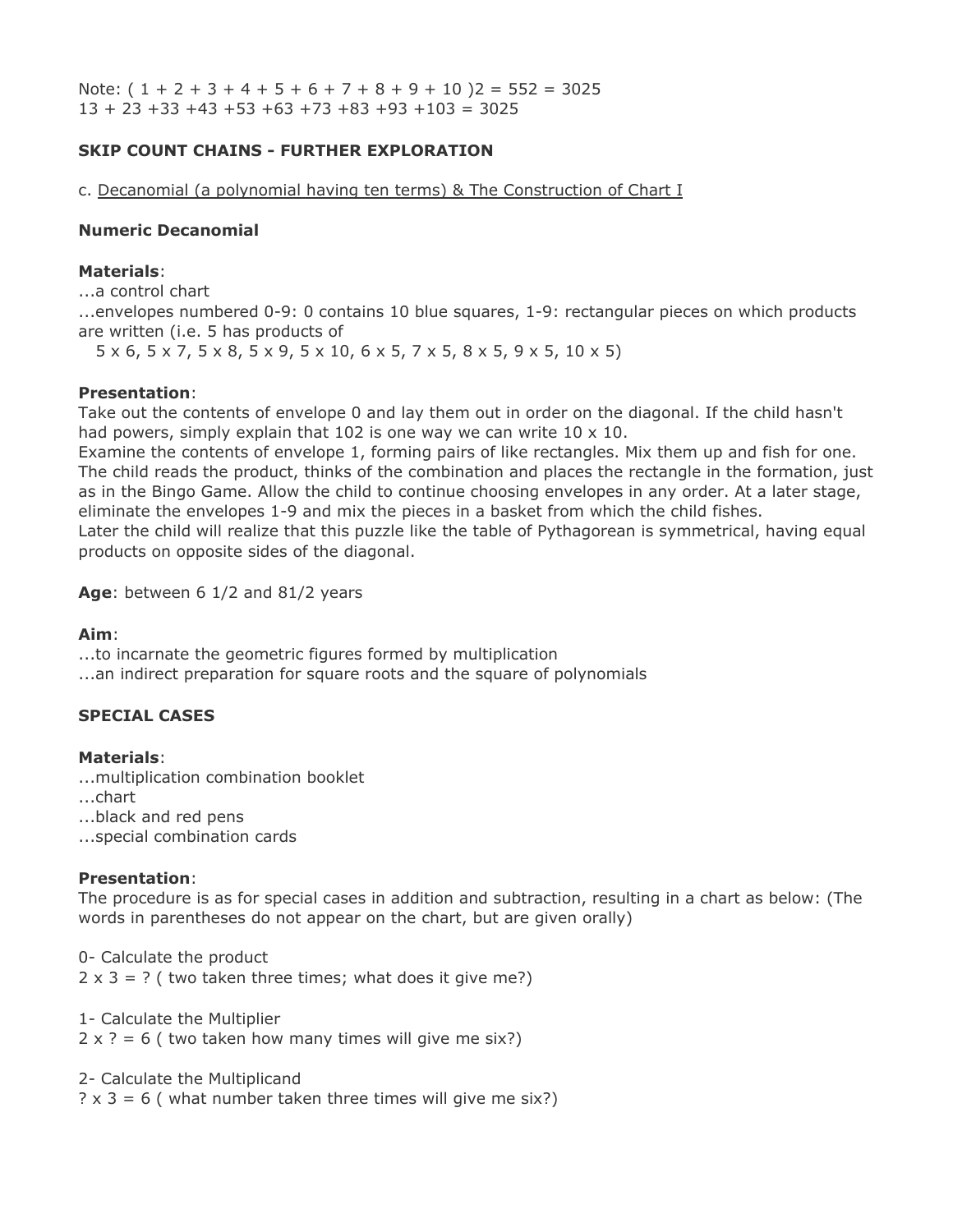Note: $( 1 + 2 + 3 + 4 + 5 + 6 + 7 + 8 + 9 + 10 )^2 = 55^2 = 3025$
$1^3 + 2^3 + 3^3 + 4^3 + 5^3 + 6^3 + 7^3 + 8^3 + 9^3 + 10^3 = 3025$

**SKIP COUNT CHAINS - FURTHER EXPLORATION**

c. Decanomial (a polynomial having ten terms) & The Construction of Chart I

**Numeric Decanomial**

**Materials**:
...a control chart
...envelopes numbered 0-9: 0 contains 10 blue squares, 1-9: rectangular pieces on which products are written (i.e. 5 has products of
5 x 6, 5 x 7, 5 x 8, 5 x 9, 5 x 10, 6 x 5, 7 x 5, 8 x 5, 9 x 5, 10 x 5)

**Presentation**:
Take out the contents of envelope 0 and lay them out in order on the diagonal. If the child hasn't had powers, simply explain that $10^2$ is one way we can write 10 x 10.
Examine the contents of envelope 1, forming pairs of like rectangles. Mix them up and fish for one. The child reads the product, thinks of the combination and places the rectangle in the formation, just as in the Bingo Game. Allow the child to continue choosing envelopes in any order. At a later stage, eliminate the envelopes 1-9 and mix the pieces in a basket from which the child fishes.
Later the child will realize that this puzzle like the table of Pythagorean is symmetrical, having equal products on opposite sides of the diagonal.

**Age**: between 6 1/2 and 81/2 years

**Aim**:
...to incarnate the geometric figures formed by multiplication
...an indirect preparation for square roots and the square of polynomials

**SPECIAL CASES**

**Materials**:
...multiplication combination booklet
...chart
...black and red pens
...special combination cards

**Presentation**:
The procedure is as for special cases in addition and subtraction, resulting in a chart as below: (The words in parentheses do not appear on the chart, but are given orally)

0- Calculate the product
2 x 3 = ? ( two taken three times; what does it give me?)

1- Calculate the Multiplier
2 x ? = 6 ( two taken how many times will give me six?)

2- Calculate the Multiplicand
? x 3 = 6 ( what number taken three times will give me six?)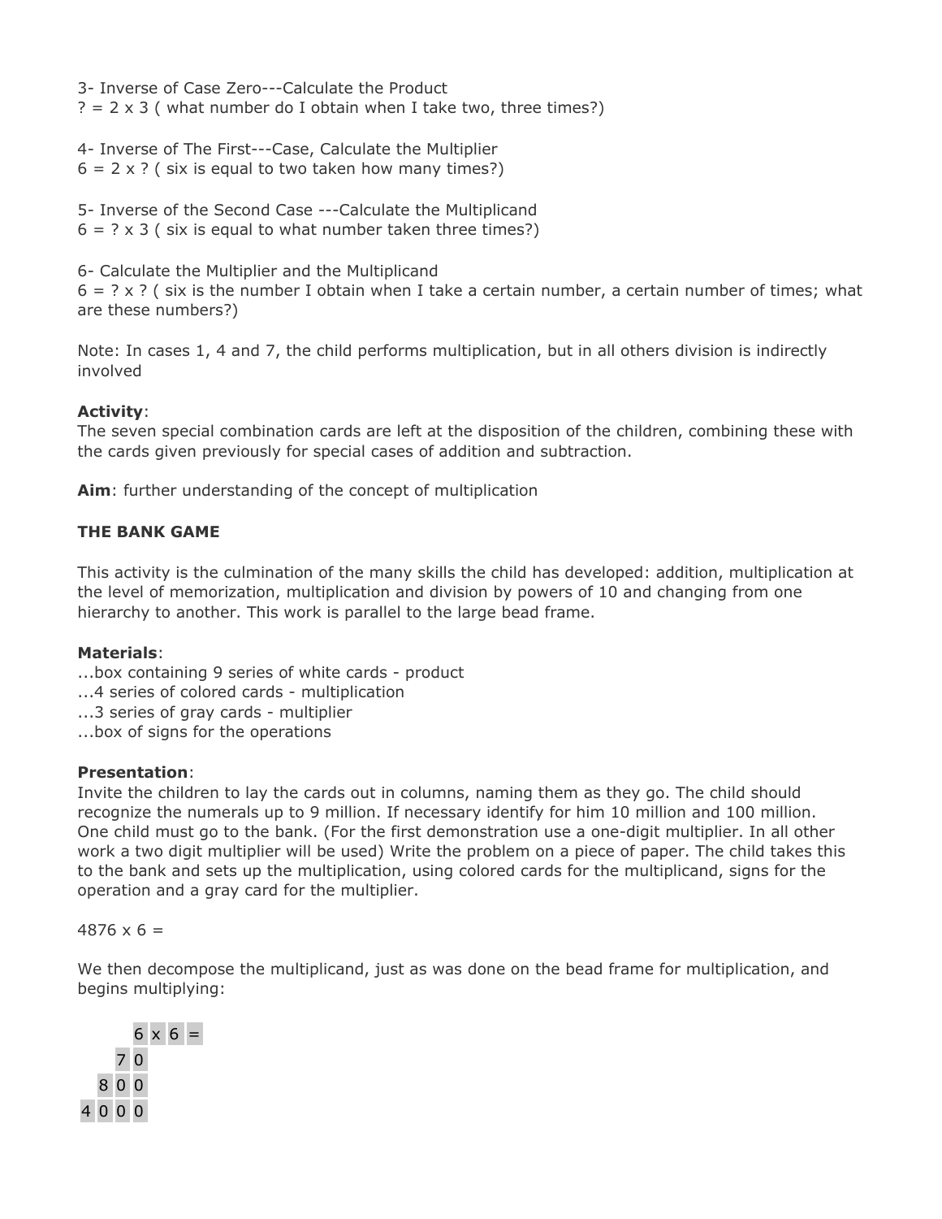3- Inverse of Case Zero---Calculate the Product
? = 2 x 3 ( what number do I obtain when I take two, three times?)

4- Inverse of The First---Case, Calculate the Multiplier
6 = 2 x ? ( six is equal to two taken how many times?)

5- Inverse of the Second Case ---Calculate the Multiplicand
6 = ? x 3 ( six is equal to what number taken three times?)

6- Calculate the Multiplier and the Multiplicand
6 = ? x ? ( six is the number I obtain when I take a certain number, a certain number of times; what are these numbers?)

Note: In cases 1, 4 and 7, the child performs multiplication, but in all others division is indirectly involved

**Activity**:
The seven special combination cards are left at the disposition of the children, combining these with the cards given previously for special cases of addition and subtraction.

**Aim**: further understanding of the concept of multiplication

**THE BANK GAME**

This activity is the culmination of the many skills the child has developed: addition, multiplication at the level of memorization, multiplication and division by powers of 10 and changing from one hierarchy to another. This work is parallel to the large bead frame.

**Materials**:
...box containing 9 series of white cards - product
...4 series of colored cards - multiplication
...3 series of gray cards - multiplier
...box of signs for the operations

**Presentation**:
Invite the children to lay the cards out in columns, naming them as they go. The child should recognize the numerals up to 9 million. If necessary identify for him 10 million and 100 million. One child must go to the bank. (For the first demonstration use a one-digit multiplier. In all other work a two digit multiplier will be used) Write the problem on a piece of paper. The child takes this to the bank and sets up the multiplication, using colored cards for the multiplicand, signs for the operation and a gray card for the multiplier.

4876 x 6 =

We then decompose the multiplicand, just as was done on the bead frame for multiplication, and begins multiplying:

|   |   |   |   |   |   |   |
|---|---|---|---|---|---|---|
|   |   |   | 6 | x | 6 | = |
|   |   | 7 | 0 |   |   |   |
|   | 8 | 0 | 0 |   |   |   |
| 4 | 0 | 0 | 0 |   |   |   |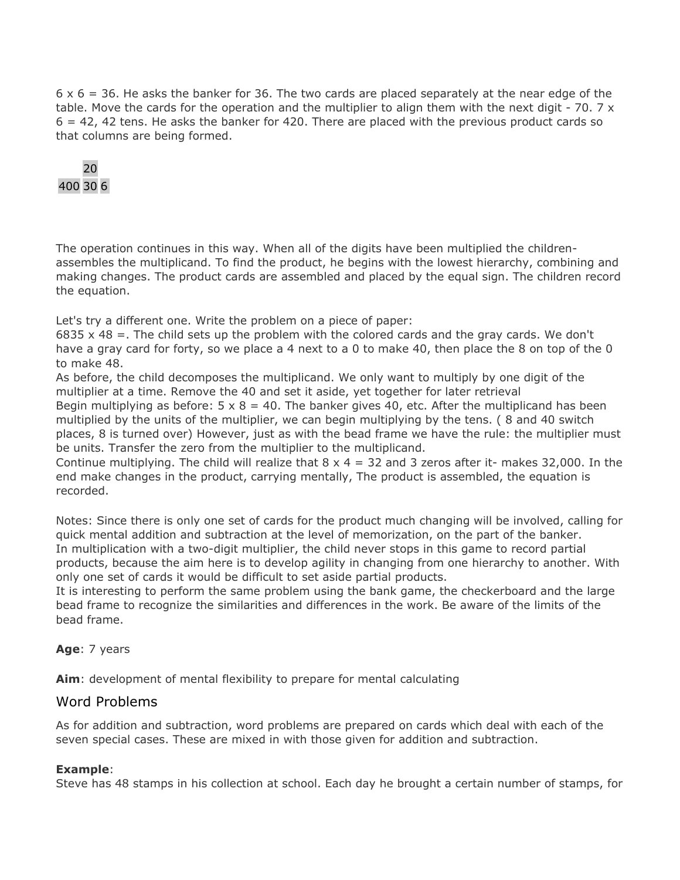6 x 6 = 36. He asks the banker for 36. The two cards are placed separately at the near edge of the table. Move the cards for the operation and the multiplier to align them with the next digit - 70. 7 x 6 = 42, 42 tens. He asks the banker for 420. There are placed with the previous product cards so that columns are being formed.

|     | 20 |   |
|-----|----|---|
| 400 | 30 | 6 |

The operation continues in this way. When all of the digits have been multiplied the children- assembles the multiplicand. To find the product, he begins with the lowest hierarchy, combining and making changes. The product cards are assembled and placed by the equal sign. The children record the equation.

Let's try a different one. Write the problem on a piece of paper:
6835 x 48 =. The child sets up the problem with the colored cards and the gray cards. We don't have a gray card for forty, so we place a 4 next to a 0 to make 40, then place the 8 on top of the 0 to make 48.
As before, the child decomposes the multiplicand. We only want to multiply by one digit of the multiplier at a time. Remove the 40 and set it aside, yet together for later retrieval
Begin multiplying as before: 5 x 8 = 40. The banker gives 40, etc. After the multiplicand has been multiplied by the units of the multiplier, we can begin multiplying by the tens. ( 8 and 40 switch places, 8 is turned over) However, just as with the bead frame we have the rule: the multiplier must be units. Transfer the zero from the multiplier to the multiplicand.
Continue multiplying. The child will realize that 8 x 4 = 32 and 3 zeros after it- makes 32,000. In the end make changes in the product, carrying mentally, The product is assembled, the equation is recorded.

Notes: Since there is only one set of cards for the product much changing will be involved, calling for quick mental addition and subtraction at the level of memorization, on the part of the banker.
In multiplication with a two-digit multiplier, the child never stops in this game to record partial products, because the aim here is to develop agility in changing from one hierarchy to another. With only one set of cards it would be difficult to set aside partial products.
It is interesting to perform the same problem using the bank game, the checkerboard and the large bead frame to recognize the similarities and differences in the work. Be aware of the limits of the bead frame.

**Age**: 7 years

**Aim**: development of mental flexibility to prepare for mental calculating

## Word Problems

As for addition and subtraction, word problems are prepared on cards which deal with each of the seven special cases. These are mixed in with those given for addition and subtraction.

**Example**:
Steve has 48 stamps in his collection at school. Each day he brought a certain number of stamps, for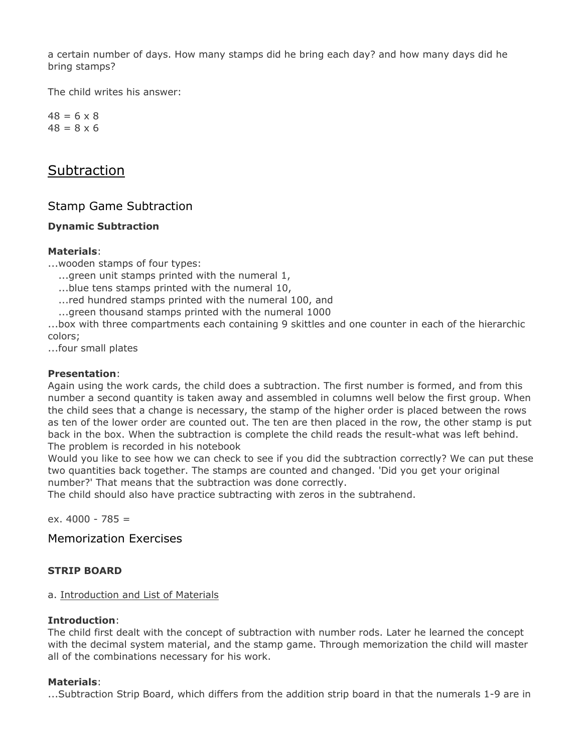a certain number of days. How many stamps did he bring each day? and how many days did he bring stamps?

The child writes his answer:

48 = 6 x 8
48 = 8 x 6

# Subtraction

## Stamp Game Subtraction

**Dynamic Subtraction**

**Materials**:
...wooden stamps of four types:
...green unit stamps printed with the numeral 1,
...blue tens stamps printed with the numeral 10,
...red hundred stamps printed with the numeral 100, and
...green thousand stamps printed with the numeral 1000
...box with three compartments each containing 9 skittles and one counter in each of the hierarchic colors;
...four small plates

**Presentation**:
Again using the work cards, the child does a subtraction. The first number is formed, and from this number a second quantity is taken away and assembled in columns well below the first group. When the child sees that a change is necessary, the stamp of the higher order is placed between the rows as ten of the lower order are counted out. The ten are then placed in the row, the other stamp is put back in the box. When the subtraction is complete the child reads the result-what was left behind. The problem is recorded in his notebook
Would you like to see how we can check to see if you did the subtraction correctly? We can put these two quantities back together. The stamps are counted and changed. 'Did you get your original number?' That means that the subtraction was done correctly.
The child should also have practice subtracting with zeros in the subtrahend.

ex. 4000 - 785 =

## Memorization Exercises

**STRIP BOARD**

a. Introduction and List of Materials

**Introduction**:
The child first dealt with the concept of subtraction with number rods. Later he learned the concept with the decimal system material, and the stamp game. Through memorization the child will master all of the combinations necessary for his work.

**Materials**:
...Subtraction Strip Board, which differs from the addition strip board in that the numerals 1-9 are in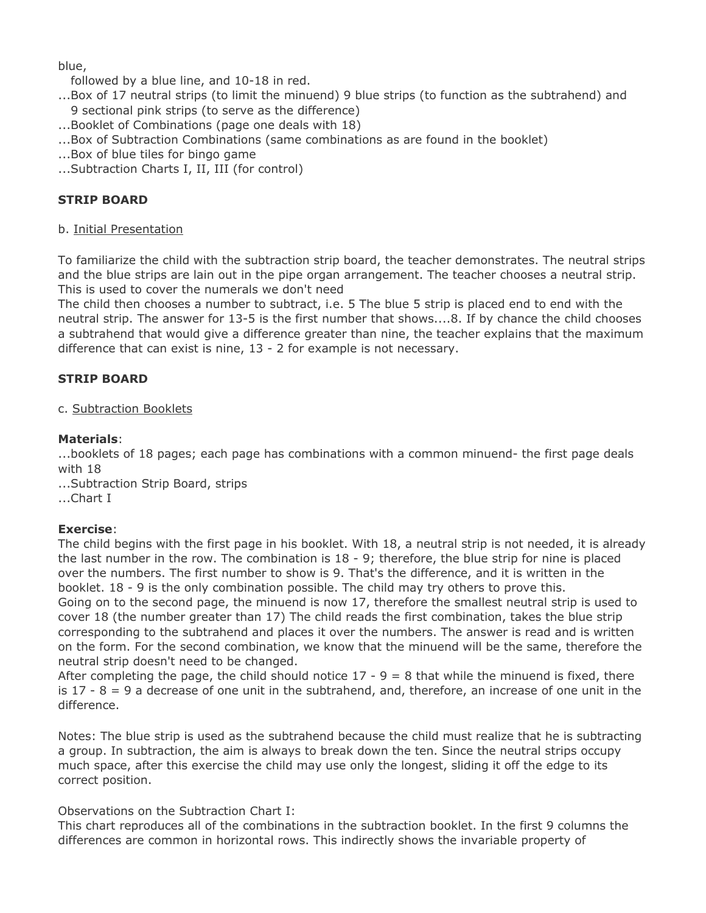blue,

followed by a blue line, and 10-18 in red.

...Box of 17 neutral strips (to limit the minuend) 9 blue strips (to function as the subtrahend) and 9 sectional pink strips (to serve as the difference)

...Booklet of Combinations (page one deals with 18)

...Box of Subtraction Combinations (same combinations as are found in the booklet)

...Box of blue tiles for bingo game

...Subtraction Charts I, II, III (for control)

**STRIP BOARD**

b. Initial Presentation

To familiarize the child with the subtraction strip board, the teacher demonstrates. The neutral strips and the blue strips are lain out in the pipe organ arrangement. The teacher chooses a neutral strip. This is used to cover the numerals we don't need

The child then chooses a number to subtract, i.e. 5 The blue 5 strip is placed end to end with the neutral strip. The answer for 13-5 is the first number that shows....8. If by chance the child chooses a subtrahend that would give a difference greater than nine, the teacher explains that the maximum difference that can exist is nine, 13 - 2 for example is not necessary.

**STRIP BOARD**

c. Subtraction Booklets

**Materials**:

...booklets of 18 pages; each page has combinations with a common minuend- the first page deals with 18

...Subtraction Strip Board, strips

...Chart I

**Exercise**:

The child begins with the first page in his booklet. With 18, a neutral strip is not needed, it is already the last number in the row. The combination is 18 - 9; therefore, the blue strip for nine is placed over the numbers. The first number to show is 9. That's the difference, and it is written in the booklet. 18 - 9 is the only combination possible. The child may try others to prove this.

Going on to the second page, the minuend is now 17, therefore the smallest neutral strip is used to cover 18 (the number greater than 17) The child reads the first combination, takes the blue strip corresponding to the subtrahend and places it over the numbers. The answer is read and is written on the form. For the second combination, we know that the minuend will be the same, therefore the neutral strip doesn't need to be changed.

After completing the page, the child should notice 17 - 9 = 8 that while the minuend is fixed, there is 17 - 8 = 9 a decrease of one unit in the subtrahend, and, therefore, an increase of one unit in the difference.

Notes: The blue strip is used as the subtrahend because the child must realize that he is subtracting a group. In subtraction, the aim is always to break down the ten. Since the neutral strips occupy much space, after this exercise the child may use only the longest, sliding it off the edge to its correct position.

Observations on the Subtraction Chart I:

This chart reproduces all of the combinations in the subtraction booklet. In the first 9 columns the differences are common in horizontal rows. This indirectly shows the invariable property of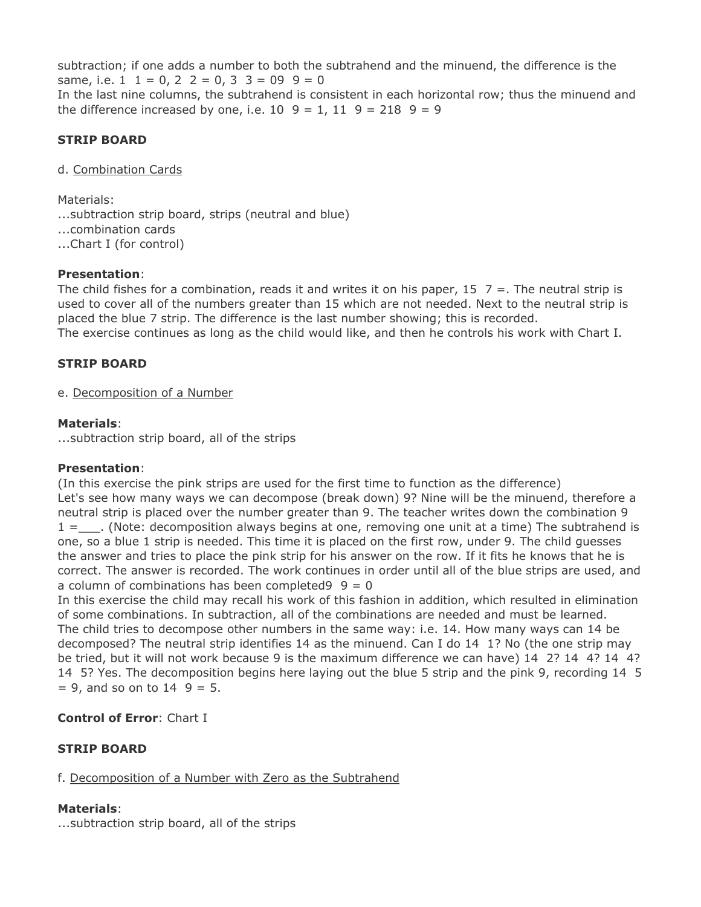subtraction; if one adds a number to both the subtrahend and the minuend, the difference is the same, i.e. 1  1 = 0, 2  2 = 0, 3  3 = 09  9 = 0
In the last nine columns, the subtrahend is consistent in each horizontal row; thus the minuend and the difference increased by one, i.e. 10  9 = 1, 11  9 = 218  9 = 9

**STRIP BOARD**

d. Combination Cards

Materials:
...subtraction strip board, strips (neutral and blue)
...combination cards
...Chart I (for control)

**Presentation**:
The child fishes for a combination, reads it and writes it on his paper, 15  7 =. The neutral strip is used to cover all of the numbers greater than 15 which are not needed. Next to the neutral strip is placed the blue 7 strip. The difference is the last number showing; this is recorded.
The exercise continues as long as the child would like, and then he controls his work with Chart I.

**STRIP BOARD**

e. Decomposition of a Number

**Materials**:
...subtraction strip board, all of the strips

**Presentation**:
(In this exercise the pink strips are used for the first time to function as the difference)
Let's see how many ways we can decompose (break down) 9? Nine will be the minuend, therefore a neutral strip is placed over the number greater than 9. The teacher writes down the combination 9  1 =___. (Note: decomposition always begins at one, removing one unit at a time) The subtrahend is one, so a blue 1 strip is needed. This time it is placed on the first row, under 9. The child guesses the answer and tries to place the pink strip for his answer on the row. If it fits he knows that he is correct. The answer is recorded. The work continues in order until all of the blue strips are used, and a column of combinations has been completed9  9 = 0
In this exercise the child may recall his work of this fashion in addition, which resulted in elimination of some combinations. In subtraction, all of the combinations are needed and must be learned.
The child tries to decompose other numbers in the same way: i.e. 14. How many ways can 14 be decomposed? The neutral strip identifies 14 as the minuend. Can I do 14  1? No (the one strip may be tried, but it will not work because 9 is the maximum difference we can have) 14  2? 14  4? 14  4? 14  5? Yes. The decomposition begins here laying out the blue 5 strip and the pink 9, recording 14  5 = 9, and so on to 14  9 = 5.

**Control of Error**: Chart I

**STRIP BOARD**

f. Decomposition of a Number with Zero as the Subtrahend

**Materials**:
...subtraction strip board, all of the strips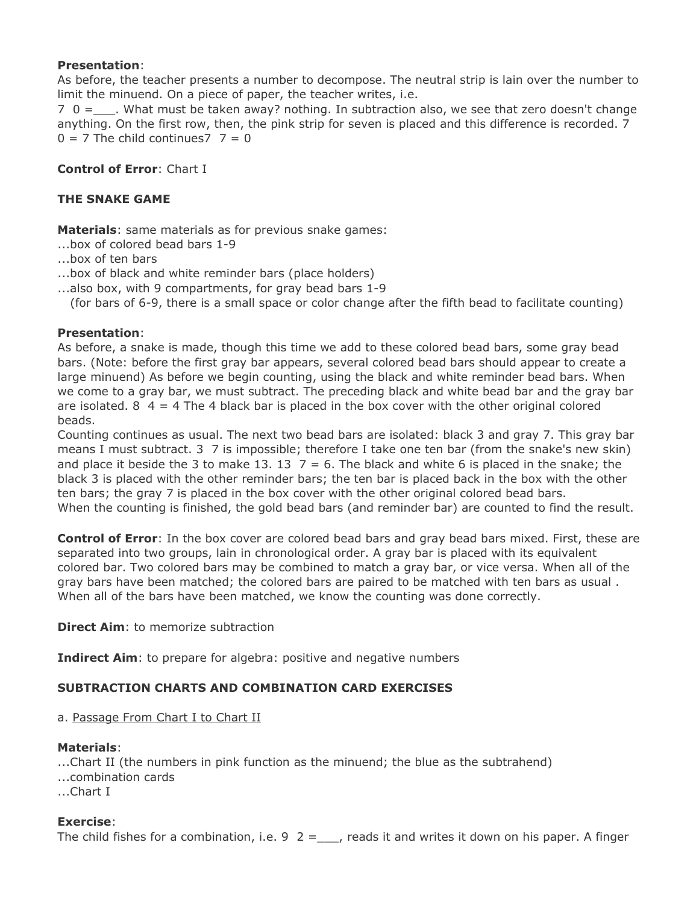**Presentation**:
As before, the teacher presents a number to decompose. The neutral strip is lain over the number to limit the minuend. On a piece of paper, the teacher writes, i.e.
7  0 =___. What must be taken away? nothing. In subtraction also, we see that zero doesn't change anything. On the first row, then, the pink strip for seven is placed and this difference is recorded. 7  0 = 7 The child continues7  7 = 0

**Control of Error**: Chart I

**THE SNAKE GAME**

**Materials**: same materials as for previous snake games:
...box of colored bead bars 1-9
...box of ten bars
...box of black and white reminder bars (place holders)
...also box, with 9 compartments, for gray bead bars 1-9
   (for bars of 6-9, there is a small space or color change after the fifth bead to facilitate counting)

**Presentation**:
As before, a snake is made, though this time we add to these colored bead bars, some gray bead bars. (Note: before the first gray bar appears, several colored bead bars should appear to create a large minuend) As before we begin counting, using the black and white reminder bead bars. When we come to a gray bar, we must subtract. The preceding black and white bead bar and the gray bar are isolated. 8  4 = 4 The 4 black bar is placed in the box cover with the other original colored beads.
Counting continues as usual. The next two bead bars are isolated: black 3 and gray 7. This gray bar means I must subtract. 3  7 is impossible; therefore I take one ten bar (from the snake's new skin) and place it beside the 3 to make 13. 13  7 = 6. The black and white 6 is placed in the snake; the black 3 is placed with the other reminder bars; the ten bar is placed back in the box with the other ten bars; the gray 7 is placed in the box cover with the other original colored bead bars.
When the counting is finished, the gold bead bars (and reminder bar) are counted to find the result.

**Control of Error**: In the box cover are colored bead bars and gray bead bars mixed. First, these are separated into two groups, lain in chronological order. A gray bar is placed with its equivalent colored bar. Two colored bars may be combined to match a gray bar, or vice versa. When all of the gray bars have been matched; the colored bars are paired to be matched with ten bars as usual . When all of the bars have been matched, we know the counting was done correctly.

**Direct Aim**: to memorize subtraction

**Indirect Aim**: to prepare for algebra: positive and negative numbers

**SUBTRACTION CHARTS AND COMBINATION CARD EXERCISES**

a. Passage From Chart I to Chart II

**Materials**:
...Chart II (the numbers in pink function as the minuend; the blue as the subtrahend)
...combination cards
...Chart I

**Exercise**:
The child fishes for a combination, i.e. 9  2 =___, reads it and writes it down on his paper. A finger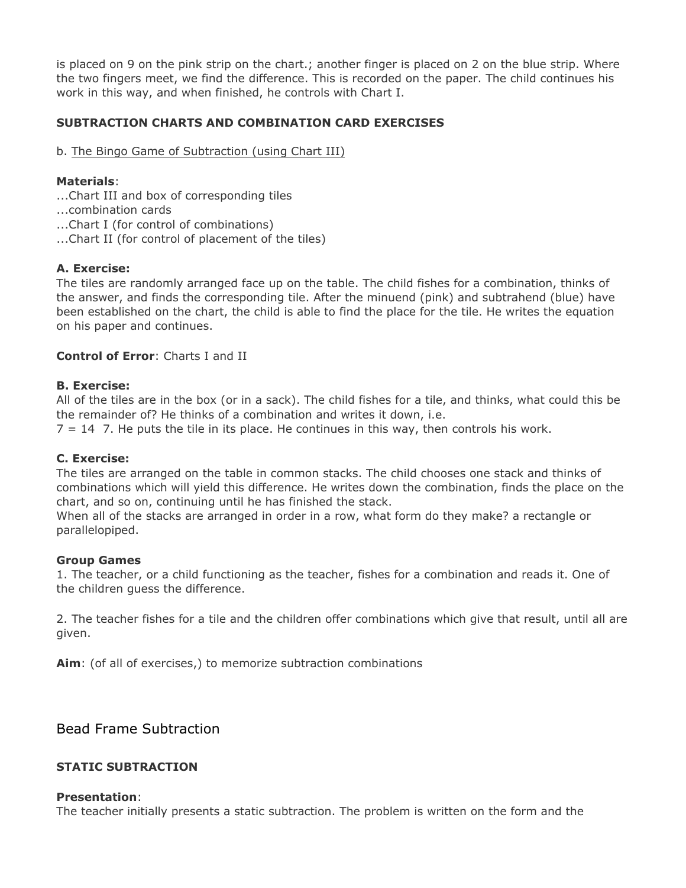is placed on 9 on the pink strip on the chart.; another finger is placed on 2 on the blue strip. Where the two fingers meet, we find the difference. This is recorded on the paper. The child continues his work in this way, and when finished, he controls with Chart I.

**SUBTRACTION CHARTS AND COMBINATION CARD EXERCISES**

b. <u>The Bingo Game of Subtraction (using Chart III)</u>

**Materials**:
...Chart III and box of corresponding tiles
...combination cards
...Chart I (for control of combinations)
...Chart II (for control of placement of the tiles)

**A. Exercise:**
The tiles are randomly arranged face up on the table. The child fishes for a combination, thinks of the answer, and finds the corresponding tile. After the minuend (pink) and subtrahend (blue) have been established on the chart, the child is able to find the place for the tile. He writes the equation on his paper and continues.

**Control of Error**: Charts I and II

**B. Exercise:**
All of the tiles are in the box (or in a sack). The child fishes for a tile, and thinks, what could this be the remainder of? He thinks of a combination and writes it down, i.e.
7 = 14  7. He puts the tile in its place. He continues in this way, then controls his work.

**C. Exercise:**
The tiles are arranged on the table in common stacks. The child chooses one stack and thinks of combinations which will yield this difference. He writes down the combination, finds the place on the chart, and so on, continuing until he has finished the stack.
When all of the stacks are arranged in order in a row, what form do they make? a rectangle or parallelopiped.

**Group Games**
1. The teacher, or a child functioning as the teacher, fishes for a combination and reads it. One of the children guess the difference.

2. The teacher fishes for a tile and the children offer combinations which give that result, until all are given.

**Aim**: (of all of exercises,) to memorize subtraction combinations

## Bead Frame Subtraction

**STATIC SUBTRACTION**

**Presentation**:
The teacher initially presents a static subtraction. The problem is written on the form and the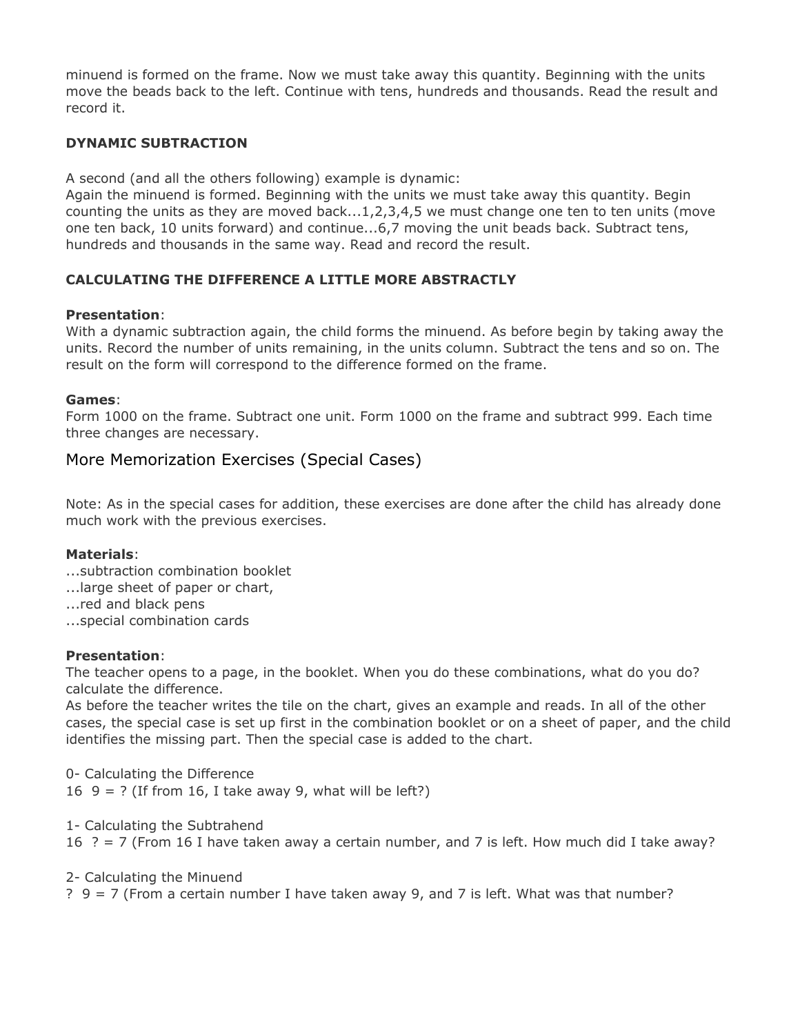minuend is formed on the frame. Now we must take away this quantity. Beginning with the units move the beads back to the left. Continue with tens, hundreds and thousands. Read the result and record it.

**DYNAMIC SUBTRACTION**

A second (and all the others following) example is dynamic:
Again the minuend is formed. Beginning with the units we must take away this quantity. Begin counting the units as they are moved back...1,2,3,4,5 we must change one ten to ten units (move one ten back, 10 units forward) and continue...6,7 moving the unit beads back. Subtract tens, hundreds and thousands in the same way. Read and record the result.

**CALCULATING THE DIFFERENCE A LITTLE MORE ABSTRACTLY**

**Presentation**:
With a dynamic subtraction again, the child forms the minuend. As before begin by taking away the units. Record the number of units remaining, in the units column. Subtract the tens and so on. The result on the form will correspond to the difference formed on the frame.

**Games**:
Form 1000 on the frame. Subtract one unit. Form 1000 on the frame and subtract 999. Each time three changes are necessary.

## More Memorization Exercises (Special Cases)

Note: As in the special cases for addition, these exercises are done after the child has already done much work with the previous exercises.

**Materials**:
...subtraction combination booklet
...large sheet of paper or chart,
...red and black pens
...special combination cards

**Presentation**:
The teacher opens to a page, in the booklet. When you do these combinations, what do you do? calculate the difference.
As before the teacher writes the tile on the chart, gives an example and reads. In all of the other cases, the special case is set up first in the combination booklet or on a sheet of paper, and the child identifies the missing part. Then the special case is added to the chart.

0- Calculating the Difference
16  9 = ? (If from 16, I take away 9, what will be left?)

1- Calculating the Subtrahend
16  ? = 7 (From 16 I have taken away a certain number, and 7 is left. How much did I take away?

2- Calculating the Minuend
?  9 = 7 (From a certain number I have taken away 9, and 7 is left. What was that number?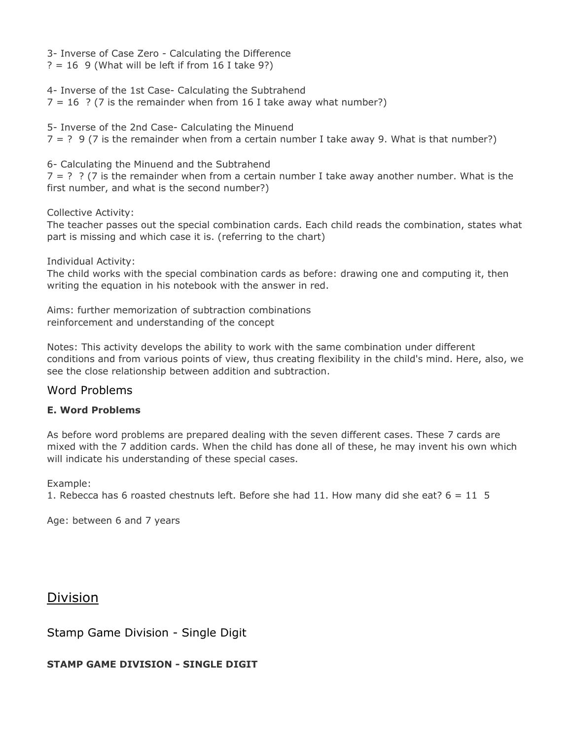3- Inverse of Case Zero - Calculating the Difference
? = 16  9 (What will be left if from 16 I take 9?)

4- Inverse of the 1st Case- Calculating the Subtrahend
7 = 16  ? (7 is the remainder when from 16 I take away what number?)

5- Inverse of the 2nd Case- Calculating the Minuend
7 = ?  9 (7 is the remainder when from a certain number I take away 9. What is that number?)

6- Calculating the Minuend and the Subtrahend
7 = ?  ? (7 is the remainder when from a certain number I take away another number. What is the first number, and what is the second number?)

Collective Activity:
The teacher passes out the special combination cards. Each child reads the combination, states what part is missing and which case it is. (referring to the chart)

Individual Activity:
The child works with the special combination cards as before: drawing one and computing it, then writing the equation in his notebook with the answer in red.

Aims: further memorization of subtraction combinations
reinforcement and understanding of the concept

Notes: This activity develops the ability to work with the same combination under different conditions and from various points of view, thus creating flexibility in the child's mind. Here, also, we see the close relationship between addition and subtraction.

### Word Problems

**E. Word Problems**

As before word problems are prepared dealing with the seven different cases. These 7 cards are mixed with the 7 addition cards. When the child has done all of these, he may invent his own which will indicate his understanding of these special cases.

Example:
1. Rebecca has 6 roasted chestnuts left. Before she had 11. How many did she eat? 6 = 11  5

Age: between 6 and 7 years

## Division

### Stamp Game Division - Single Digit

**STAMP GAME DIVISION - SINGLE DIGIT**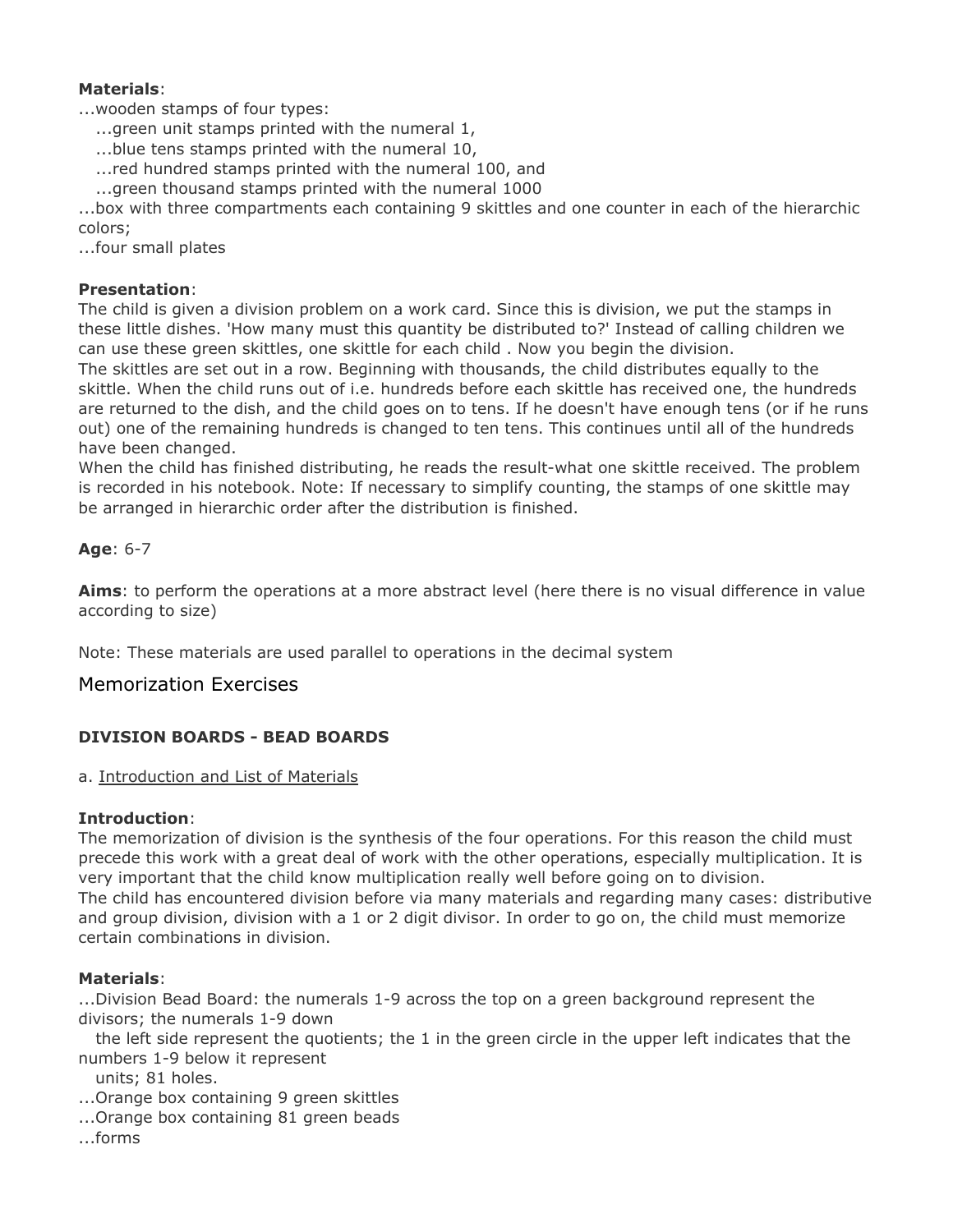**Materials**:
...wooden stamps of four types:
   ...green unit stamps printed with the numeral 1,
   ...blue tens stamps printed with the numeral 10,
   ...red hundred stamps printed with the numeral 100, and
   ...green thousand stamps printed with the numeral 1000
...box with three compartments each containing 9 skittles and one counter in each of the hierarchic colors;
...four small plates

**Presentation**:
The child is given a division problem on a work card. Since this is division, we put the stamps in these little dishes. 'How many must this quantity be distributed to?' Instead of calling children we can use these green skittles, one skittle for each child . Now you begin the division.
The skittles are set out in a row. Beginning with thousands, the child distributes equally to the skittle. When the child runs out of i.e. hundreds before each skittle has received one, the hundreds are returned to the dish, and the child goes on to tens. If he doesn't have enough tens (or if he runs out) one of the remaining hundreds is changed to ten tens. This continues until all of the hundreds have been changed.
When the child has finished distributing, he reads the result-what one skittle received. The problem is recorded in his notebook. Note: If necessary to simplify counting, the stamps of one skittle may be arranged in hierarchic order after the distribution is finished.

**Age**: 6-7

**Aims**: to perform the operations at a more abstract level (here there is no visual difference in value according to size)

Note: These materials are used parallel to operations in the decimal system

## Memorization Exercises

### DIVISION BOARDS - BEAD BOARDS

a. Introduction and List of Materials

**Introduction**:
The memorization of division is the synthesis of the four operations. For this reason the child must precede this work with a great deal of work with the other operations, especially multiplication. It is very important that the child know multiplication really well before going on to division.
The child has encountered division before via many materials and regarding many cases: distributive and group division, division with a 1 or 2 digit divisor. In order to go on, the child must memorize certain combinations in division.

**Materials**:
...Division Bead Board: the numerals 1-9 across the top on a green background represent the divisors; the numerals 1-9 down
   the left side represent the quotients; the 1 in the green circle in the upper left indicates that the numbers 1-9 below it represent
   units; 81 holes.
...Orange box containing 9 green skittles
...Orange box containing 81 green beads
...forms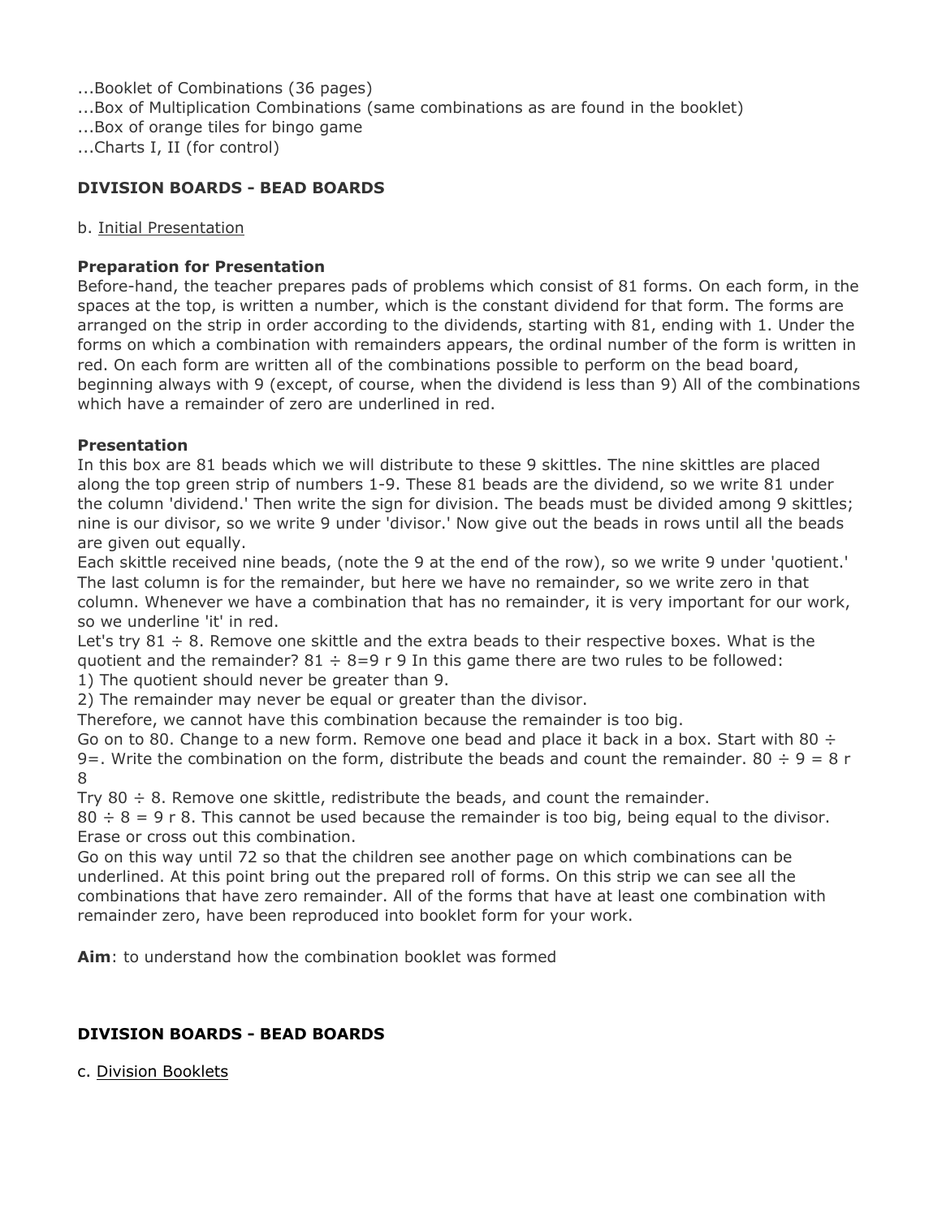...Booklet of Combinations (36 pages)
...Box of Multiplication Combinations (same combinations as are found in the booklet)
...Box of orange tiles for bingo game
...Charts I, II (for control)

**DIVISION BOARDS - BEAD BOARDS**

b. <u>Initial Presentation</u>

**Preparation for Presentation**
Before-hand, the teacher prepares pads of problems which consist of 81 forms. On each form, in the spaces at the top, is written a number, which is the constant dividend for that form. The forms are arranged on the strip in order according to the dividends, starting with 81, ending with 1. Under the forms on which a combination with remainders appears, the ordinal number of the form is written in red. On each form are written all of the combinations possible to perform on the bead board, beginning always with 9 (except, of course, when the dividend is less than 9) All of the combinations which have a remainder of zero are underlined in red.

**Presentation**
In this box are 81 beads which we will distribute to these 9 skittles. The nine skittles are placed along the top green strip of numbers 1-9. These 81 beads are the dividend, so we write 81 under the column 'dividend.' Then write the sign for division. The beads must be divided among 9 skittles; nine is our divisor, so we write 9 under 'divisor.' Now give out the beads in rows until all the beads are given out equally.
Each skittle received nine beads, (note the 9 at the end of the row), so we write 9 under 'quotient.' The last column is for the remainder, but here we have no remainder, so we write zero in that column. Whenever we have a combination that has no remainder, it is very important for our work, so we underline 'it' in red.
Let's try 81 ÷ 8. Remove one skittle and the extra beads to their respective boxes. What is the quotient and the remainder? 81 ÷ 8=9 r 9 In this game there are two rules to be followed:
1) The quotient should never be greater than 9.
2) The remainder may never be equal or greater than the divisor.
Therefore, we cannot have this combination because the remainder is too big.
Go on to 80. Change to a new form. Remove one bead and place it back in a box. Start with 80 ÷ 9=. Write the combination on the form, distribute the beads and count the remainder. 80 ÷ 9 = 8 r 8
Try 80 ÷ 8. Remove one skittle, redistribute the beads, and count the remainder.
80 ÷ 8 = 9 r 8. This cannot be used because the remainder is too big, being equal to the divisor. Erase or cross out this combination.
Go on this way until 72 so that the children see another page on which combinations can be underlined. At this point bring out the prepared roll of forms. On this strip we can see all the combinations that have zero remainder. All of the forms that have at least one combination with remainder zero, have been reproduced into booklet form for your work.

**Aim**: to understand how the combination booklet was formed

**DIVISION BOARDS - BEAD BOARDS**

c. <u>Division Booklets</u>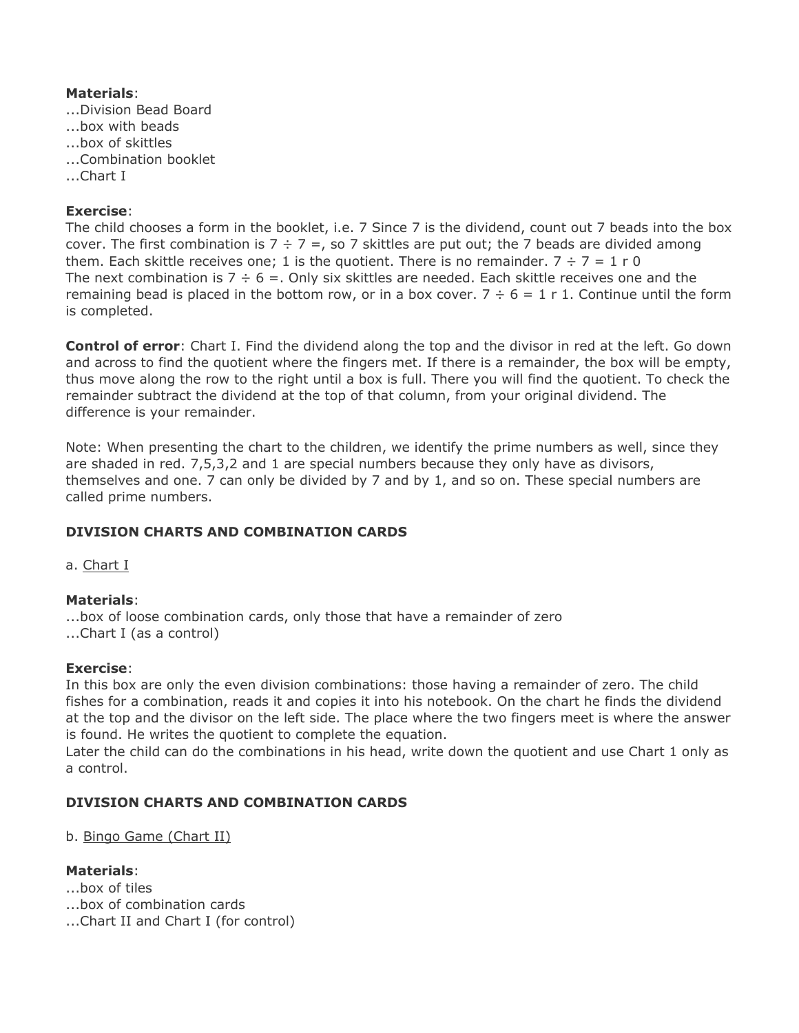**Materials**:
...Division Bead Board
...box with beads
...box of skittles
...Combination booklet
...Chart I

**Exercise**:
The child chooses a form in the booklet, i.e. 7 Since 7 is the dividend, count out 7 beads into the box cover. The first combination is $7 \div 7 =$, so 7 skittles are put out; the 7 beads are divided among them. Each skittle receives one; 1 is the quotient. There is no remainder. $7 \div 7 = 1$ r 0
The next combination is $7 \div 6 =$. Only six skittles are needed. Each skittle receives one and the remaining bead is placed in the bottom row, or in a box cover. $7 \div 6 = 1$ r 1. Continue until the form is completed.

**Control of error**: Chart I. Find the dividend along the top and the divisor in red at the left. Go down and across to find the quotient where the fingers met. If there is a remainder, the box will be empty, thus move along the row to the right until a box is full. There you will find the quotient. To check the remainder subtract the dividend at the top of that column, from your original dividend. The difference is your remainder.

Note: When presenting the chart to the children, we identify the prime numbers as well, since they are shaded in red. 7,5,3,2 and 1 are special numbers because they only have as divisors, themselves and one. 7 can only be divided by 7 and by 1, and so on. These special numbers are called prime numbers.

**DIVISION CHARTS AND COMBINATION CARDS**

a. Chart I

**Materials**:
...box of loose combination cards, only those that have a remainder of zero
...Chart I (as a control)

**Exercise**:
In this box are only the even division combinations: those having a remainder of zero. The child fishes for a combination, reads it and copies it into his notebook. On the chart he finds the dividend at the top and the divisor on the left side. The place where the two fingers meet is where the answer is found. He writes the quotient to complete the equation.
Later the child can do the combinations in his head, write down the quotient and use Chart 1 only as a control.

**DIVISION CHARTS AND COMBINATION CARDS**

b. Bingo Game (Chart II)

**Materials**:
...box of tiles
...box of combination cards
...Chart II and Chart I (for control)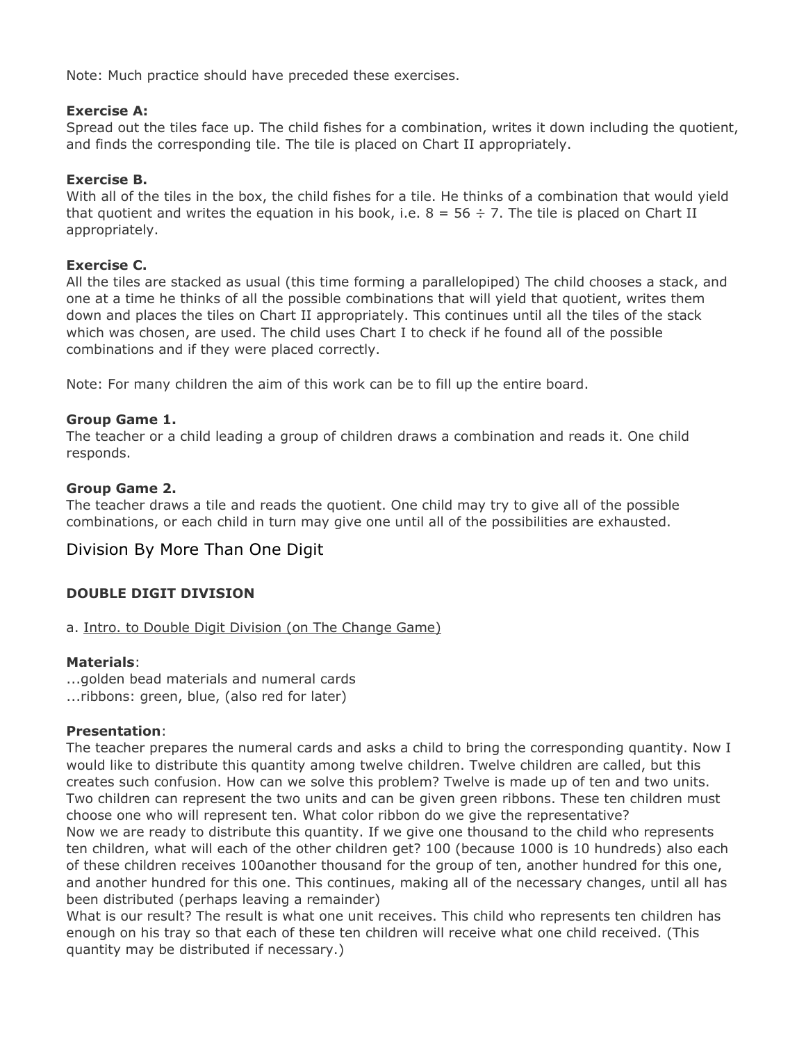Note: Much practice should have preceded these exercises.

**Exercise A:**
Spread out the tiles face up. The child fishes for a combination, writes it down including the quotient, and finds the corresponding tile. The tile is placed on Chart II appropriately.

**Exercise B.**
With all of the tiles in the box, the child fishes for a tile. He thinks of a combination that would yield that quotient and writes the equation in his book, i.e. $8 = 56 \div 7$. The tile is placed on Chart II appropriately.

**Exercise C.**
All the tiles are stacked as usual (this time forming a parallelopiped) The child chooses a stack, and one at a time he thinks of all the possible combinations that will yield that quotient, writes them down and places the tiles on Chart II appropriately. This continues until all the tiles of the stack which was chosen, are used. The child uses Chart I to check if he found all of the possible combinations and if they were placed correctly.

Note: For many children the aim of this work can be to fill up the entire board.

**Group Game 1.**
The teacher or a child leading a group of children draws a combination and reads it. One child responds.

**Group Game 2.**
The teacher draws a tile and reads the quotient. One child may try to give all of the possible combinations, or each child in turn may give one until all of the possibilities are exhausted.

## Division By More Than One Digit

### DOUBLE DIGIT DIVISION

a. Intro. to Double Digit Division (on The Change Game)

**Materials**:
...golden bead materials and numeral cards
...ribbons: green, blue, (also red for later)

**Presentation**:
The teacher prepares the numeral cards and asks a child to bring the corresponding quantity. Now I would like to distribute this quantity among twelve children. Twelve children are called, but this creates such confusion. How can we solve this problem? Twelve is made up of ten and two units. Two children can represent the two units and can be given green ribbons. These ten children must choose one who will represent ten. What color ribbon do we give the representative?
Now we are ready to distribute this quantity. If we give one thousand to the child who represents ten children, what will each of the other children get? 100 (because 1000 is 10 hundreds) also each of these children receives 100another thousand for the group of ten, another hundred for this one, and another hundred for this one. This continues, making all of the necessary changes, until all has been distributed (perhaps leaving a remainder)
What is our result? The result is what one unit receives. This child who represents ten children has enough on his tray so that each of these ten children will receive what one child received. (This quantity may be distributed if necessary.)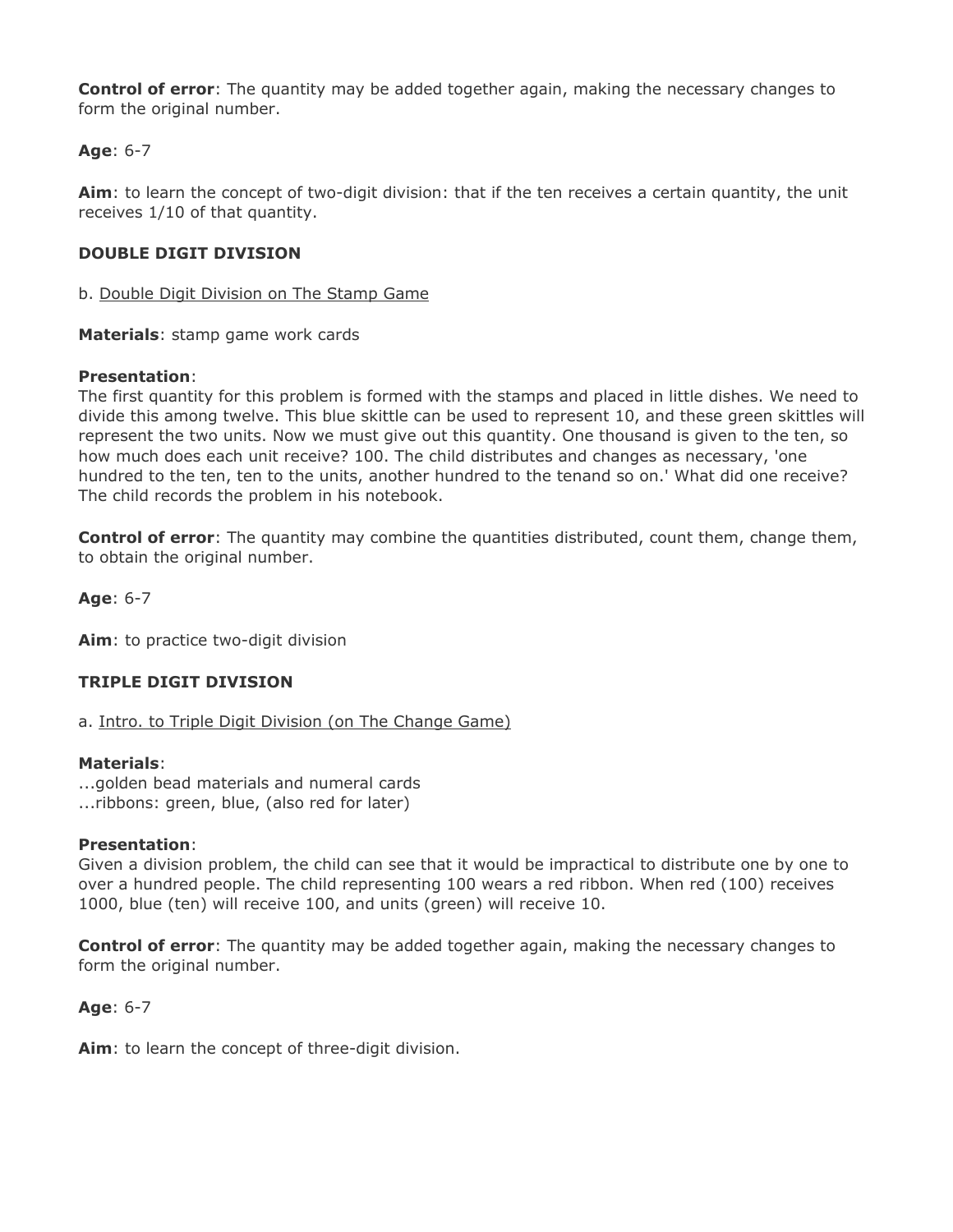**Control of error**: The quantity may be added together again, making the necessary changes to form the original number.

**Age**: 6-7

**Aim**: to learn the concept of two-digit division: that if the ten receives a certain quantity, the unit receives 1/10 of that quantity.

**DOUBLE DIGIT DIVISION**

b. Double Digit Division on The Stamp Game

**Materials**: stamp game work cards

**Presentation**:
The first quantity for this problem is formed with the stamps and placed in little dishes. We need to divide this among twelve. This blue skittle can be used to represent 10, and these green skittles will represent the two units. Now we must give out this quantity. One thousand is given to the ten, so how much does each unit receive? 100. The child distributes and changes as necessary, 'one hundred to the ten, ten to the units, another hundred to the tenand so on.' What did one receive? The child records the problem in his notebook.

**Control of error**: The quantity may combine the quantities distributed, count them, change them, to obtain the original number.

**Age**: 6-7

**Aim**: to practice two-digit division

**TRIPLE DIGIT DIVISION**

a. Intro. to Triple Digit Division (on The Change Game)

**Materials**:
...golden bead materials and numeral cards
...ribbons: green, blue, (also red for later)

**Presentation**:
Given a division problem, the child can see that it would be impractical to distribute one by one to over a hundred people. The child representing 100 wears a red ribbon. When red (100) receives 1000, blue (ten) will receive 100, and units (green) will receive 10.

**Control of error**: The quantity may be added together again, making the necessary changes to form the original number.

**Age**: 6-7

**Aim**: to learn the concept of three-digit division.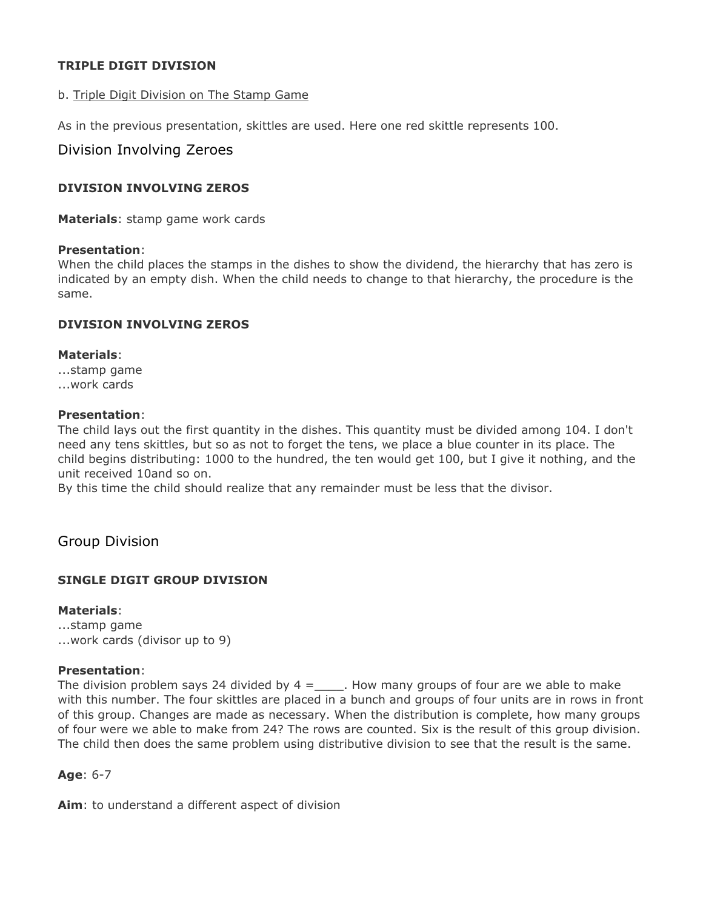**TRIPLE DIGIT DIVISION**

b. Triple Digit Division on The Stamp Game

As in the previous presentation, skittles are used. Here one red skittle represents 100.

## Division Involving Zeroes

**DIVISION INVOLVING ZEROS**

**Materials**: stamp game work cards

**Presentation**:
When the child places the stamps in the dishes to show the dividend, the hierarchy that has zero is indicated by an empty dish. When the child needs to change to that hierarchy, the procedure is the same.

**DIVISION INVOLVING ZEROS**

**Materials**:
...stamp game
...work cards

**Presentation**:
The child lays out the first quantity in the dishes. This quantity must be divided among 104. I don't need any tens skittles, but so as not to forget the tens, we place a blue counter in its place. The child begins distributing: 1000 to the hundred, the ten would get 100, but I give it nothing, and the unit received 10and so on.
By this time the child should realize that any remainder must be less that the divisor.

## Group Division

**SINGLE DIGIT GROUP DIVISION**

**Materials**:
...stamp game
...work cards (divisor up to 9)

**Presentation**:
The division problem says 24 divided by 4 =\_\_\_\_. How many groups of four are we able to make with this number. The four skittles are placed in a bunch and groups of four units are in rows in front of this group. Changes are made as necessary. When the distribution is complete, how many groups of four were we able to make from 24? The rows are counted. Six is the result of this group division. The child then does the same problem using distributive division to see that the result is the same.

**Age**: 6-7

**Aim**: to understand a different aspect of division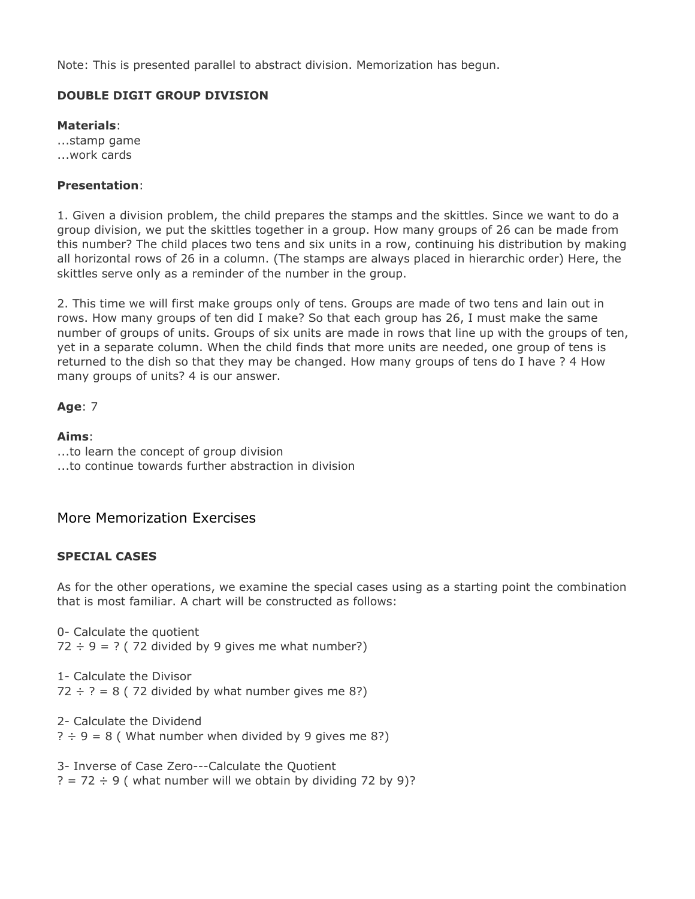Note: This is presented parallel to abstract division. Memorization has begun.

**DOUBLE DIGIT GROUP DIVISION**

**Materials**:
...stamp game
...work cards

**Presentation**:

1. Given a division problem, the child prepares the stamps and the skittles. Since we want to do a group division, we put the skittles together in a group. How many groups of 26 can be made from this number? The child places two tens and six units in a row, continuing his distribution by making all horizontal rows of 26 in a column. (The stamps are always placed in hierarchic order) Here, the skittles serve only as a reminder of the number in the group.

2. This time we will first make groups only of tens. Groups are made of two tens and lain out in rows. How many groups of ten did I make? So that each group has 26, I must make the same number of groups of units. Groups of six units are made in rows that line up with the groups of ten, yet in a separate column. When the child finds that more units are needed, one group of tens is returned to the dish so that they may be changed. How many groups of tens do I have ? 4 How many groups of units? 4 is our answer.

**Age**: 7

**Aims**:
...to learn the concept of group division
...to continue towards further abstraction in division

## More Memorization Exercises

**SPECIAL CASES**

As for the other operations, we examine the special cases using as a starting point the combination that is most familiar. A chart will be constructed as follows:

0- Calculate the quotient
72 ÷ 9 = ? ( 72 divided by 9 gives me what number?)

1- Calculate the Divisor
72 ÷ ? = 8 ( 72 divided by what number gives me 8?)

2- Calculate the Dividend
? ÷ 9 = 8 ( What number when divided by 9 gives me 8?)

3- Inverse of Case Zero---Calculate the Quotient
? = 72 ÷ 9 ( what number will we obtain by dividing 72 by 9)?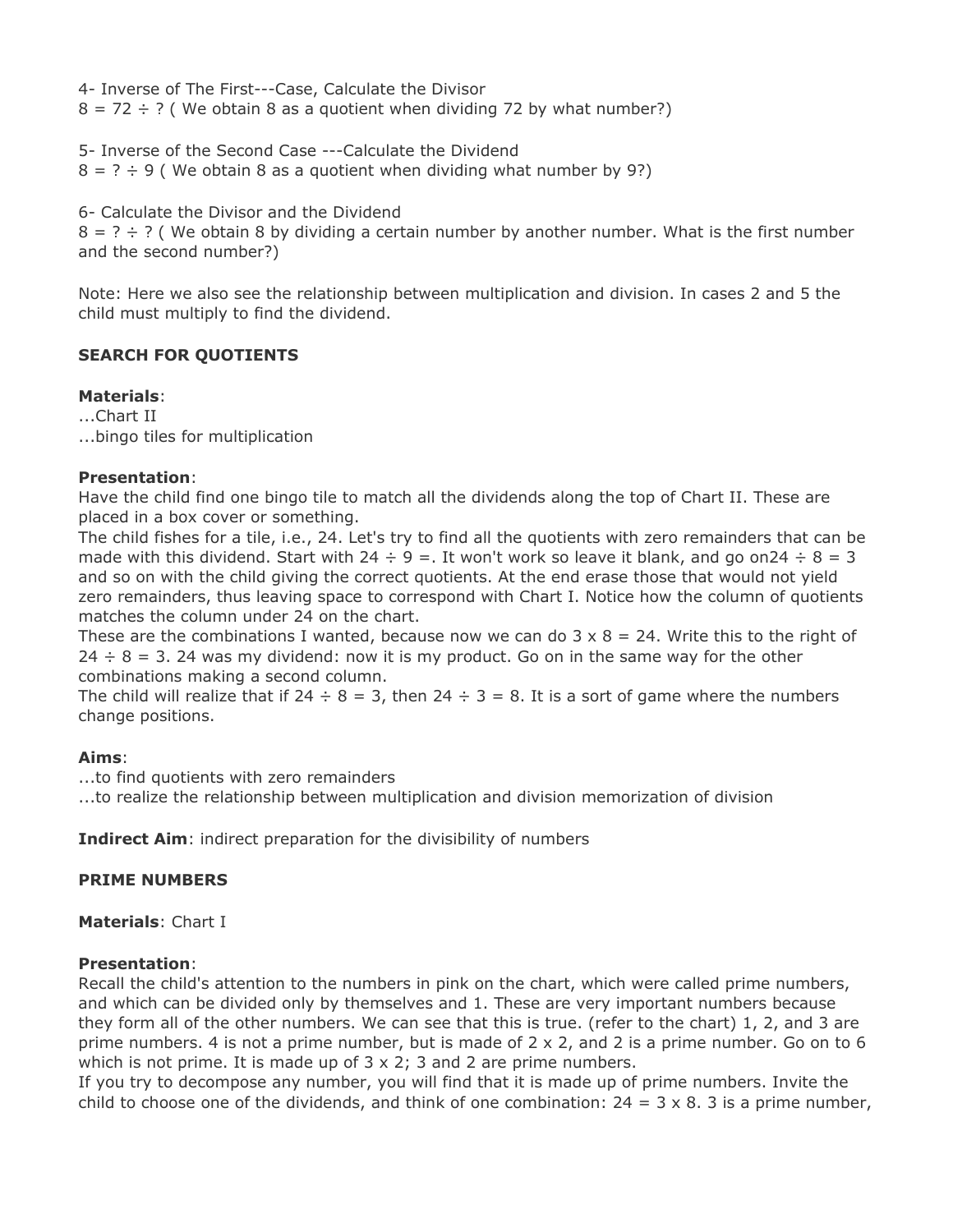4- Inverse of The First---Case, Calculate the Divisor
$8 = 72 \div ?$ ( We obtain 8 as a quotient when dividing 72 by what number?)

5- Inverse of the Second Case ---Calculate the Dividend
$8 = ? \div 9$ ( We obtain 8 as a quotient when dividing what number by 9?)

6- Calculate the Divisor and the Dividend
$8 = ? \div ?$ ( We obtain 8 by dividing a certain number by another number. What is the first number and the second number?)

Note: Here we also see the relationship between multiplication and division. In cases 2 and 5 the child must multiply to find the dividend.

**SEARCH FOR QUOTIENTS**

**Materials**:
...Chart II
...bingo tiles for multiplication

**Presentation**:
Have the child find one bingo tile to match all the dividends along the top of Chart II. These are placed in a box cover or something.
The child fishes for a tile, i.e., 24. Let's try to find all the quotients with zero remainders that can be made with this dividend. Start with $24 \div 9 =$. It won't work so leave it blank, and go on$24 \div 8 = 3$ and so on with the child giving the correct quotients. At the end erase those that would not yield zero remainders, thus leaving space to correspond with Chart I. Notice how the column of quotients matches the column under 24 on the chart.
These are the combinations I wanted, because now we can do $3 \times 8 = 24$. Write this to the right of $24 \div 8 = 3$. 24 was my dividend: now it is my product. Go on in the same way for the other combinations making a second column.
The child will realize that if $24 \div 8 = 3$, then $24 \div 3 = 8$. It is a sort of game where the numbers change positions.

**Aims**:
...to find quotients with zero remainders
...to realize the relationship between multiplication and division memorization of division

**Indirect Aim**: indirect preparation for the divisibility of numbers

**PRIME NUMBERS**

**Materials**: Chart I

**Presentation**:
Recall the child's attention to the numbers in pink on the chart, which were called prime numbers, and which can be divided only by themselves and 1. These are very important numbers because they form all of the other numbers. We can see that this is true. (refer to the chart) 1, 2, and 3 are prime numbers. 4 is not a prime number, but is made of $2 \times 2$, and 2 is a prime number. Go on to 6 which is not prime. It is made up of $3 \times 2$; 3 and 2 are prime numbers.
If you try to decompose any number, you will find that it is made up of prime numbers. Invite the child to choose one of the dividends, and think of one combination: $24 = 3 \times 8$. 3 is a prime number,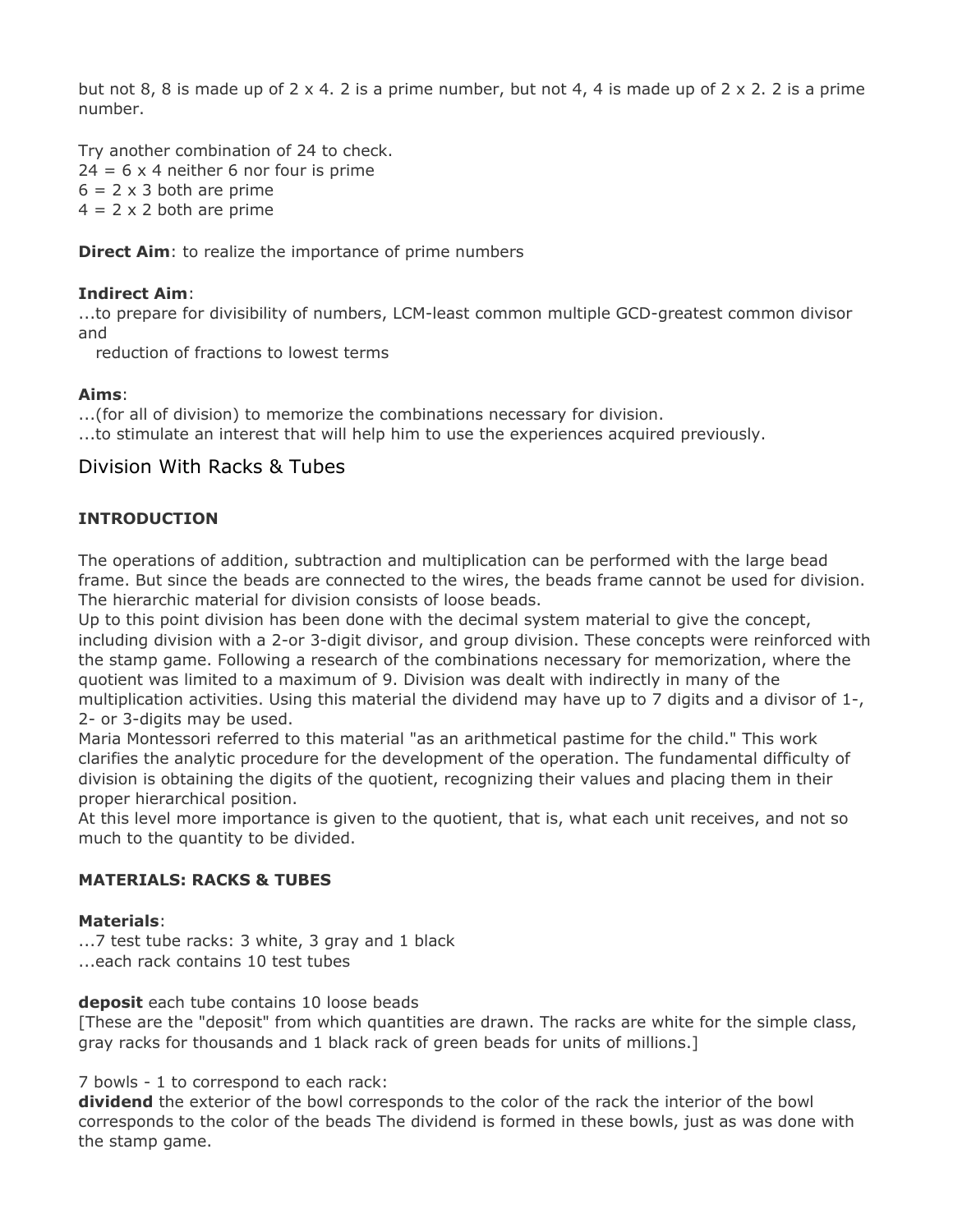but not 8, 8 is made up of 2 x 4. 2 is a prime number, but not 4, 4 is made up of 2 x 2. 2 is a prime number.

Try another combination of 24 to check.
24 = 6 x 4 neither 6 nor four is prime
6 = 2 x 3 both are prime
4 = 2 x 2 both are prime

**Direct Aim**: to realize the importance of prime numbers

**Indirect Aim**:
...to prepare for divisibility of numbers, LCM-least common multiple GCD-greatest common divisor and
reduction of fractions to lowest terms

**Aims**:
...(for all of division) to memorize the combinations necessary for division.
...to stimulate an interest that will help him to use the experiences acquired previously.

## Division With Racks & Tubes

**INTRODUCTION**

The operations of addition, subtraction and multiplication can be performed with the large bead frame. But since the beads are connected to the wires, the beads frame cannot be used for division. The hierarchic material for division consists of loose beads.
Up to this point division has been done with the decimal system material to give the concept, including division with a 2-or 3-digit divisor, and group division. These concepts were reinforced with the stamp game. Following a research of the combinations necessary for memorization, where the quotient was limited to a maximum of 9. Division was dealt with indirectly in many of the multiplication activities. Using this material the dividend may have up to 7 digits and a divisor of 1-, 2- or 3-digits may be used.
Maria Montessori referred to this material "as an arithmetical pastime for the child." This work clarifies the analytic procedure for the development of the operation. The fundamental difficulty of division is obtaining the digits of the quotient, recognizing their values and placing them in their proper hierarchical position.
At this level more importance is given to the quotient, that is, what each unit receives, and not so much to the quantity to be divided.

**MATERIALS: RACKS & TUBES**

**Materials**:
...7 test tube racks: 3 white, 3 gray and 1 black
...each rack contains 10 test tubes

**deposit** each tube contains 10 loose beads
[These are the "deposit" from which quantities are drawn. The racks are white for the simple class, gray racks for thousands and 1 black rack of green beads for units of millions.]

7 bowls - 1 to correspond to each rack:
**dividend** the exterior of the bowl corresponds to the color of the rack the interior of the bowl corresponds to the color of the beads The dividend is formed in these bowls, just as was done with the stamp game.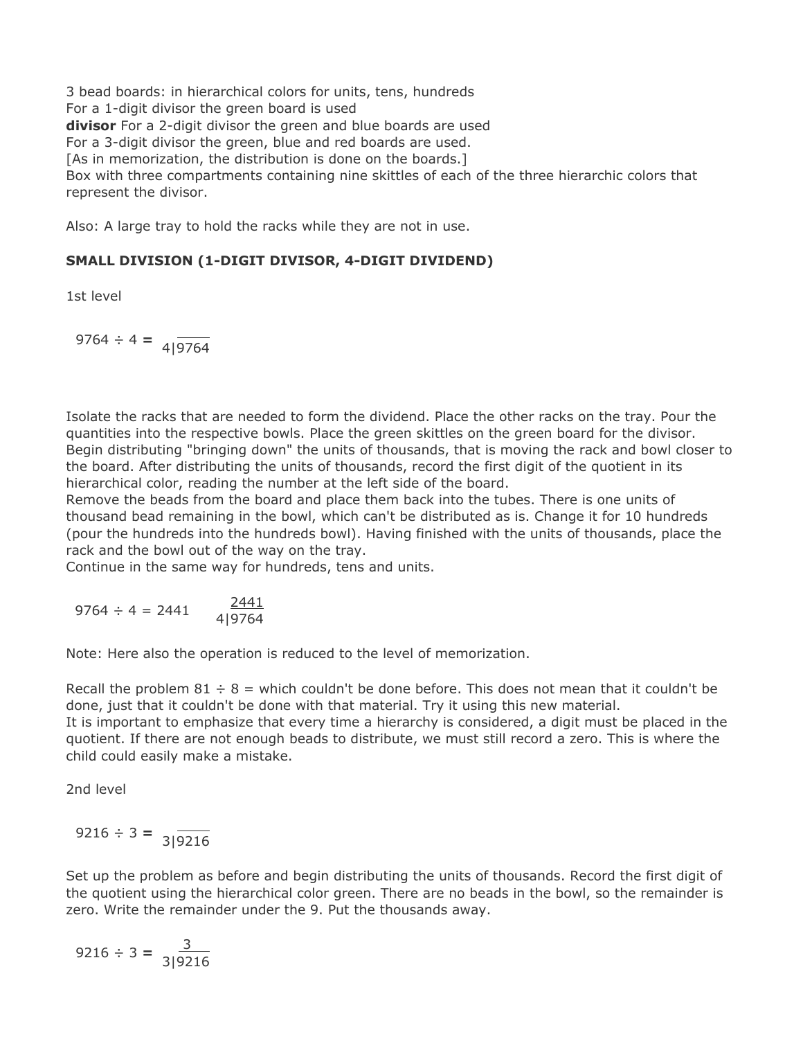3 bead boards: in hierarchical colors for units, tens, hundreds
For a 1-digit divisor the green board is used
**divisor** For a 2-digit divisor the green and blue boards are used
For a 3-digit divisor the green, blue and red boards are used.
[As in memorization, the distribution is done on the boards.]
Box with three compartments containing nine skittles of each of the three hierarchic colors that represent the divisor.

Also: A large tray to hold the racks while they are not in use.

**SMALL DIVISION (1-DIGIT DIVISOR, 4-DIGIT DIVIDEND)**

1st level

$9764 \div 4 = \quad 4|\overline{9764}$

Isolate the racks that are needed to form the dividend. Place the other racks on the tray. Pour the quantities into the respective bowls. Place the green skittles on the green board for the divisor. Begin distributing "bringing down" the units of thousands, that is moving the rack and bowl closer to the board. After distributing the units of thousands, record the first digit of the quotient in its hierarchical color, reading the number at the left side of the board.
Remove the beads from the board and place them back into the tubes. There is one units of thousand bead remaining in the bowl, which can't be distributed as is. Change it for 10 hundreds (pour the hundreds into the hundreds bowl). Having finished with the units of thousands, place the rack and the bowl out of the way on the tray.
Continue in the same way for hundreds, tens and units.

$9764 \div 4 = 2441 \qquad \begin{array}{r}\underline{2441}\\ 4|9764\end{array}$

Note: Here also the operation is reduced to the level of memorization.

Recall the problem 81 ÷ 8 = which couldn't be done before. This does not mean that it couldn't be done, just that it couldn't be done with that material. Try it using this new material.
It is important to emphasize that every time a hierarchy is considered, a digit must be placed in the quotient. If there are not enough beads to distribute, we must still record a zero. This is where the child could easily make a mistake.

2nd level

$9216 \div 3 = \quad 3|\overline{9216}$

Set up the problem as before and begin distributing the units of thousands. Record the first digit of the quotient using the hierarchical color green. There are no beads in the bowl, so the remainder is zero. Write the remainder under the 9. Put the thousands away.

$9216 \div 3 = \quad \begin{array}{l}\underline{\;3\;\;\;\;\;\;}\\ 3|9216\end{array}$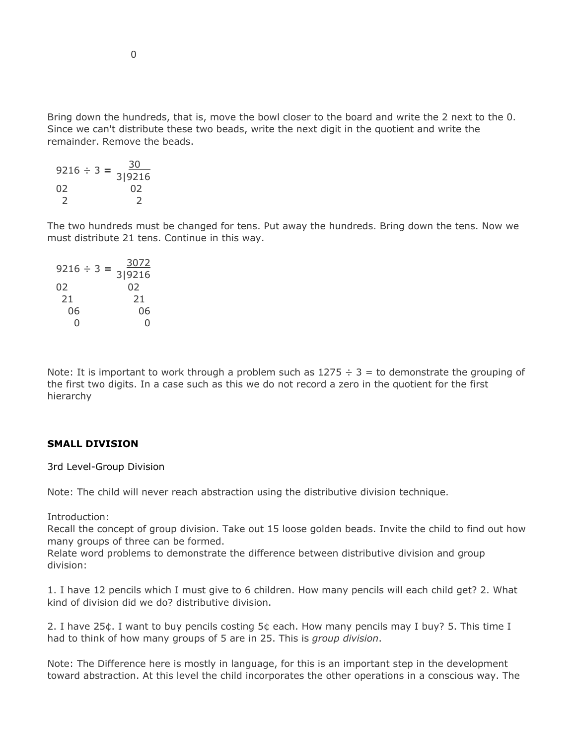0

Bring down the hundreds, that is, move the bowl closer to the board and write the 2 next to the 0. Since we can't distribute these two beads, write the next digit in the quotient and write the remainder. Remove the beads.

```
9216 ÷ 3 =    30
            3|9216
02            02
 2             2
```

The two hundreds must be changed for tens. Put away the hundreds. Bring down the tens. Now we must distribute 21 tens. Continue in this way.

```
9216 ÷ 3 =   3072
            3|9216
02            02
 21            21
  06            06
   0             0
```

Note: It is important to work through a problem such as 1275 ÷ 3 = to demonstrate the grouping of the first two digits. In a case such as this we do not record a zero in the quotient for the first hierarchy

**SMALL DIVISION**

3rd Level-Group Division

Note: The child will never reach abstraction using the distributive division technique.

Introduction:
Recall the concept of group division. Take out 15 loose golden beads. Invite the child to find out how many groups of three can be formed.
Relate word problems to demonstrate the difference between distributive division and group division:

1. I have 12 pencils which I must give to 6 children. How many pencils will each child get? 2. What kind of division did we do? distributive division.

2. I have 25¢. I want to buy pencils costing 5¢ each. How many pencils may I buy? 5. This time I had to think of how many groups of 5 are in 25. This is *group division*.

Note: The Difference here is mostly in language, for this is an important step in the development toward abstraction. At this level the child incorporates the other operations in a conscious way. The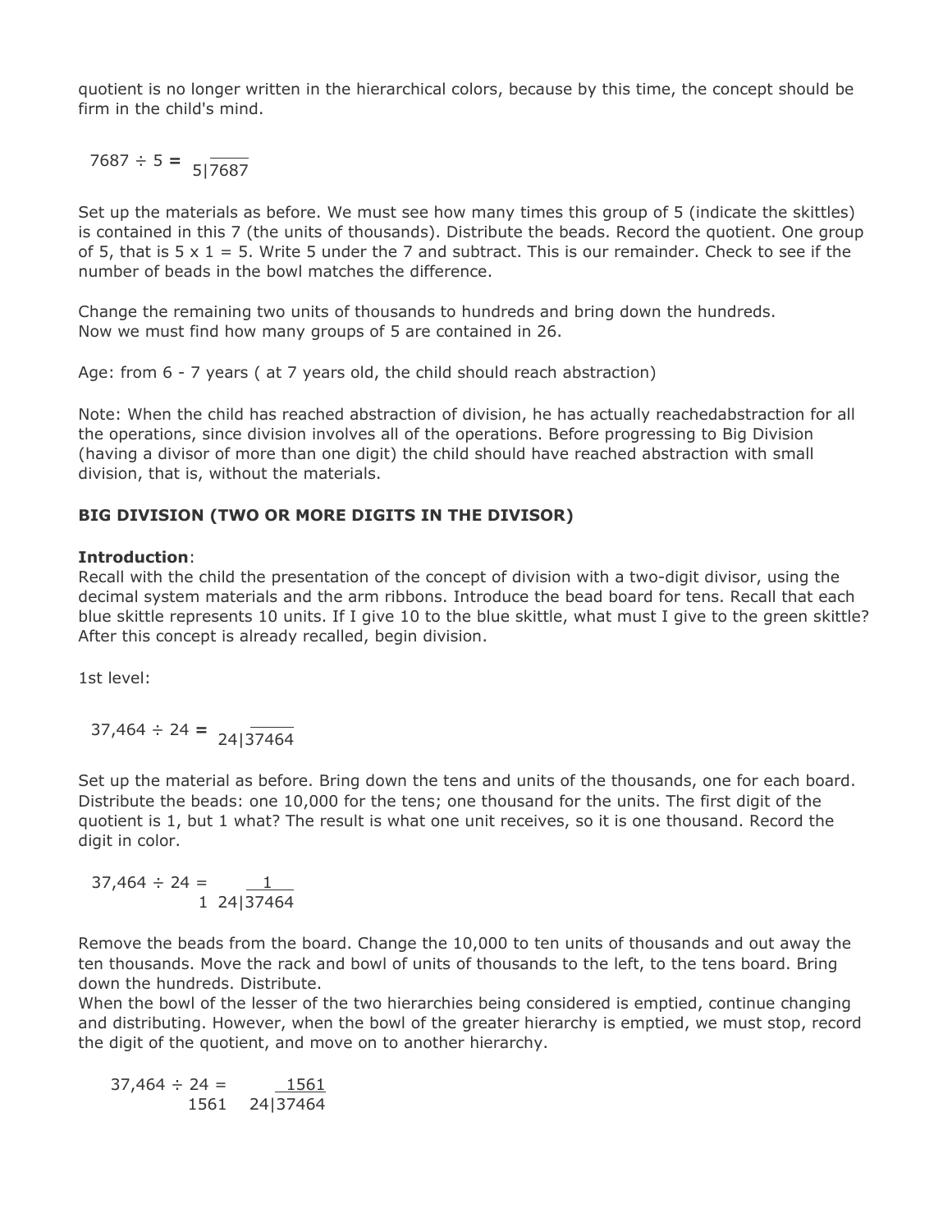quotient is no longer written in the hierarchical colors, because by this time, the concept should be firm in the child's mind.

$$7687 \div 5 = \; 5\overline{)7687}$$

Set up the materials as before. We must see how many times this group of 5 (indicate the skittles) is contained in this 7 (the units of thousands). Distribute the beads. Record the quotient. One group of 5, that is 5 x 1 = 5. Write 5 under the 7 and subtract. This is our remainder. Check to see if the number of beads in the bowl matches the difference.

Change the remaining two units of thousands to hundreds and bring down the hundreds.
Now we must find how many groups of 5 are contained in 26.

Age: from 6 - 7 years ( at 7 years old, the child should reach abstraction)

Note: When the child has reached abstraction of division, he has actually reachedabstraction for all the operations, since division involves all of the operations. Before progressing to Big Division (having a divisor of more than one digit) the child should have reached abstraction with small division, that is, without the materials.

**BIG DIVISION (TWO OR MORE DIGITS IN THE DIVISOR)**

**Introduction**:
Recall with the child the presentation of the concept of division with a two-digit divisor, using the decimal system materials and the arm ribbons. Introduce the bead board for tens. Recall that each blue skittle represents 10 units. If I give 10 to the blue skittle, what must I give to the green skittle? After this concept is already recalled, begin division.

1st level:

$$37{,}464 \div 24 = \; 24\overline{)37464}$$

Set up the material as before. Bring down the tens and units of the thousands, one for each board. Distribute the beads: one 10,000 for the tens; one thousand for the units. The first digit of the quotient is 1, but 1 what? The result is what one unit receives, so it is one thousand. Record the digit in color.

$$37{,}464 \div 24 = \; 1 \quad 24\overline{)37464} \text{ (quotient: } 1\text{)}$$

Remove the beads from the board. Change the 10,000 to ten units of thousands and out away the ten thousands. Move the rack and bowl of units of thousands to the left, to the tens board. Bring down the hundreds. Distribute.
When the bowl of the lesser of the two hierarchies being considered is emptied, continue changing and distributing. However, when the bowl of the greater hierarchy is emptied, we must stop, record the digit of the quotient, and move on to another hierarchy.

$$37{,}464 \div 24 = \; 1561 \quad 24\overline{)37464} \text{ (quotient: } 1561\text{)}$$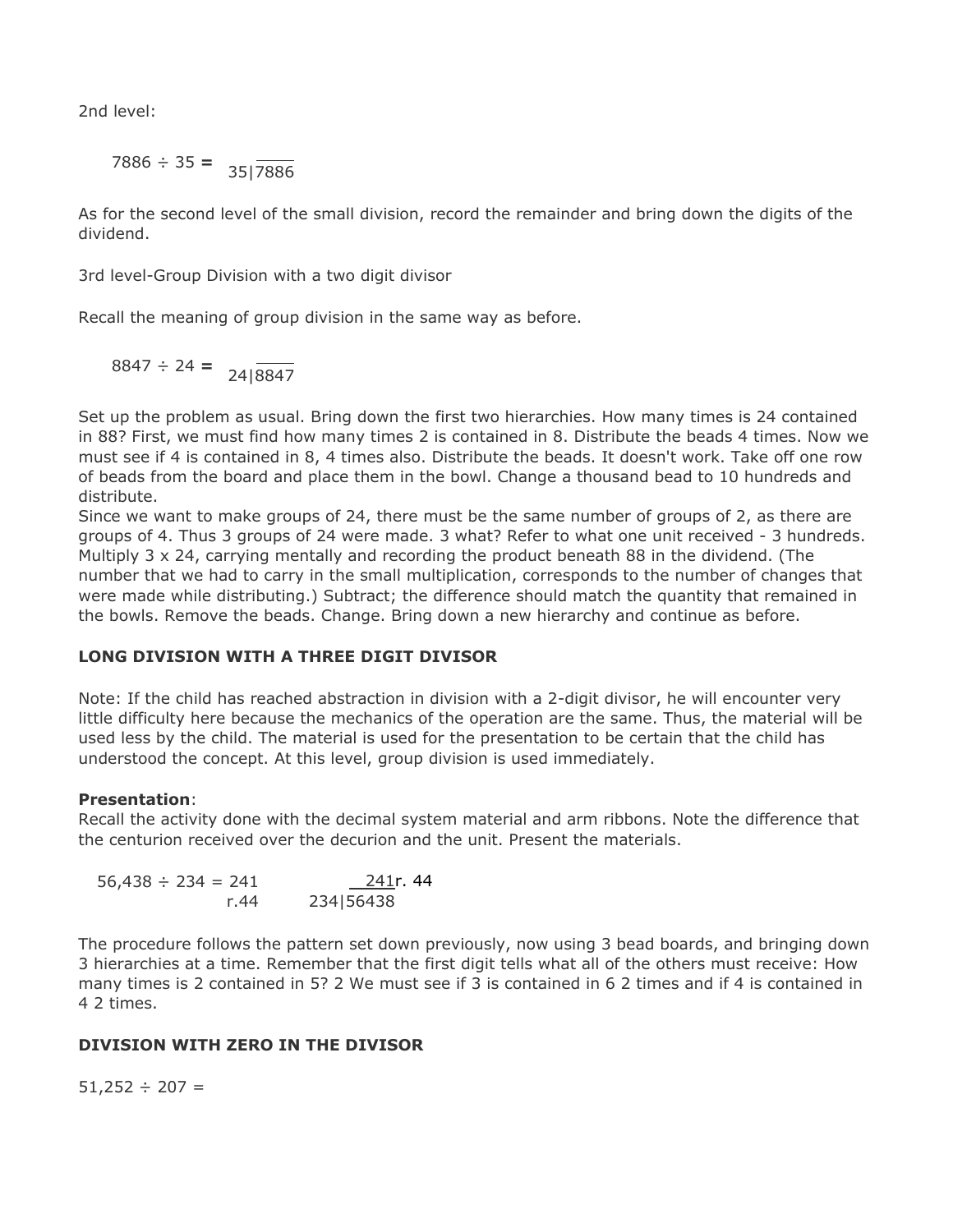2nd level:

$7886 \div 35 = 35\overline{)7886}$

As for the second level of the small division, record the remainder and bring down the digits of the dividend.

3rd level-Group Division with a two digit divisor

Recall the meaning of group division in the same way as before.

$8847 \div 24 = 24\overline{)8847}$

Set up the problem as usual. Bring down the first two hierarchies. How many times is 24 contained in 88? First, we must find how many times 2 is contained in 8. Distribute the beads 4 times. Now we must see if 4 is contained in 8, 4 times also. Distribute the beads. It doesn't work. Take off one row of beads from the board and place them in the bowl. Change a thousand bead to 10 hundreds and distribute.
Since we want to make groups of 24, there must be the same number of groups of 2, as there are groups of 4. Thus 3 groups of 24 were made. 3 what? Refer to what one unit received - 3 hundreds. Multiply 3 x 24, carrying mentally and recording the product beneath 88 in the dividend. (The number that we had to carry in the small multiplication, corresponds to the number of changes that were made while distributing.) Subtract; the difference should match the quantity that remained in the bowls. Remove the beads. Change. Bring down a new hierarchy and continue as before.

**LONG DIVISION WITH A THREE DIGIT DIVISOR**

Note: If the child has reached abstraction in division with a 2-digit divisor, he will encounter very little difficulty here because the mechanics of the operation are the same. Thus, the material will be used less by the child. The material is used for the presentation to be certain that the child has understood the concept. At this level, group division is used immediately.

**Presentation**:
Recall the activity done with the decimal system material and arm ribbons. Note the difference that the centurion received over the decurion and the unit. Present the materials.

$56,438 \div 234 = 241 \text{ r.}44 \qquad 234\overline{)56438}$ = 241 r. 44

The procedure follows the pattern set down previously, now using 3 bead boards, and bringing down 3 hierarchies at a time. Remember that the first digit tells what all of the others must receive: How many times is 2 contained in 5? 2 We must see if 3 is contained in 6 2 times and if 4 is contained in 4 2 times.

**DIVISION WITH ZERO IN THE DIVISOR**

$51,252 \div 207 =$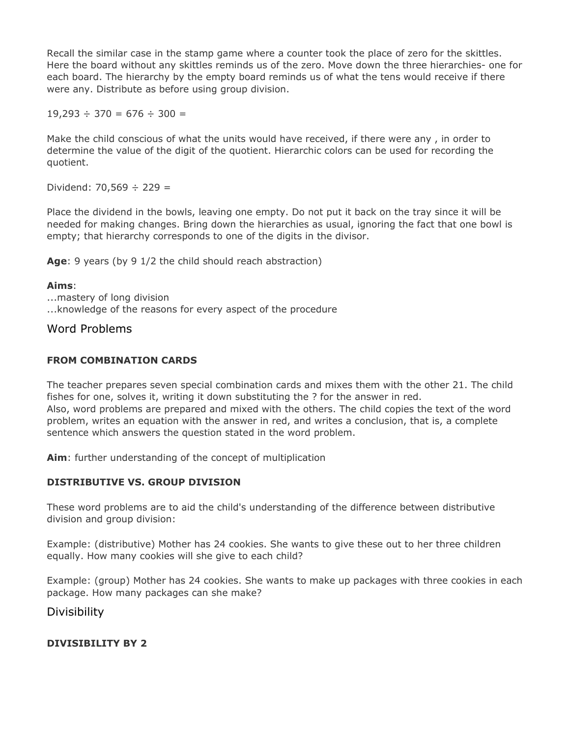Recall the similar case in the stamp game where a counter took the place of zero for the skittles. Here the board without any skittles reminds us of the zero. Move down the three hierarchies- one for each board. The hierarchy by the empty board reminds us of what the tens would receive if there were any. Distribute as before using group division.

19,293 ÷ 370 = 676 ÷ 300 =

Make the child conscious of what the units would have received, if there were any , in order to determine the value of the digit of the quotient. Hierarchic colors can be used for recording the quotient.

Dividend: 70,569 ÷ 229 =

Place the dividend in the bowls, leaving one empty. Do not put it back on the tray since it will be needed for making changes. Bring down the hierarchies as usual, ignoring the fact that one bowl is empty; that hierarchy corresponds to one of the digits in the divisor.

**Age**: 9 years (by 9 1/2 the child should reach abstraction)

**Aims**:
...mastery of long division
...knowledge of the reasons for every aspect of the procedure

## Word Problems

### FROM COMBINATION CARDS

The teacher prepares seven special combination cards and mixes them with the other 21. The child fishes for one, solves it, writing it down substituting the ? for the answer in red.
Also, word problems are prepared and mixed with the others. The child copies the text of the word problem, writes an equation with the answer in red, and writes a conclusion, that is, a complete sentence which answers the question stated in the word problem.

**Aim**: further understanding of the concept of multiplication

### DISTRIBUTIVE VS. GROUP DIVISION

These word problems are to aid the child's understanding of the difference between distributive division and group division:

Example: (distributive) Mother has 24 cookies. She wants to give these out to her three children equally. How many cookies will she give to each child?

Example: (group) Mother has 24 cookies. She wants to make up packages with three cookies in each package. How many packages can she make?

## Divisibility

### DIVISIBILITY BY 2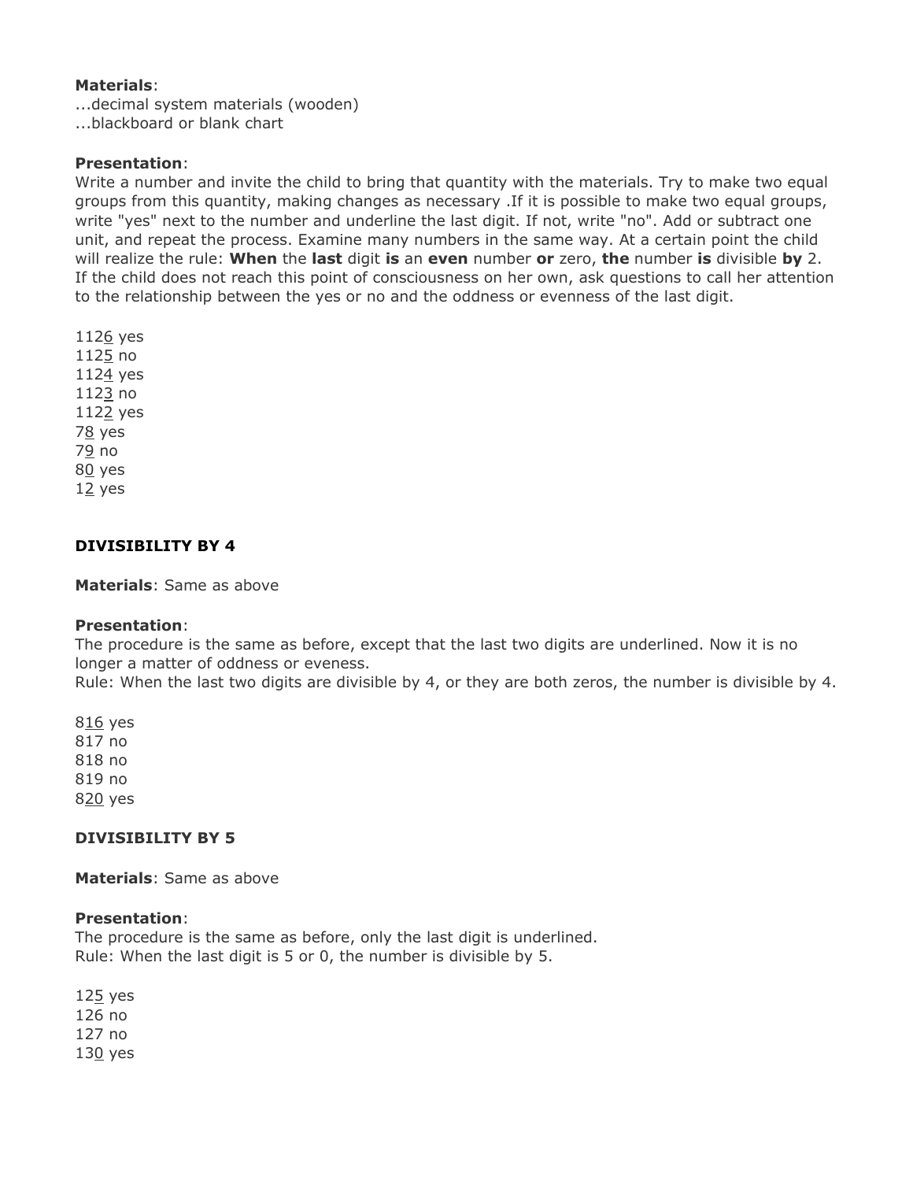**Materials**:
...decimal system materials (wooden)
...blackboard or blank chart

**Presentation**:
Write a number and invite the child to bring that quantity with the materials. Try to make two equal groups from this quantity, making changes as necessary .If it is possible to make two equal groups, write "yes" next to the number and underline the last digit. If not, write "no". Add or subtract one unit, and repeat the process. Examine many numbers in the same way. At a certain point the child will realize the rule: **When** the **last** digit **is** an **even** number **or** zero, **the** number **is** divisible **by** 2. If the child does not reach this point of consciousness on her own, ask questions to call her attention to the relationship between the yes or no and the oddness or evenness of the last digit.

112<u>6</u> yes
112<u>5</u> no
112<u>4</u> yes
112<u>3</u> no
112<u>2</u> yes
7<u>8</u> yes
7<u>9</u> no
8<u>0</u> yes
1<u>2</u> yes

**DIVISIBILITY BY 4**

**Materials**: Same as above

**Presentation**:
The procedure is the same as before, except that the last two digits are underlined. Now it is no longer a matter of oddness or eveness.
Rule: When the last two digits are divisible by 4, or they are both zeros, the number is divisible by 4.

8<u>16</u> yes
817 no
818 no
819 no
8<u>20</u> yes

**DIVISIBILITY BY 5**

**Materials**: Same as above

**Presentation**:
The procedure is the same as before, only the last digit is underlined.
Rule: When the last digit is 5 or 0, the number is divisible by 5.

12<u>5</u> yes
126 no
127 no
13<u>0</u> yes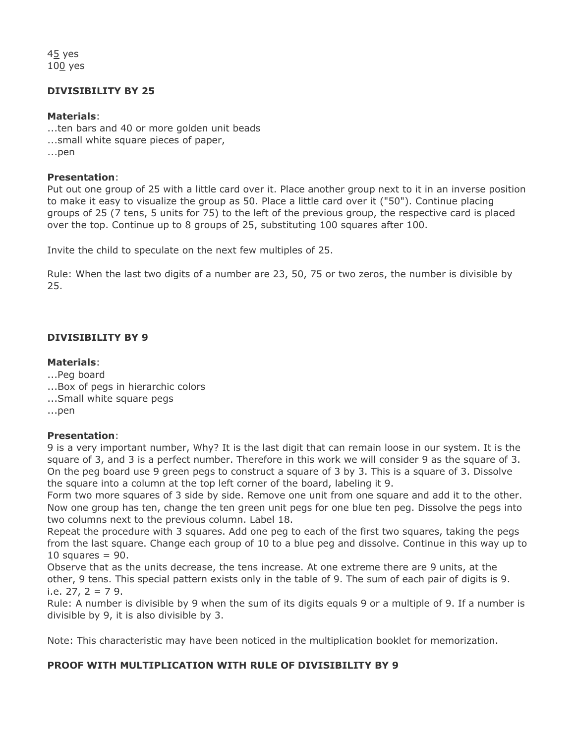4<u>5</u> yes
10<u>0</u> yes

**DIVISIBILITY BY 25**

**Materials**:
...ten bars and 40 or more golden unit beads
...small white square pieces of paper,
...pen

**Presentation**:
Put out one group of 25 with a little card over it. Place another group next to it in an inverse position to make it easy to visualize the group as 50. Place a little card over it ("50"). Continue placing groups of 25 (7 tens, 5 units for 75) to the left of the previous group, the respective card is placed over the top. Continue up to 8 groups of 25, substituting 100 squares after 100.

Invite the child to speculate on the next few multiples of 25.

Rule: When the last two digits of a number are 23, 50, 75 or two zeros, the number is divisible by 25.

**DIVISIBILITY BY 9**

**Materials**:
...Peg board
...Box of pegs in hierarchic colors
...Small white square pegs
...pen

**Presentation**:
9 is a very important number, Why? It is the last digit that can remain loose in our system. It is the square of 3, and 3 is a perfect number. Therefore in this work we will consider 9 as the square of 3. On the peg board use 9 green pegs to construct a square of 3 by 3. This is a square of 3. Dissolve the square into a column at the top left corner of the board, labeling it 9.
Form two more squares of 3 side by side. Remove one unit from one square and add it to the other. Now one group has ten, change the ten green unit pegs for one blue ten peg. Dissolve the pegs into two columns next to the previous column. Label 18.
Repeat the procedure with 3 squares. Add one peg to each of the first two squares, taking the pegs from the last square. Change each group of 10 to a blue peg and dissolve. Continue in this way up to 10 squares = 90.
Observe that as the units decrease, the tens increase. At one extreme there are 9 units, at the other, 9 tens. This special pattern exists only in the table of 9. The sum of each pair of digits is 9. i.e. 27, 2 = 7 9.
Rule: A number is divisible by 9 when the sum of its digits equals 9 or a multiple of 9. If a number is divisible by 9, it is also divisible by 3.

Note: This characteristic may have been noticed in the multiplication booklet for memorization.

**PROOF WITH MULTIPLICATION WITH RULE OF DIVISIBILITY BY 9**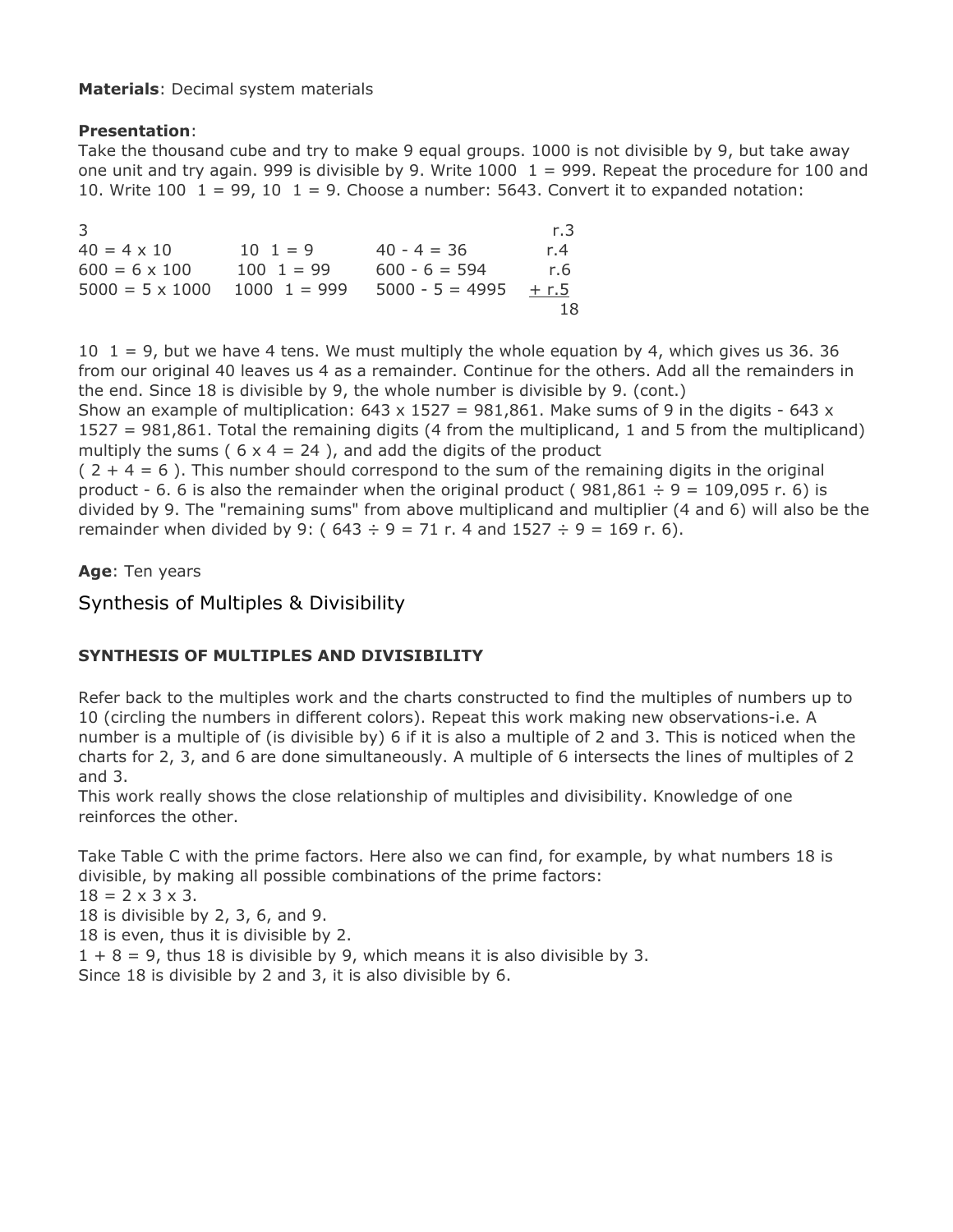**Materials**: Decimal system materials

**Presentation**:
Take the thousand cube and try to make 9 equal groups. 1000 is not divisible by 9, but take away one unit and try again. 999 is divisible by 9. Write 1000  1 = 999. Repeat the procedure for 100 and 10. Write 100  1 = 99, 10  1 = 9. Choose a number: 5643. Convert it to expanded notation:

| | | | |
|---|---|---|---|
| 3 | | | r.3 |
| 40 = 4 x 10 | 10  1 = 9 | 40 - 4 = 36 | r.4 |
| 600 = 6 x 100 | 100  1 = 99 | 600 - 6 = 594 | r.6 |
| 5000 = 5 x 1000 | 1000  1 = 999 | 5000 - 5 = 4995 | + r.5 |
| | | | 18 |

10  1 = 9, but we have 4 tens. We must multiply the whole equation by 4, which gives us 36. 36 from our original 40 leaves us 4 as a remainder. Continue for the others. Add all the remainders in the end. Since 18 is divisible by 9, the whole number is divisible by 9. (cont.)
Show an example of multiplication: 643 x 1527 = 981,861. Make sums of 9 in the digits - 643 x 1527 = 981,861. Total the remaining digits (4 from the multiplicand, 1 and 5 from the multiplicand) multiply the sums ( 6 x 4 = 24 ), and add the digits of the product
( 2 + 4 = 6 ). This number should correspond to the sum of the remaining digits in the original product - 6. 6 is also the remainder when the original product ( 981,861 ÷ 9 = 109,095 r. 6) is divided by 9. The "remaining sums" from above multiplicand and multiplier (4 and 6) will also be the remainder when divided by 9: ( 643 ÷ 9 = 71 r. 4 and 1527 ÷ 9 = 169 r. 6).

**Age**: Ten years

## Synthesis of Multiples & Divisibility

### SYNTHESIS OF MULTIPLES AND DIVISIBILITY

Refer back to the multiples work and the charts constructed to find the multiples of numbers up to 10 (circling the numbers in different colors). Repeat this work making new observations-i.e. A number is a multiple of (is divisible by) 6 if it is also a multiple of 2 and 3. This is noticed when the charts for 2, 3, and 6 are done simultaneously. A multiple of 6 intersects the lines of multiples of 2 and 3.
This work really shows the close relationship of multiples and divisibility. Knowledge of one reinforces the other.

Take Table C with the prime factors. Here also we can find, for example, by what numbers 18 is divisible, by making all possible combinations of the prime factors:
18 = 2 x 3 x 3.
18 is divisible by 2, 3, 6, and 9.
18 is even, thus it is divisible by 2.
1 + 8 = 9, thus 18 is divisible by 9, which means it is also divisible by 3.
Since 18 is divisible by 2 and 3, it is also divisible by 6.